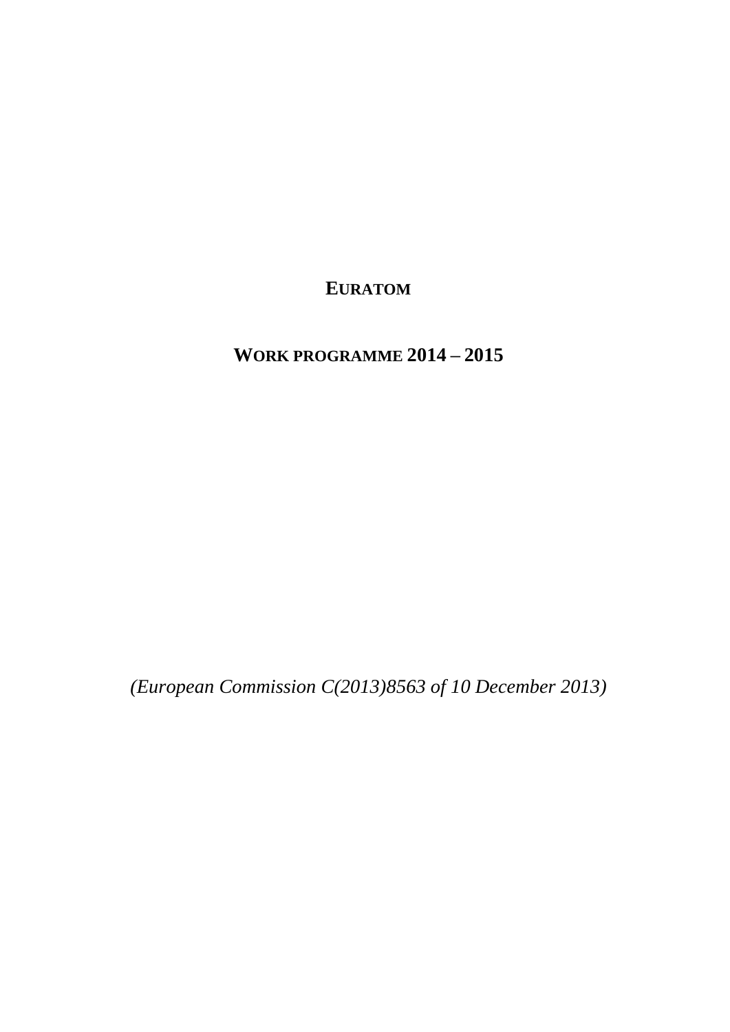# EURATOM

## WORK PROGRAMME 2014 – 2015

*(European Commission C(2013)8563 of 10 December 2013)*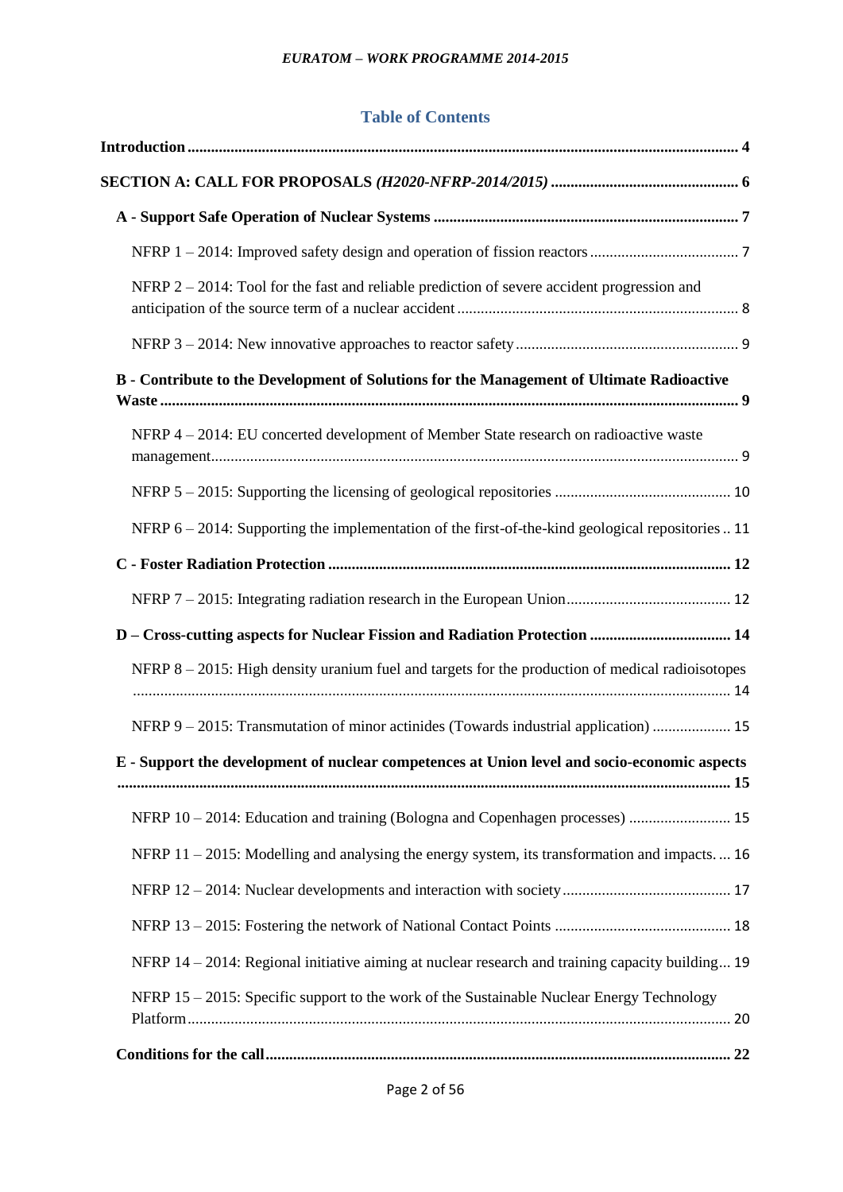## Table of Contents

**Introduction** ... 4

**SECTION A: CALL FOR PROPOSALS *(H2020-NFRP-2014/2015)*** ... 6

- **A - Support Safe Operation of Nuclear Systems** ... 7
  - NFRP 1 – 2014: Improved safety design and operation of fission reactors ... 7
  - NFRP 2 – 2014: Tool for the fast and reliable prediction of severe accident progression and anticipation of the source term of a nuclear accident ... 8
  - NFRP 3 – 2014: New innovative approaches to reactor safety ... 9
- **B - Contribute to the Development of Solutions for the Management of Ultimate Radioactive Waste** ... 9
  - NFRP 4 – 2014: EU concerted development of Member State research on radioactive waste management ... 9
  - NFRP 5 – 2015: Supporting the licensing of geological repositories ... 10
  - NFRP 6 – 2014: Supporting the implementation of the first-of-the-kind geological repositories ... 11
- **C - Foster Radiation Protection** ... 12
  - NFRP 7 – 2015: Integrating radiation research in the European Union ... 12
- **D – Cross-cutting aspects for Nuclear Fission and Radiation Protection** ... 14
  - NFRP 8 – 2015: High density uranium fuel and targets for the production of medical radioisotopes ... 14
  - NFRP 9 – 2015: Transmutation of minor actinides (Towards industrial application) ... 15
- **E - Support the development of nuclear competences at Union level and socio-economic aspects** ... 15
  - NFRP 10 – 2014: Education and training (Bologna and Copenhagen processes) ... 15
  - NFRP 11 – 2015: Modelling and analysing the energy system, its transformation and impacts. ... 16
  - NFRP 12 – 2014: Nuclear developments and interaction with society ... 17
  - NFRP 13 – 2015: Fostering the network of National Contact Points ... 18
  - NFRP 14 – 2014: Regional initiative aiming at nuclear research and training capacity building ... 19
  - NFRP 15 – 2015: Specific support to the work of the Sustainable Nuclear Energy Technology Platform ... 20
- **Conditions for the call** ... 22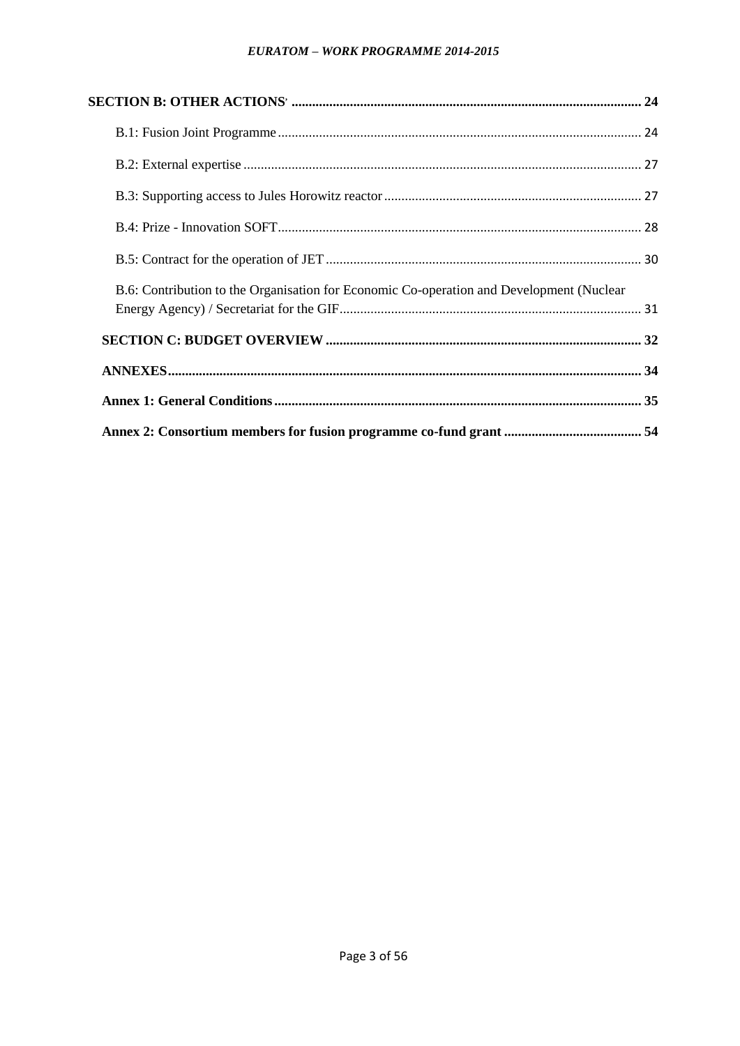**SECTION B: OTHER ACTIONS' .................................................................................................... 24**

B.1: Fusion Joint Programme ......................................................................................................... 24

B.2: External expertise .................................................................................................................. 27

B.3: Supporting access to Jules Horowitz reactor .......................................................................... 27

B.4: Prize - Innovation SOFT......................................................................................................... 28

B.5: Contract for the operation of JET ........................................................................................... 30

B.6: Contribution to the Organisation for Economic Co-operation and Development (Nuclear Energy Agency) / Secretariat for the GIF....................................................................................... 31

**SECTION C: BUDGET OVERVIEW ........................................................................................... 32**

**ANNEXES......................................................................................................................................... 34**

**Annex 1: General Conditions .......................................................................................................... 35**

**Annex 2: Consortium members for fusion programme co-fund grant ........................................ 54**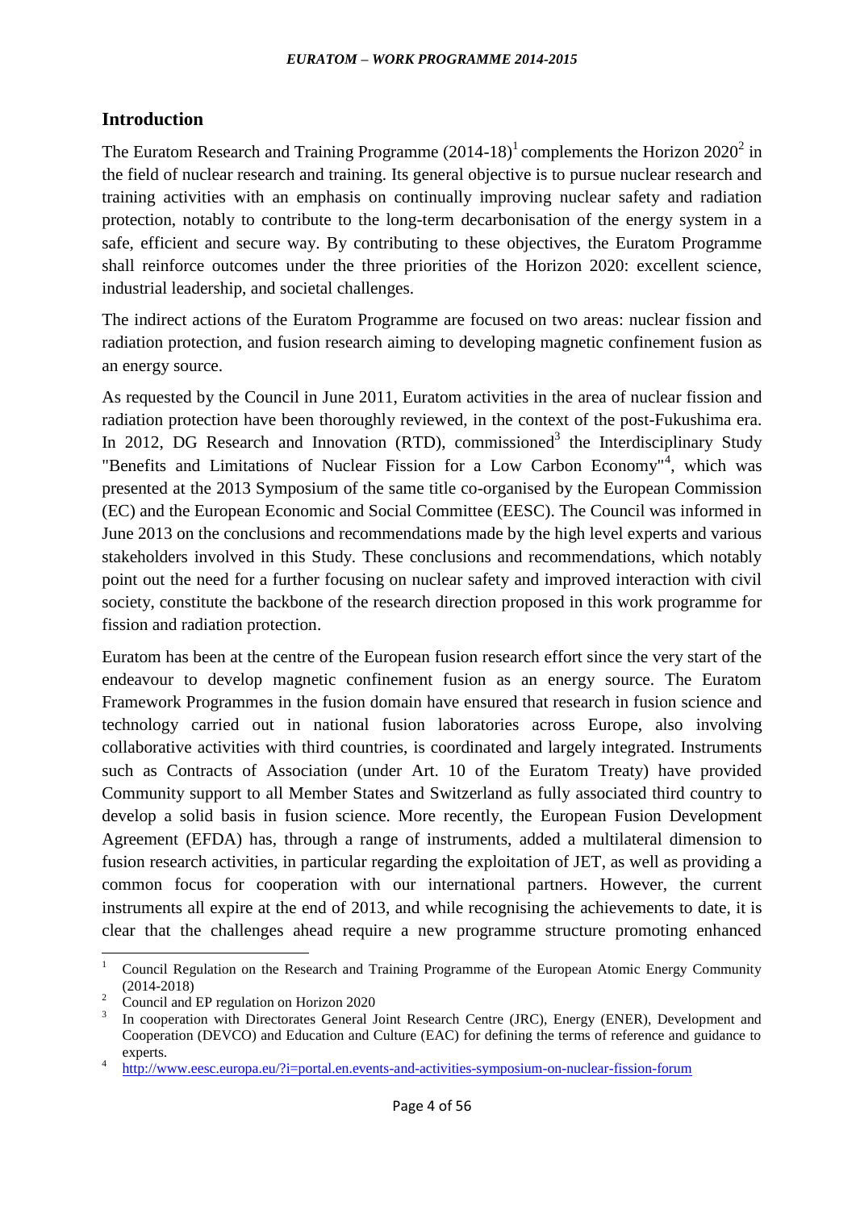## Introduction

The Euratom Research and Training Programme (2014-18)[1] complements the Horizon 2020[2] in the field of nuclear research and training. Its general objective is to pursue nuclear research and training activities with an emphasis on continually improving nuclear safety and radiation protection, notably to contribute to the long-term decarbonisation of the energy system in a safe, efficient and secure way. By contributing to these objectives, the Euratom Programme shall reinforce outcomes under the three priorities of the Horizon 2020: excellent science, industrial leadership, and societal challenges.

The indirect actions of the Euratom Programme are focused on two areas: nuclear fission and radiation protection, and fusion research aiming to developing magnetic confinement fusion as an energy source.

As requested by the Council in June 2011, Euratom activities in the area of nuclear fission and radiation protection have been thoroughly reviewed, in the context of the post-Fukushima era. In 2012, DG Research and Innovation (RTD), commissioned[3] the Interdisciplinary Study "Benefits and Limitations of Nuclear Fission for a Low Carbon Economy"[4], which was presented at the 2013 Symposium of the same title co-organised by the European Commission (EC) and the European Economic and Social Committee (EESC). The Council was informed in June 2013 on the conclusions and recommendations made by the high level experts and various stakeholders involved in this Study. These conclusions and recommendations, which notably point out the need for a further focusing on nuclear safety and improved interaction with civil society, constitute the backbone of the research direction proposed in this work programme for fission and radiation protection.

Euratom has been at the centre of the European fusion research effort since the very start of the endeavour to develop magnetic confinement fusion as an energy source. The Euratom Framework Programmes in the fusion domain have ensured that research in fusion science and technology carried out in national fusion laboratories across Europe, also involving collaborative activities with third countries, is coordinated and largely integrated. Instruments such as Contracts of Association (under Art. 10 of the Euratom Treaty) have provided Community support to all Member States and Switzerland as fully associated third country to develop a solid basis in fusion science. More recently, the European Fusion Development Agreement (EFDA) has, through a range of instruments, added a multilateral dimension to fusion research activities, in particular regarding the exploitation of JET, as well as providing a common focus for cooperation with our international partners. However, the current instruments all expire at the end of 2013, and while recognising the achievements to date, it is clear that the challenges ahead require a new programme structure promoting enhanced

---

[1] Council Regulation on the Research and Training Programme of the European Atomic Energy Community (2014-2018)

[2] Council and EP regulation on Horizon 2020

[3] In cooperation with Directorates General Joint Research Centre (JRC), Energy (ENER), Development and Cooperation (DEVCO) and Education and Culture (EAC) for defining the terms of reference and guidance to experts.

[4] http://www.eesc.europa.eu/?i=portal.en.events-and-activities-symposium-on-nuclear-fission-forum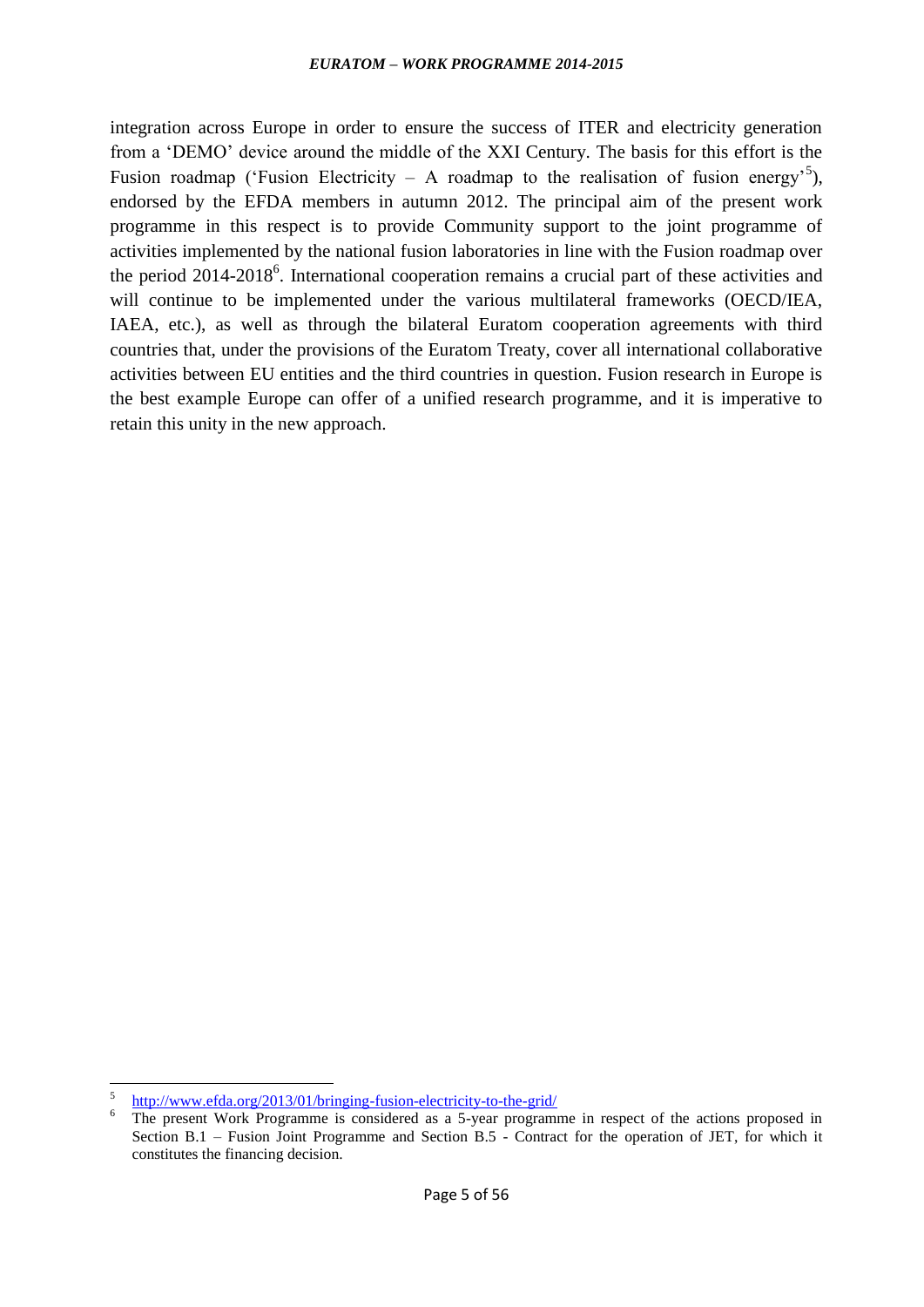integration across Europe in order to ensure the success of ITER and electricity generation from a 'DEMO' device around the middle of the XXI Century. The basis for this effort is the Fusion roadmap ('Fusion Electricity – A roadmap to the realisation of fusion energy'[5]), endorsed by the EFDA members in autumn 2012. The principal aim of the present work programme in this respect is to provide Community support to the joint programme of activities implemented by the national fusion laboratories in line with the Fusion roadmap over the period 2014-2018[6]. International cooperation remains a crucial part of these activities and will continue to be implemented under the various multilateral frameworks (OECD/IEA, IAEA, etc.), as well as through the bilateral Euratom cooperation agreements with third countries that, under the provisions of the Euratom Treaty, cover all international collaborative activities between EU entities and the third countries in question. Fusion research in Europe is the best example Europe can offer of a unified research programme, and it is imperative to retain this unity in the new approach.

---

[5] http://www.efda.org/2013/01/bringing-fusion-electricity-to-the-grid/

[6] The present Work Programme is considered as a 5-year programme in respect of the actions proposed in Section B.1 – Fusion Joint Programme and Section B.5 - Contract for the operation of JET, for which it constitutes the financing decision.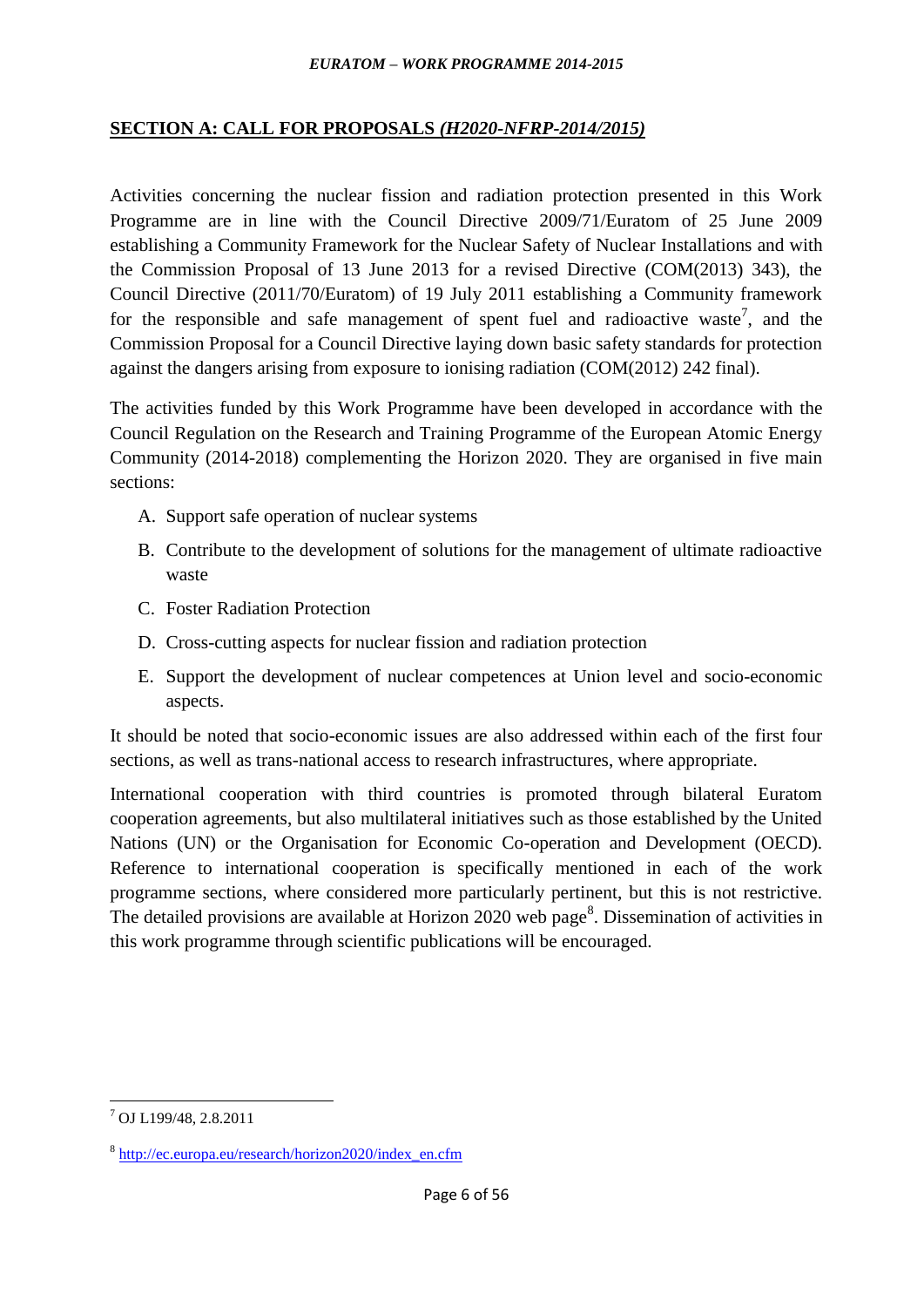## SECTION A: CALL FOR PROPOSALS *(H2020-NFRP-2014/2015)*

Activities concerning the nuclear fission and radiation protection presented in this Work Programme are in line with the Council Directive 2009/71/Euratom of 25 June 2009 establishing a Community Framework for the Nuclear Safety of Nuclear Installations and with the Commission Proposal of 13 June 2013 for a revised Directive (COM(2013) 343), the Council Directive (2011/70/Euratom) of 19 July 2011 establishing a Community framework for the responsible and safe management of spent fuel and radioactive waste[7], and the Commission Proposal for a Council Directive laying down basic safety standards for protection against the dangers arising from exposure to ionising radiation (COM(2012) 242 final).

The activities funded by this Work Programme have been developed in accordance with the Council Regulation on the Research and Training Programme of the European Atomic Energy Community (2014-2018) complementing the Horizon 2020. They are organised in five main sections:

A. Support safe operation of nuclear systems
B. Contribute to the development of solutions for the management of ultimate radioactive waste
C. Foster Radiation Protection
D. Cross-cutting aspects for nuclear fission and radiation protection
E. Support the development of nuclear competences at Union level and socio-economic aspects.

It should be noted that socio-economic issues are also addressed within each of the first four sections, as well as trans-national access to research infrastructures, where appropriate.

International cooperation with third countries is promoted through bilateral Euratom cooperation agreements, but also multilateral initiatives such as those established by the United Nations (UN) or the Organisation for Economic Co-operation and Development (OECD). Reference to international cooperation is specifically mentioned in each of the work programme sections, where considered more particularly pertinent, but this is not restrictive. The detailed provisions are available at Horizon 2020 web page[8]. Dissemination of activities in this work programme through scientific publications will be encouraged.

---

[7] OJ L199/48, 2.8.2011

[8] http://ec.europa.eu/research/horizon2020/index_en.cfm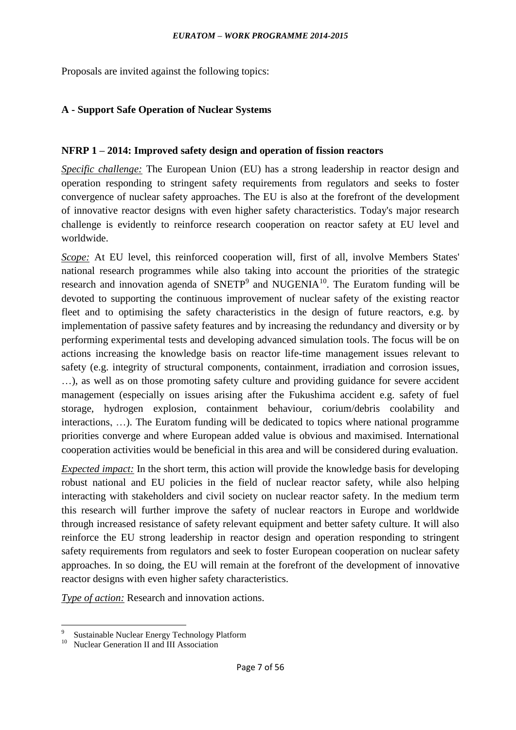Proposals are invited against the following topics:

## A - Support Safe Operation of Nuclear Systems

### NFRP 1 – 2014: Improved safety design and operation of fission reactors

*Specific challenge:* The European Union (EU) has a strong leadership in reactor design and operation responding to stringent safety requirements from regulators and seeks to foster convergence of nuclear safety approaches. The EU is also at the forefront of the development of innovative reactor designs with even higher safety characteristics. Today's major research challenge is evidently to reinforce research cooperation on reactor safety at EU level and worldwide.

*Scope:* At EU level, this reinforced cooperation will, first of all, involve Members States' national research programmes while also taking into account the priorities of the strategic research and innovation agenda of SNETP[9] and NUGENIA[10]. The Euratom funding will be devoted to supporting the continuous improvement of nuclear safety of the existing reactor fleet and to optimising the safety characteristics in the design of future reactors, e.g. by implementation of passive safety features and by increasing the redundancy and diversity or by performing experimental tests and developing advanced simulation tools. The focus will be on actions increasing the knowledge basis on reactor life-time management issues relevant to safety (e.g. integrity of structural components, containment, irradiation and corrosion issues, …), as well as on those promoting safety culture and providing guidance for severe accident management (especially on issues arising after the Fukushima accident e.g. safety of fuel storage, hydrogen explosion, containment behaviour, corium/debris coolability and interactions, …). The Euratom funding will be dedicated to topics where national programme priorities converge and where European added value is obvious and maximised. International cooperation activities would be beneficial in this area and will be considered during evaluation.

*Expected impact:* In the short term, this action will provide the knowledge basis for developing robust national and EU policies in the field of nuclear reactor safety, while also helping interacting with stakeholders and civil society on nuclear reactor safety. In the medium term this research will further improve the safety of nuclear reactors in Europe and worldwide through increased resistance of safety relevant equipment and better safety culture. It will also reinforce the EU strong leadership in reactor design and operation responding to stringent safety requirements from regulators and seek to foster European cooperation on nuclear safety approaches. In so doing, the EU will remain at the forefront of the development of innovative reactor designs with even higher safety characteristics.

*Type of action:* Research and innovation actions.

---

[9] Sustainable Nuclear Energy Technology Platform

[10] Nuclear Generation II and III Association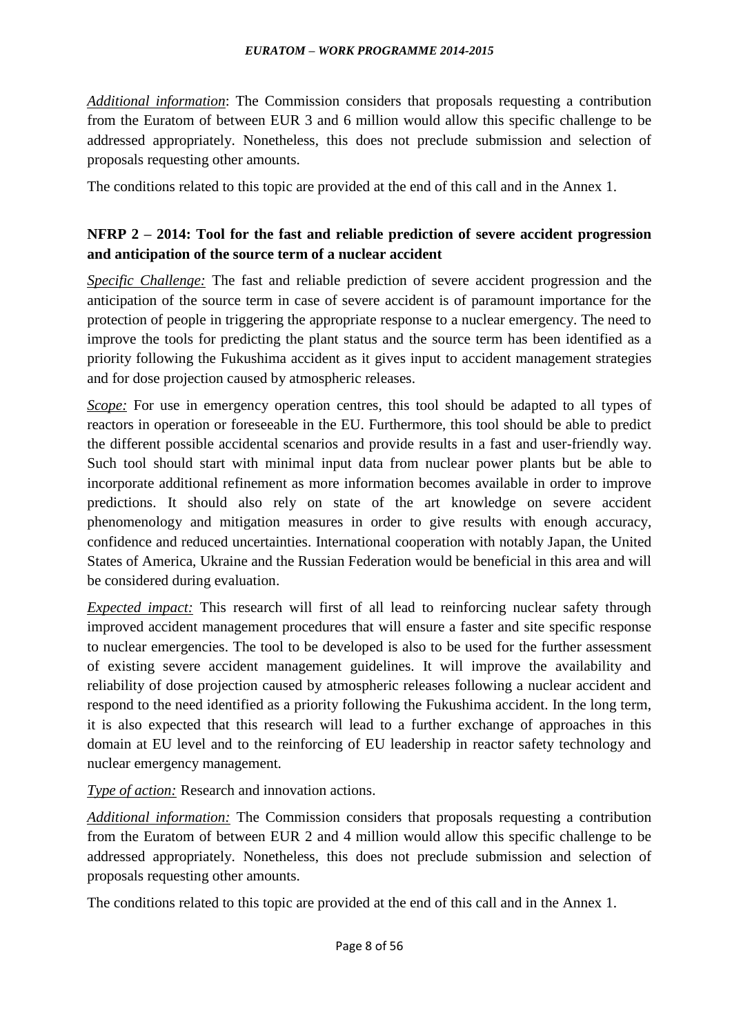*Additional information*: The Commission considers that proposals requesting a contribution from the Euratom of between EUR 3 and 6 million would allow this specific challenge to be addressed appropriately. Nonetheless, this does not preclude submission and selection of proposals requesting other amounts.

The conditions related to this topic are provided at the end of this call and in the Annex 1.

**NFRP 2 – 2014: Tool for the fast and reliable prediction of severe accident progression and anticipation of the source term of a nuclear accident**

*Specific Challenge:* The fast and reliable prediction of severe accident progression and the anticipation of the source term in case of severe accident is of paramount importance for the protection of people in triggering the appropriate response to a nuclear emergency. The need to improve the tools for predicting the plant status and the source term has been identified as a priority following the Fukushima accident as it gives input to accident management strategies and for dose projection caused by atmospheric releases.

*Scope:* For use in emergency operation centres, this tool should be adapted to all types of reactors in operation or foreseeable in the EU. Furthermore, this tool should be able to predict the different possible accidental scenarios and provide results in a fast and user-friendly way. Such tool should start with minimal input data from nuclear power plants but be able to incorporate additional refinement as more information becomes available in order to improve predictions. It should also rely on state of the art knowledge on severe accident phenomenology and mitigation measures in order to give results with enough accuracy, confidence and reduced uncertainties. International cooperation with notably Japan, the United States of America, Ukraine and the Russian Federation would be beneficial in this area and will be considered during evaluation.

*Expected impact:* This research will first of all lead to reinforcing nuclear safety through improved accident management procedures that will ensure a faster and site specific response to nuclear emergencies. The tool to be developed is also to be used for the further assessment of existing severe accident management guidelines. It will improve the availability and reliability of dose projection caused by atmospheric releases following a nuclear accident and respond to the need identified as a priority following the Fukushima accident. In the long term, it is also expected that this research will lead to a further exchange of approaches in this domain at EU level and to the reinforcing of EU leadership in reactor safety technology and nuclear emergency management.

*Type of action:* Research and innovation actions.

*Additional information:* The Commission considers that proposals requesting a contribution from the Euratom of between EUR 2 and 4 million would allow this specific challenge to be addressed appropriately. Nonetheless, this does not preclude submission and selection of proposals requesting other amounts.

The conditions related to this topic are provided at the end of this call and in the Annex 1.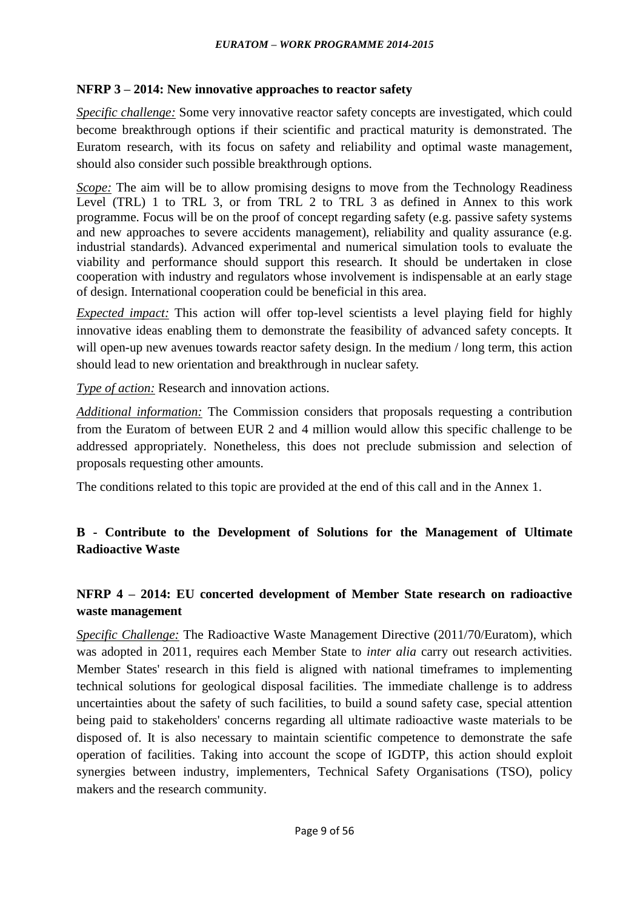### NFRP 3 – 2014: New innovative approaches to reactor safety

*Specific challenge:* Some very innovative reactor safety concepts are investigated, which could become breakthrough options if their scientific and practical maturity is demonstrated. The Euratom research, with its focus on safety and reliability and optimal waste management, should also consider such possible breakthrough options.

*Scope:* The aim will be to allow promising designs to move from the Technology Readiness Level (TRL) 1 to TRL 3, or from TRL 2 to TRL 3 as defined in Annex to this work programme. Focus will be on the proof of concept regarding safety (e.g. passive safety systems and new approaches to severe accidents management), reliability and quality assurance (e.g. industrial standards). Advanced experimental and numerical simulation tools to evaluate the viability and performance should support this research. It should be undertaken in close cooperation with industry and regulators whose involvement is indispensable at an early stage of design. International cooperation could be beneficial in this area.

*Expected impact:* This action will offer top-level scientists a level playing field for highly innovative ideas enabling them to demonstrate the feasibility of advanced safety concepts. It will open-up new avenues towards reactor safety design. In the medium / long term, this action should lead to new orientation and breakthrough in nuclear safety.

*Type of action:* Research and innovation actions.

*Additional information:* The Commission considers that proposals requesting a contribution from the Euratom of between EUR 2 and 4 million would allow this specific challenge to be addressed appropriately. Nonetheless, this does not preclude submission and selection of proposals requesting other amounts.

The conditions related to this topic are provided at the end of this call and in the Annex 1.

## B - Contribute to the Development of Solutions for the Management of Ultimate Radioactive Waste

### NFRP 4 – 2014: EU concerted development of Member State research on radioactive waste management

*Specific Challenge:* The Radioactive Waste Management Directive (2011/70/Euratom), which was adopted in 2011, requires each Member State to *inter alia* carry out research activities. Member States' research in this field is aligned with national timeframes to implementing technical solutions for geological disposal facilities. The immediate challenge is to address uncertainties about the safety of such facilities, to build a sound safety case, special attention being paid to stakeholders' concerns regarding all ultimate radioactive waste materials to be disposed of. It is also necessary to maintain scientific competence to demonstrate the safe operation of facilities. Taking into account the scope of IGDTP, this action should exploit synergies between industry, implementers, Technical Safety Organisations (TSO), policy makers and the research community.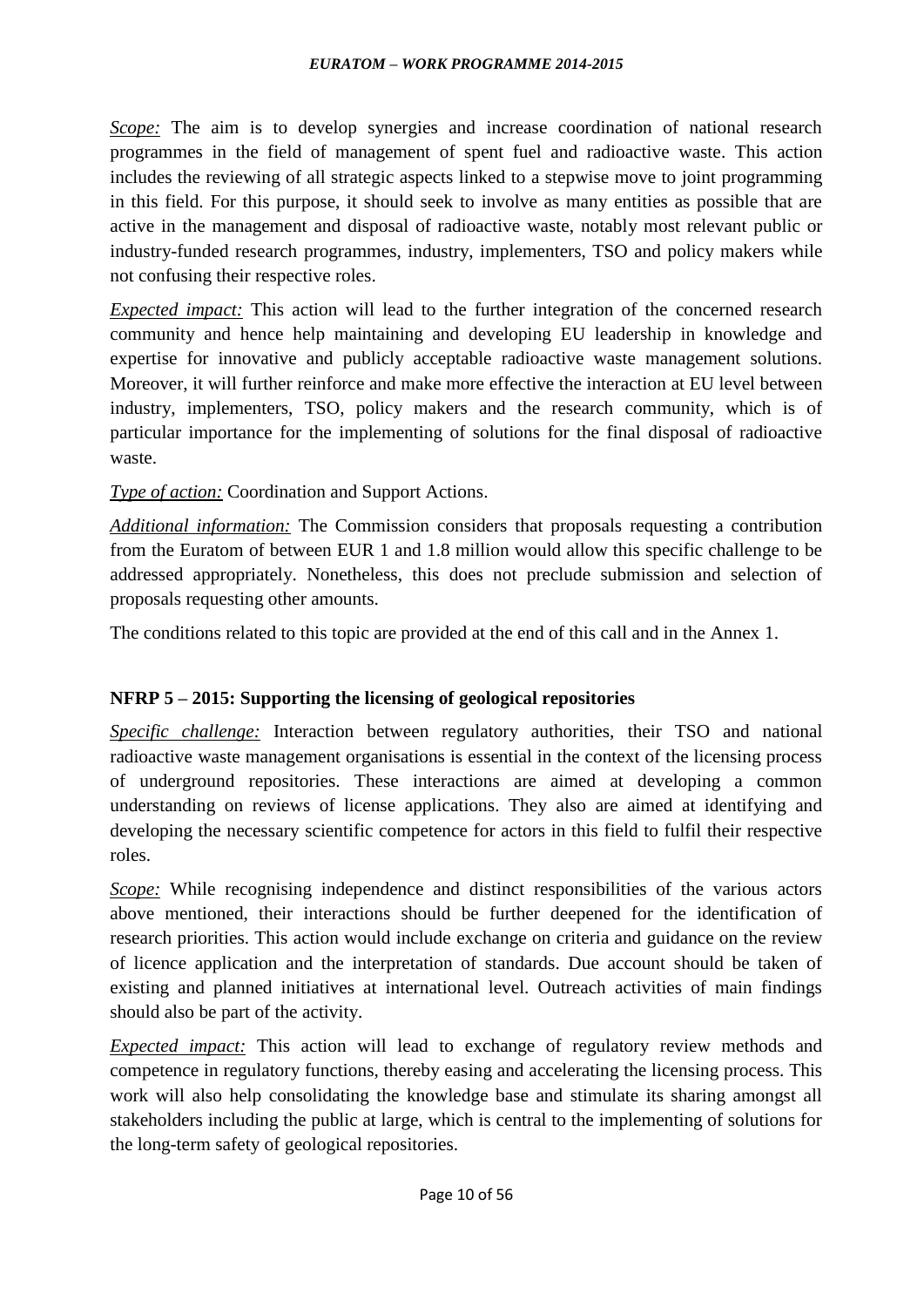*Scope:* The aim is to develop synergies and increase coordination of national research programmes in the field of management of spent fuel and radioactive waste. This action includes the reviewing of all strategic aspects linked to a stepwise move to joint programming in this field. For this purpose, it should seek to involve as many entities as possible that are active in the management and disposal of radioactive waste, notably most relevant public or industry-funded research programmes, industry, implementers, TSO and policy makers while not confusing their respective roles.

*Expected impact:* This action will lead to the further integration of the concerned research community and hence help maintaining and developing EU leadership in knowledge and expertise for innovative and publicly acceptable radioactive waste management solutions. Moreover, it will further reinforce and make more effective the interaction at EU level between industry, implementers, TSO, policy makers and the research community, which is of particular importance for the implementing of solutions for the final disposal of radioactive waste.

*Type of action:* Coordination and Support Actions.

*Additional information:* The Commission considers that proposals requesting a contribution from the Euratom of between EUR 1 and 1.8 million would allow this specific challenge to be addressed appropriately. Nonetheless, this does not preclude submission and selection of proposals requesting other amounts.

The conditions related to this topic are provided at the end of this call and in the Annex 1.

### NFRP 5 – 2015: Supporting the licensing of geological repositories

*Specific challenge:* Interaction between regulatory authorities, their TSO and national radioactive waste management organisations is essential in the context of the licensing process of underground repositories. These interactions are aimed at developing a common understanding on reviews of license applications. They also are aimed at identifying and developing the necessary scientific competence for actors in this field to fulfil their respective roles.

*Scope:* While recognising independence and distinct responsibilities of the various actors above mentioned, their interactions should be further deepened for the identification of research priorities. This action would include exchange on criteria and guidance on the review of licence application and the interpretation of standards. Due account should be taken of existing and planned initiatives at international level. Outreach activities of main findings should also be part of the activity.

*Expected impact:* This action will lead to exchange of regulatory review methods and competence in regulatory functions, thereby easing and accelerating the licensing process. This work will also help consolidating the knowledge base and stimulate its sharing amongst all stakeholders including the public at large, which is central to the implementing of solutions for the long-term safety of geological repositories.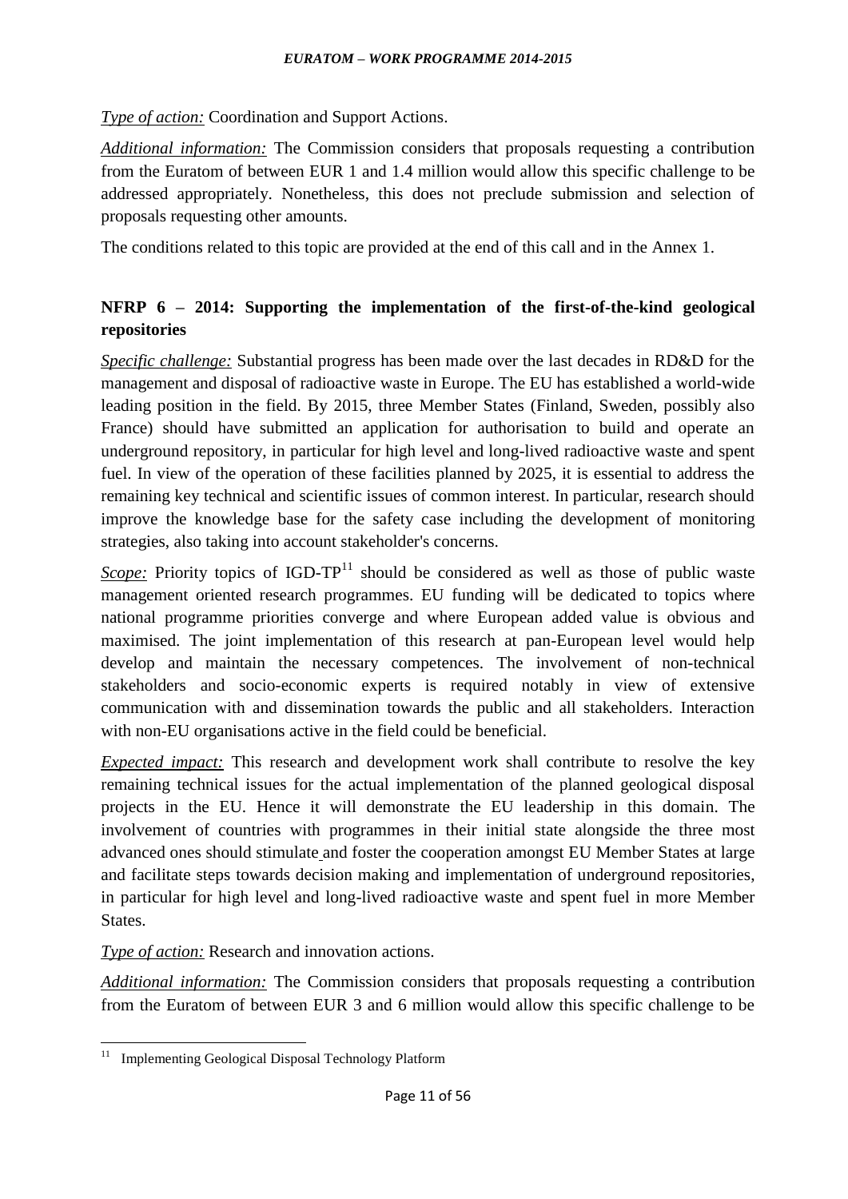*Type of action:* Coordination and Support Actions.

*Additional information:* The Commission considers that proposals requesting a contribution from the Euratom of between EUR 1 and 1.4 million would allow this specific challenge to be addressed appropriately. Nonetheless, this does not preclude submission and selection of proposals requesting other amounts.

The conditions related to this topic are provided at the end of this call and in the Annex 1.

### NFRP 6 – 2014: Supporting the implementation of the first-of-the-kind geological repositories

*Specific challenge:* Substantial progress has been made over the last decades in RD&D for the management and disposal of radioactive waste in Europe. The EU has established a world-wide leading position in the field. By 2015, three Member States (Finland, Sweden, possibly also France) should have submitted an application for authorisation to build and operate an underground repository, in particular for high level and long-lived radioactive waste and spent fuel. In view of the operation of these facilities planned by 2025, it is essential to address the remaining key technical and scientific issues of common interest. In particular, research should improve the knowledge base for the safety case including the development of monitoring strategies, also taking into account stakeholder's concerns.

*Scope:* Priority topics of IGD-TP[11] should be considered as well as those of public waste management oriented research programmes. EU funding will be dedicated to topics where national programme priorities converge and where European added value is obvious and maximised. The joint implementation of this research at pan-European level would help develop and maintain the necessary competences. The involvement of non-technical stakeholders and socio-economic experts is required notably in view of extensive communication with and dissemination towards the public and all stakeholders. Interaction with non-EU organisations active in the field could be beneficial.

*Expected impact:* This research and development work shall contribute to resolve the key remaining technical issues for the actual implementation of the planned geological disposal projects in the EU. Hence it will demonstrate the EU leadership in this domain. The involvement of countries with programmes in their initial state alongside the three most advanced ones should stimulate and foster the cooperation amongst EU Member States at large and facilitate steps towards decision making and implementation of underground repositories, in particular for high level and long-lived radioactive waste and spent fuel in more Member States.

*Type of action:* Research and innovation actions.

*Additional information:* The Commission considers that proposals requesting a contribution from the Euratom of between EUR 3 and 6 million would allow this specific challenge to be

[11] Implementing Geological Disposal Technology Platform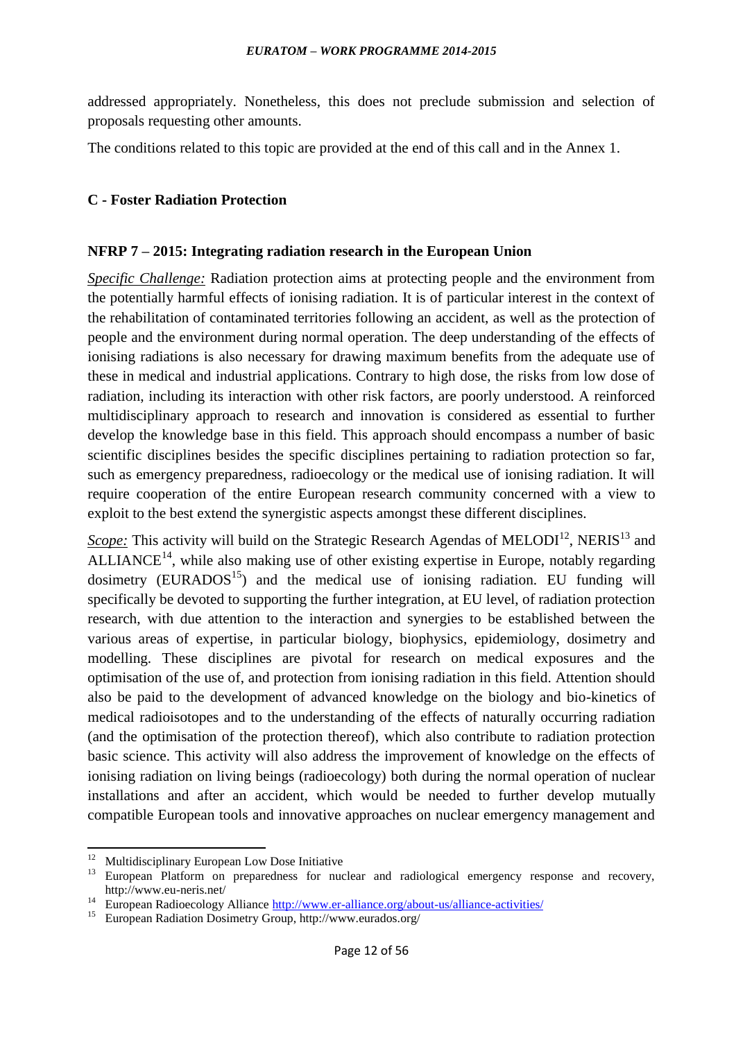addressed appropriately. Nonetheless, this does not preclude submission and selection of proposals requesting other amounts.

The conditions related to this topic are provided at the end of this call and in the Annex 1.

### C - Foster Radiation Protection

### NFRP 7 – 2015: Integrating radiation research in the European Union

*Specific Challenge:* Radiation protection aims at protecting people and the environment from the potentially harmful effects of ionising radiation. It is of particular interest in the context of the rehabilitation of contaminated territories following an accident, as well as the protection of people and the environment during normal operation. The deep understanding of the effects of ionising radiations is also necessary for drawing maximum benefits from the adequate use of these in medical and industrial applications. Contrary to high dose, the risks from low dose of radiation, including its interaction with other risk factors, are poorly understood. A reinforced multidisciplinary approach to research and innovation is considered as essential to further develop the knowledge base in this field. This approach should encompass a number of basic scientific disciplines besides the specific disciplines pertaining to radiation protection so far, such as emergency preparedness, radioecology or the medical use of ionising radiation. It will require cooperation of the entire European research community concerned with a view to exploit to the best extend the synergistic aspects amongst these different disciplines.

*Scope:* This activity will build on the Strategic Research Agendas of MELODI[12], NERIS[13] and ALLIANCE[14], while also making use of other existing expertise in Europe, notably regarding dosimetry (EURADOS[15]) and the medical use of ionising radiation. EU funding will specifically be devoted to supporting the further integration, at EU level, of radiation protection research, with due attention to the interaction and synergies to be established between the various areas of expertise, in particular biology, biophysics, epidemiology, dosimetry and modelling. These disciplines are pivotal for research on medical exposures and the optimisation of the use of, and protection from ionising radiation in this field. Attention should also be paid to the development of advanced knowledge on the biology and bio-kinetics of medical radioisotopes and to the understanding of the effects of naturally occurring radiation (and the optimisation of the protection thereof), which also contribute to radiation protection basic science. This activity will also address the improvement of knowledge on the effects of ionising radiation on living beings (radioecology) both during the normal operation of nuclear installations and after an accident, which would be needed to further develop mutually compatible European tools and innovative approaches on nuclear emergency management and

---

[12] Multidisciplinary European Low Dose Initiative

[13] European Platform on preparedness for nuclear and radiological emergency response and recovery, http://www.eu-neris.net/

[14] European Radioecology Alliance http://www.er-alliance.org/about-us/alliance-activities/

[15] European Radiation Dosimetry Group, http://www.eurados.org/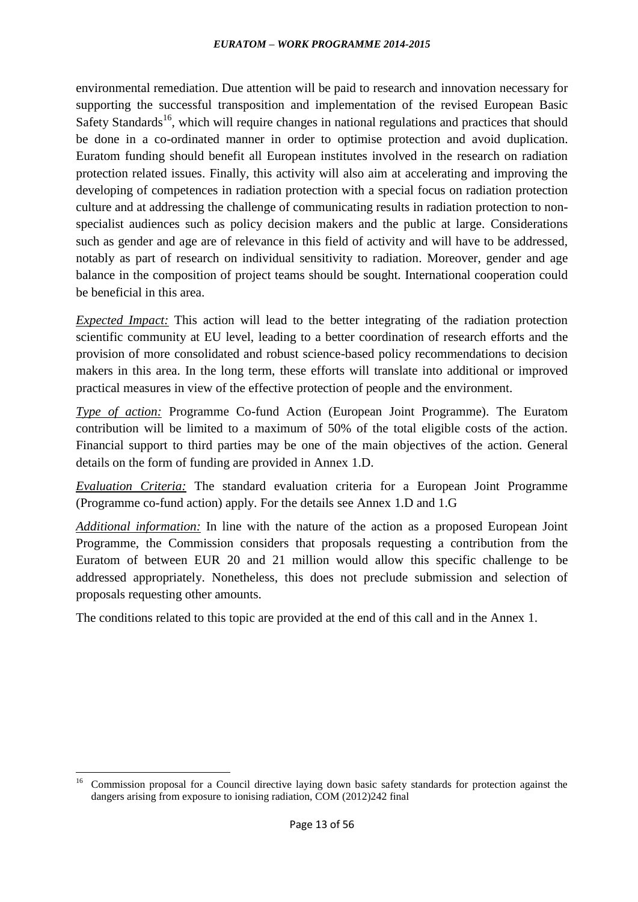environmental remediation. Due attention will be paid to research and innovation necessary for supporting the successful transposition and implementation of the revised European Basic Safety Standards[16], which will require changes in national regulations and practices that should be done in a co-ordinated manner in order to optimise protection and avoid duplication. Euratom funding should benefit all European institutes involved in the research on radiation protection related issues. Finally, this activity will also aim at accelerating and improving the developing of competences in radiation protection with a special focus on radiation protection culture and at addressing the challenge of communicating results in radiation protection to non-specialist audiences such as policy decision makers and the public at large. Considerations such as gender and age are of relevance in this field of activity and will have to be addressed, notably as part of research on individual sensitivity to radiation. Moreover, gender and age balance in the composition of project teams should be sought. International cooperation could be beneficial in this area.

*Expected Impact:* This action will lead to the better integrating of the radiation protection scientific community at EU level, leading to a better coordination of research efforts and the provision of more consolidated and robust science-based policy recommendations to decision makers in this area. In the long term, these efforts will translate into additional or improved practical measures in view of the effective protection of people and the environment.

*Type of action:* Programme Co-fund Action (European Joint Programme). The Euratom contribution will be limited to a maximum of 50% of the total eligible costs of the action. Financial support to third parties may be one of the main objectives of the action. General details on the form of funding are provided in Annex 1.D.

*Evaluation Criteria:* The standard evaluation criteria for a European Joint Programme (Programme co-fund action) apply. For the details see Annex 1.D and 1.G

*Additional information:* In line with the nature of the action as a proposed European Joint Programme, the Commission considers that proposals requesting a contribution from the Euratom of between EUR 20 and 21 million would allow this specific challenge to be addressed appropriately. Nonetheless, this does not preclude submission and selection of proposals requesting other amounts.

The conditions related to this topic are provided at the end of this call and in the Annex 1.

---

[16] Commission proposal for a Council directive laying down basic safety standards for protection against the dangers arising from exposure to ionising radiation, COM (2012)242 final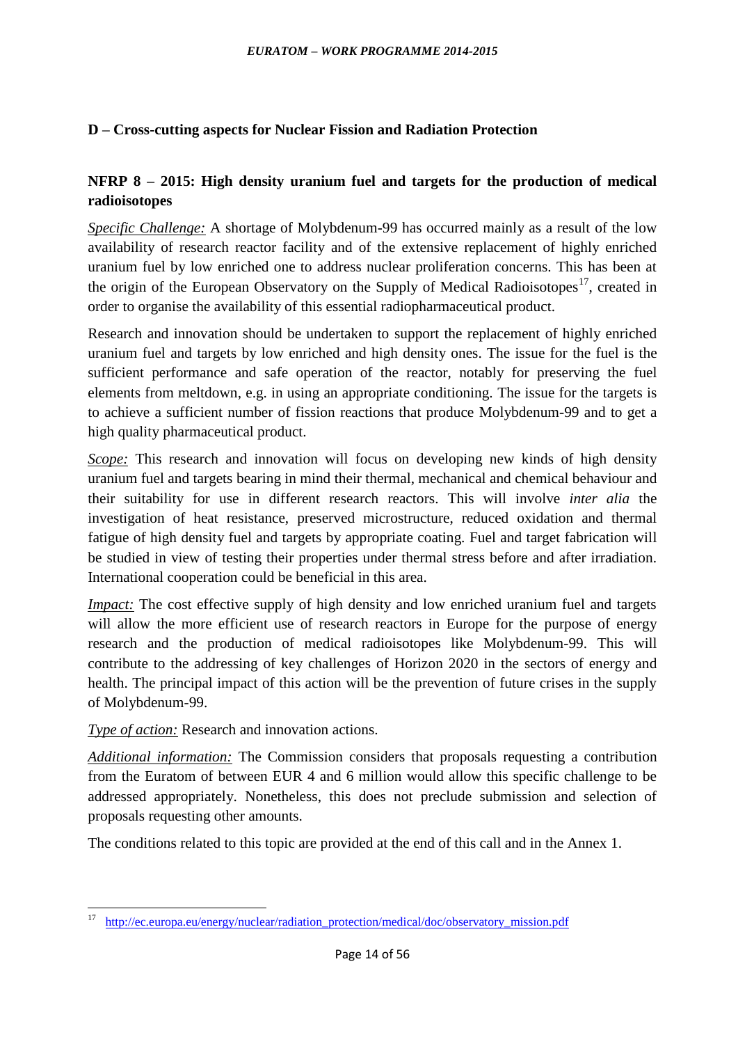## D – Cross-cutting aspects for Nuclear Fission and Radiation Protection

### NFRP 8 – 2015: High density uranium fuel and targets for the production of medical radioisotopes

*Specific Challenge:* A shortage of Molybdenum-99 has occurred mainly as a result of the low availability of research reactor facility and of the extensive replacement of highly enriched uranium fuel by low enriched one to address nuclear proliferation concerns. This has been at the origin of the European Observatory on the Supply of Medical Radioisotopes[17], created in order to organise the availability of this essential radiopharmaceutical product.

Research and innovation should be undertaken to support the replacement of highly enriched uranium fuel and targets by low enriched and high density ones. The issue for the fuel is the sufficient performance and safe operation of the reactor, notably for preserving the fuel elements from meltdown, e.g. in using an appropriate conditioning. The issue for the targets is to achieve a sufficient number of fission reactions that produce Molybdenum-99 and to get a high quality pharmaceutical product.

*Scope:* This research and innovation will focus on developing new kinds of high density uranium fuel and targets bearing in mind their thermal, mechanical and chemical behaviour and their suitability for use in different research reactors. This will involve *inter alia* the investigation of heat resistance, preserved microstructure, reduced oxidation and thermal fatigue of high density fuel and targets by appropriate coating. Fuel and target fabrication will be studied in view of testing their properties under thermal stress before and after irradiation. International cooperation could be beneficial in this area.

*Impact:* The cost effective supply of high density and low enriched uranium fuel and targets will allow the more efficient use of research reactors in Europe for the purpose of energy research and the production of medical radioisotopes like Molybdenum-99. This will contribute to the addressing of key challenges of Horizon 2020 in the sectors of energy and health. The principal impact of this action will be the prevention of future crises in the supply of Molybdenum-99.

*Type of action:* Research and innovation actions.

*Additional information:* The Commission considers that proposals requesting a contribution from the Euratom of between EUR 4 and 6 million would allow this specific challenge to be addressed appropriately. Nonetheless, this does not preclude submission and selection of proposals requesting other amounts.

The conditions related to this topic are provided at the end of this call and in the Annex 1.

---

[17] http://ec.europa.eu/energy/nuclear/radiation_protection/medical/doc/observatory_mission.pdf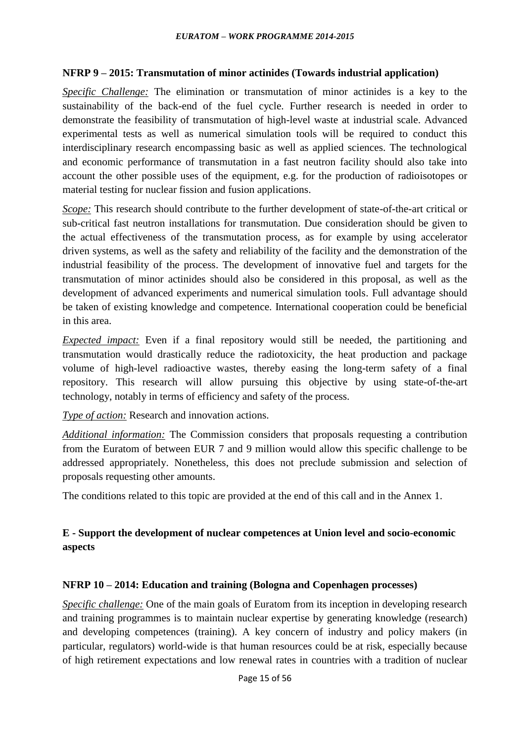### NFRP 9 – 2015: Transmutation of minor actinides (Towards industrial application)

*Specific Challenge:* The elimination or transmutation of minor actinides is a key to the sustainability of the back-end of the fuel cycle. Further research is needed in order to demonstrate the feasibility of transmutation of high-level waste at industrial scale. Advanced experimental tests as well as numerical simulation tools will be required to conduct this interdisciplinary research encompassing basic as well as applied sciences. The technological and economic performance of transmutation in a fast neutron facility should also take into account the other possible uses of the equipment, e.g. for the production of radioisotopes or material testing for nuclear fission and fusion applications.

*Scope:* This research should contribute to the further development of state-of-the-art critical or sub-critical fast neutron installations for transmutation. Due consideration should be given to the actual effectiveness of the transmutation process, as for example by using accelerator driven systems, as well as the safety and reliability of the facility and the demonstration of the industrial feasibility of the process. The development of innovative fuel and targets for the transmutation of minor actinides should also be considered in this proposal, as well as the development of advanced experiments and numerical simulation tools. Full advantage should be taken of existing knowledge and competence. International cooperation could be beneficial in this area.

*Expected impact:* Even if a final repository would still be needed, the partitioning and transmutation would drastically reduce the radiotoxicity, the heat production and package volume of high-level radioactive wastes, thereby easing the long-term safety of a final repository. This research will allow pursuing this objective by using state-of-the-art technology, notably in terms of efficiency and safety of the process.

*Type of action:* Research and innovation actions.

*Additional information:* The Commission considers that proposals requesting a contribution from the Euratom of between EUR 7 and 9 million would allow this specific challenge to be addressed appropriately. Nonetheless, this does not preclude submission and selection of proposals requesting other amounts.

The conditions related to this topic are provided at the end of this call and in the Annex 1.

## E - Support the development of nuclear competences at Union level and socio-economic aspects

### NFRP 10 – 2014: Education and training (Bologna and Copenhagen processes)

*Specific challenge:* One of the main goals of Euratom from its inception in developing research and training programmes is to maintain nuclear expertise by generating knowledge (research) and developing competences (training). A key concern of industry and policy makers (in particular, regulators) world-wide is that human resources could be at risk, especially because of high retirement expectations and low renewal rates in countries with a tradition of nuclear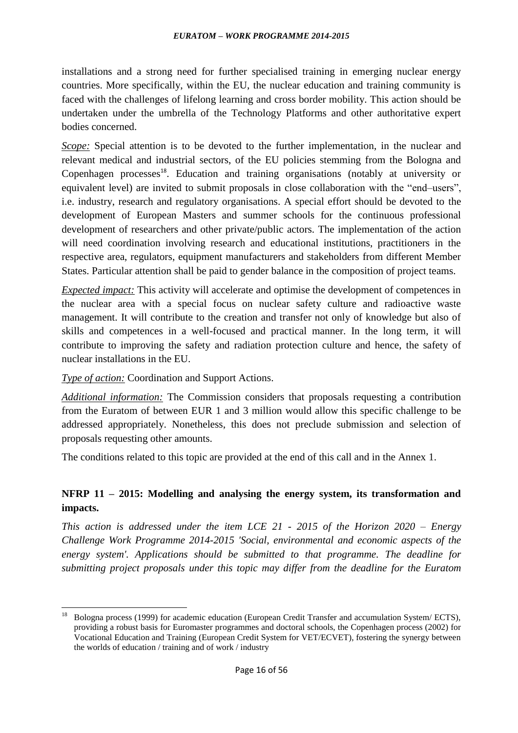installations and a strong need for further specialised training in emerging nuclear energy countries. More specifically, within the EU, the nuclear education and training community is faced with the challenges of lifelong learning and cross border mobility. This action should be undertaken under the umbrella of the Technology Platforms and other authoritative expert bodies concerned.

*Scope:* Special attention is to be devoted to the further implementation, in the nuclear and relevant medical and industrial sectors, of the EU policies stemming from the Bologna and Copenhagen processes[18]. Education and training organisations (notably at university or equivalent level) are invited to submit proposals in close collaboration with the "end–users", i.e. industry, research and regulatory organisations. A special effort should be devoted to the development of European Masters and summer schools for the continuous professional development of researchers and other private/public actors. The implementation of the action will need coordination involving research and educational institutions, practitioners in the respective area, regulators, equipment manufacturers and stakeholders from different Member States. Particular attention shall be paid to gender balance in the composition of project teams.

*Expected impact:* This activity will accelerate and optimise the development of competences in the nuclear area with a special focus on nuclear safety culture and radioactive waste management. It will contribute to the creation and transfer not only of knowledge but also of skills and competences in a well-focused and practical manner. In the long term, it will contribute to improving the safety and radiation protection culture and hence, the safety of nuclear installations in the EU.

*Type of action:* Coordination and Support Actions.

*Additional information:* The Commission considers that proposals requesting a contribution from the Euratom of between EUR 1 and 3 million would allow this specific challenge to be addressed appropriately. Nonetheless, this does not preclude submission and selection of proposals requesting other amounts.

The conditions related to this topic are provided at the end of this call and in the Annex 1.

**NFRP 11 – 2015: Modelling and analysing the energy system, its transformation and impacts.**

*This action is addressed under the item LCE 21 - 2015 of the Horizon 2020 – Energy Challenge Work Programme 2014-2015 'Social, environmental and economic aspects of the energy system'. Applications should be submitted to that programme. The deadline for submitting project proposals under this topic may differ from the deadline for the Euratom*

---

[18] Bologna process (1999) for academic education (European Credit Transfer and accumulation System/ ECTS), providing a robust basis for Euromaster programmes and doctoral schools, the Copenhagen process (2002) for Vocational Education and Training (European Credit System for VET/ECVET), fostering the synergy between the worlds of education / training and of work / industry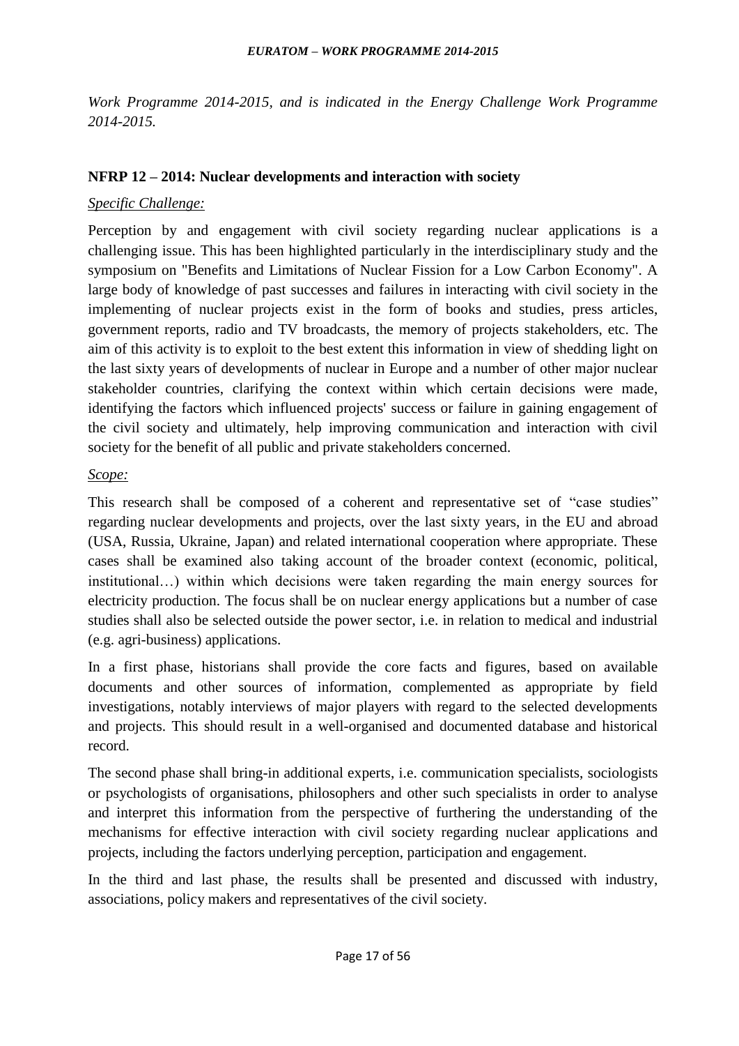*Work Programme 2014-2015, and is indicated in the Energy Challenge Work Programme 2014-2015.*

**NFRP 12 – 2014: Nuclear developments and interaction with society**

*Specific Challenge:*

Perception by and engagement with civil society regarding nuclear applications is a challenging issue. This has been highlighted particularly in the interdisciplinary study and the symposium on "Benefits and Limitations of Nuclear Fission for a Low Carbon Economy". A large body of knowledge of past successes and failures in interacting with civil society in the implementing of nuclear projects exist in the form of books and studies, press articles, government reports, radio and TV broadcasts, the memory of projects stakeholders, etc. The aim of this activity is to exploit to the best extent this information in view of shedding light on the last sixty years of developments of nuclear in Europe and a number of other major nuclear stakeholder countries, clarifying the context within which certain decisions were made, identifying the factors which influenced projects' success or failure in gaining engagement of the civil society and ultimately, help improving communication and interaction with civil society for the benefit of all public and private stakeholders concerned.

*Scope:*

This research shall be composed of a coherent and representative set of "case studies" regarding nuclear developments and projects, over the last sixty years, in the EU and abroad (USA, Russia, Ukraine, Japan) and related international cooperation where appropriate. These cases shall be examined also taking account of the broader context (economic, political, institutional…) within which decisions were taken regarding the main energy sources for electricity production. The focus shall be on nuclear energy applications but a number of case studies shall also be selected outside the power sector, i.e. in relation to medical and industrial (e.g. agri-business) applications.

In a first phase, historians shall provide the core facts and figures, based on available documents and other sources of information, complemented as appropriate by field investigations, notably interviews of major players with regard to the selected developments and projects. This should result in a well-organised and documented database and historical record.

The second phase shall bring-in additional experts, i.e. communication specialists, sociologists or psychologists of organisations, philosophers and other such specialists in order to analyse and interpret this information from the perspective of furthering the understanding of the mechanisms for effective interaction with civil society regarding nuclear applications and projects, including the factors underlying perception, participation and engagement.

In the third and last phase, the results shall be presented and discussed with industry, associations, policy makers and representatives of the civil society.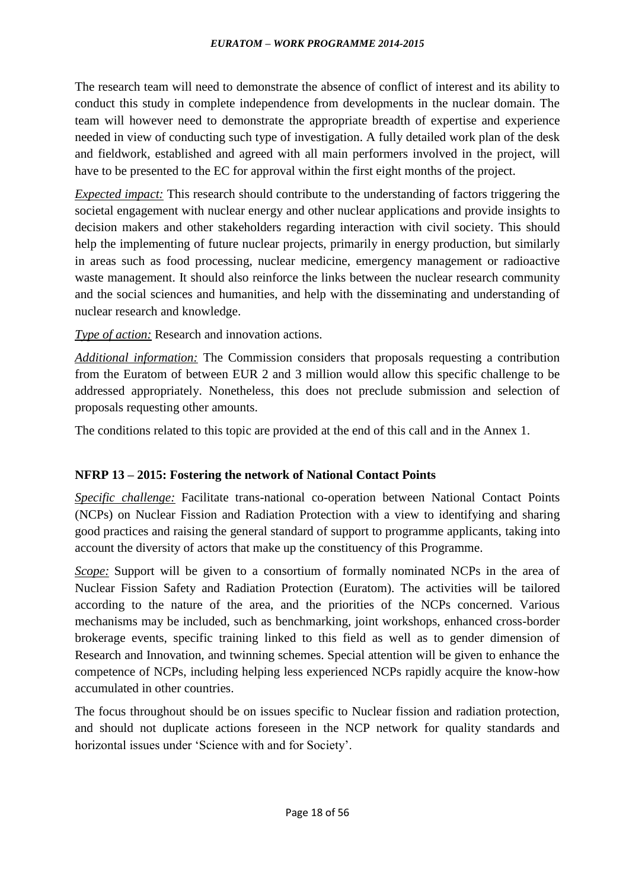The research team will need to demonstrate the absence of conflict of interest and its ability to conduct this study in complete independence from developments in the nuclear domain. The team will however need to demonstrate the appropriate breadth of expertise and experience needed in view of conducting such type of investigation. A fully detailed work plan of the desk and fieldwork, established and agreed with all main performers involved in the project, will have to be presented to the EC for approval within the first eight months of the project.

*Expected impact:* This research should contribute to the understanding of factors triggering the societal engagement with nuclear energy and other nuclear applications and provide insights to decision makers and other stakeholders regarding interaction with civil society. This should help the implementing of future nuclear projects, primarily in energy production, but similarly in areas such as food processing, nuclear medicine, emergency management or radioactive waste management. It should also reinforce the links between the nuclear research community and the social sciences and humanities, and help with the disseminating and understanding of nuclear research and knowledge.

*Type of action:* Research and innovation actions.

*Additional information:* The Commission considers that proposals requesting a contribution from the Euratom of between EUR 2 and 3 million would allow this specific challenge to be addressed appropriately. Nonetheless, this does not preclude submission and selection of proposals requesting other amounts.

The conditions related to this topic are provided at the end of this call and in the Annex 1.

### NFRP 13 – 2015: Fostering the network of National Contact Points

*Specific challenge:* Facilitate trans-national co-operation between National Contact Points (NCPs) on Nuclear Fission and Radiation Protection with a view to identifying and sharing good practices and raising the general standard of support to programme applicants, taking into account the diversity of actors that make up the constituency of this Programme.

*Scope:* Support will be given to a consortium of formally nominated NCPs in the area of Nuclear Fission Safety and Radiation Protection (Euratom). The activities will be tailored according to the nature of the area, and the priorities of the NCPs concerned. Various mechanisms may be included, such as benchmarking, joint workshops, enhanced cross-border brokerage events, specific training linked to this field as well as to gender dimension of Research and Innovation, and twinning schemes. Special attention will be given to enhance the competence of NCPs, including helping less experienced NCPs rapidly acquire the know-how accumulated in other countries.

The focus throughout should be on issues specific to Nuclear fission and radiation protection, and should not duplicate actions foreseen in the NCP network for quality standards and horizontal issues under 'Science with and for Society'.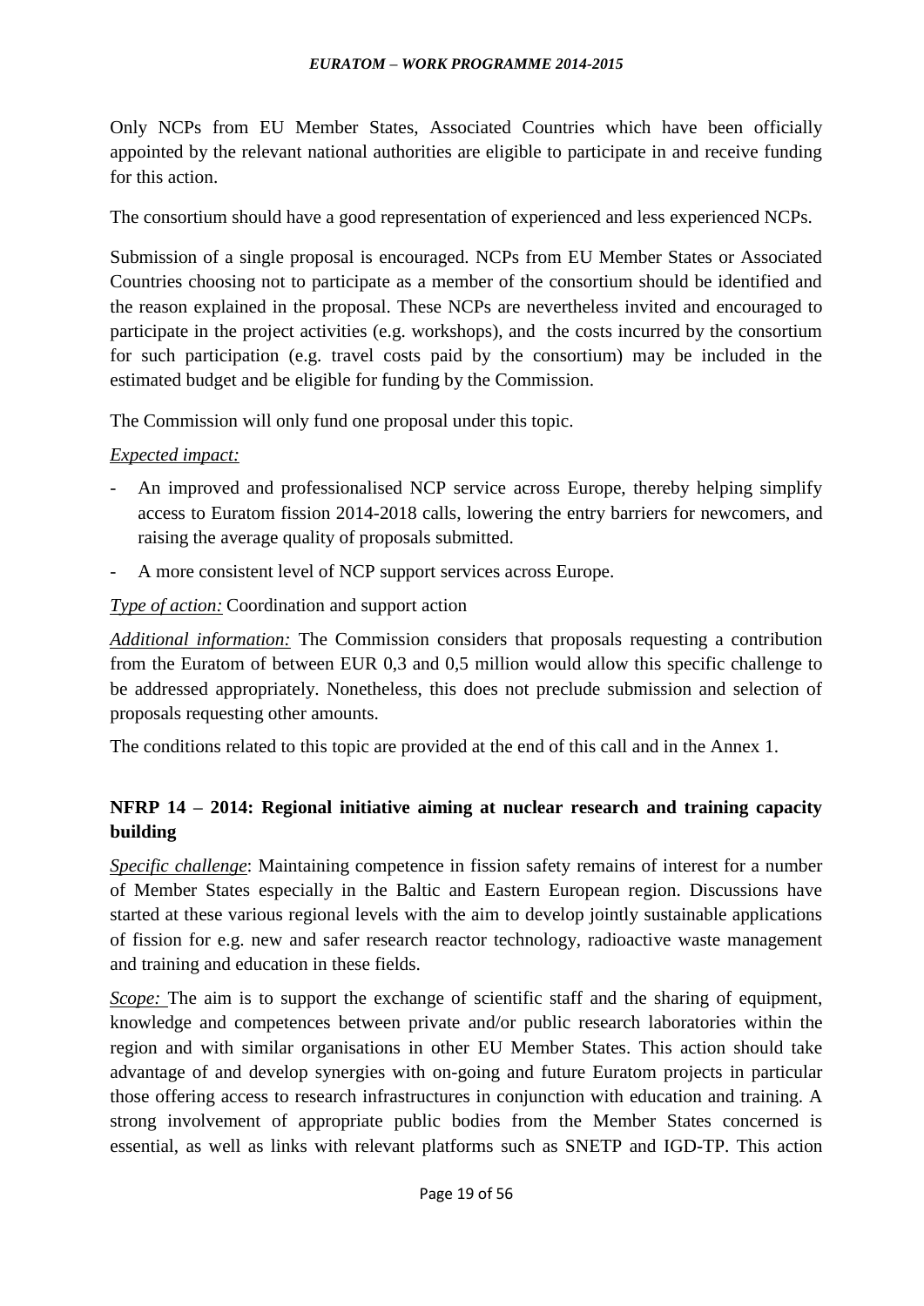Only NCPs from EU Member States, Associated Countries which have been officially appointed by the relevant national authorities are eligible to participate in and receive funding for this action.

The consortium should have a good representation of experienced and less experienced NCPs.

Submission of a single proposal is encouraged. NCPs from EU Member States or Associated Countries choosing not to participate as a member of the consortium should be identified and the reason explained in the proposal. These NCPs are nevertheless invited and encouraged to participate in the project activities (e.g. workshops), and the costs incurred by the consortium for such participation (e.g. travel costs paid by the consortium) may be included in the estimated budget and be eligible for funding by the Commission.

The Commission will only fund one proposal under this topic.

*Expected impact:*

- An improved and professionalised NCP service across Europe, thereby helping simplify access to Euratom fission 2014-2018 calls, lowering the entry barriers for newcomers, and raising the average quality of proposals submitted.
- A more consistent level of NCP support services across Europe.

*Type of action:* Coordination and support action

*Additional information:* The Commission considers that proposals requesting a contribution from the Euratom of between EUR 0,3 and 0,5 million would allow this specific challenge to be addressed appropriately. Nonetheless, this does not preclude submission and selection of proposals requesting other amounts.

The conditions related to this topic are provided at the end of this call and in the Annex 1.

**NFRP 14 – 2014: Regional initiative aiming at nuclear research and training capacity building**

*Specific challenge*: Maintaining competence in fission safety remains of interest for a number of Member States especially in the Baltic and Eastern European region. Discussions have started at these various regional levels with the aim to develop jointly sustainable applications of fission for e.g. new and safer research reactor technology, radioactive waste management and training and education in these fields.

*Scope:* The aim is to support the exchange of scientific staff and the sharing of equipment, knowledge and competences between private and/or public research laboratories within the region and with similar organisations in other EU Member States. This action should take advantage of and develop synergies with on-going and future Euratom projects in particular those offering access to research infrastructures in conjunction with education and training. A strong involvement of appropriate public bodies from the Member States concerned is essential, as well as links with relevant platforms such as SNETP and IGD-TP. This action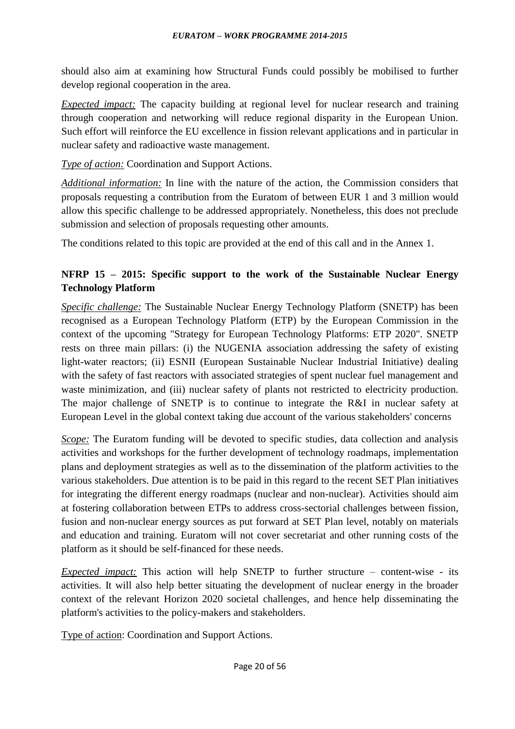should also aim at examining how Structural Funds could possibly be mobilised to further develop regional cooperation in the area.

*Expected impact:* The capacity building at regional level for nuclear research and training through cooperation and networking will reduce regional disparity in the European Union. Such effort will reinforce the EU excellence in fission relevant applications and in particular in nuclear safety and radioactive waste management.

*Type of action:* Coordination and Support Actions.

*Additional information:* In line with the nature of the action, the Commission considers that proposals requesting a contribution from the Euratom of between EUR 1 and 3 million would allow this specific challenge to be addressed appropriately. Nonetheless, this does not preclude submission and selection of proposals requesting other amounts.

The conditions related to this topic are provided at the end of this call and in the Annex 1.

**NFRP 15 – 2015: Specific support to the work of the Sustainable Nuclear Energy Technology Platform**

*Specific challenge:* The Sustainable Nuclear Energy Technology Platform (SNETP) has been recognised as a European Technology Platform (ETP) by the European Commission in the context of the upcoming "Strategy for European Technology Platforms: ETP 2020". SNETP rests on three main pillars: (i) the NUGENIA association addressing the safety of existing light-water reactors; (ii) ESNII (European Sustainable Nuclear Industrial Initiative) dealing with the safety of fast reactors with associated strategies of spent nuclear fuel management and waste minimization, and (iii) nuclear safety of plants not restricted to electricity production. The major challenge of SNETP is to continue to integrate the R&I in nuclear safety at European Level in the global context taking due account of the various stakeholders' concerns

*Scope:* The Euratom funding will be devoted to specific studies, data collection and analysis activities and workshops for the further development of technology roadmaps, implementation plans and deployment strategies as well as to the dissemination of the platform activities to the various stakeholders. Due attention is to be paid in this regard to the recent SET Plan initiatives for integrating the different energy roadmaps (nuclear and non-nuclear). Activities should aim at fostering collaboration between ETPs to address cross-sectorial challenges between fission, fusion and non-nuclear energy sources as put forward at SET Plan level, notably on materials and education and training. Euratom will not cover secretariat and other running costs of the platform as it should be self-financed for these needs.

*Expected impact:* This action will help SNETP to further structure – content-wise - its activities. It will also help better situating the development of nuclear energy in the broader context of the relevant Horizon 2020 societal challenges, and hence help disseminating the platform's activities to the policy-makers and stakeholders.

Type of action: Coordination and Support Actions.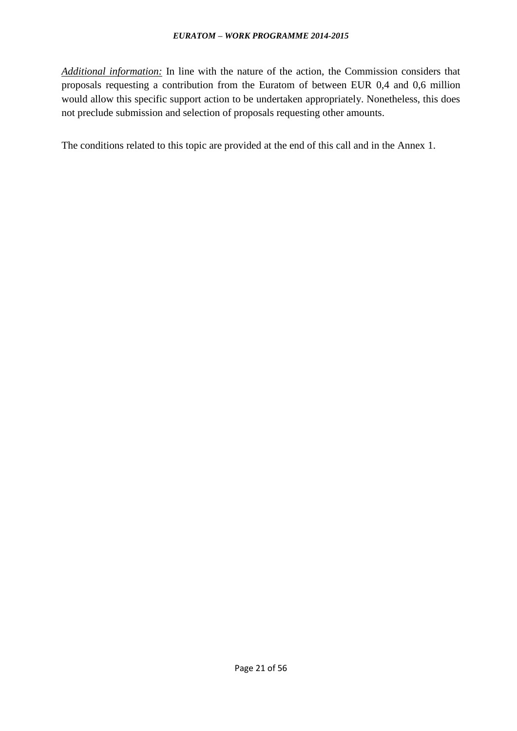*<u>Additional information:</u>* In line with the nature of the action, the Commission considers that proposals requesting a contribution from the Euratom of between EUR 0,4 and 0,6 million would allow this specific support action to be undertaken appropriately. Nonetheless, this does not preclude submission and selection of proposals requesting other amounts.

The conditions related to this topic are provided at the end of this call and in the Annex 1.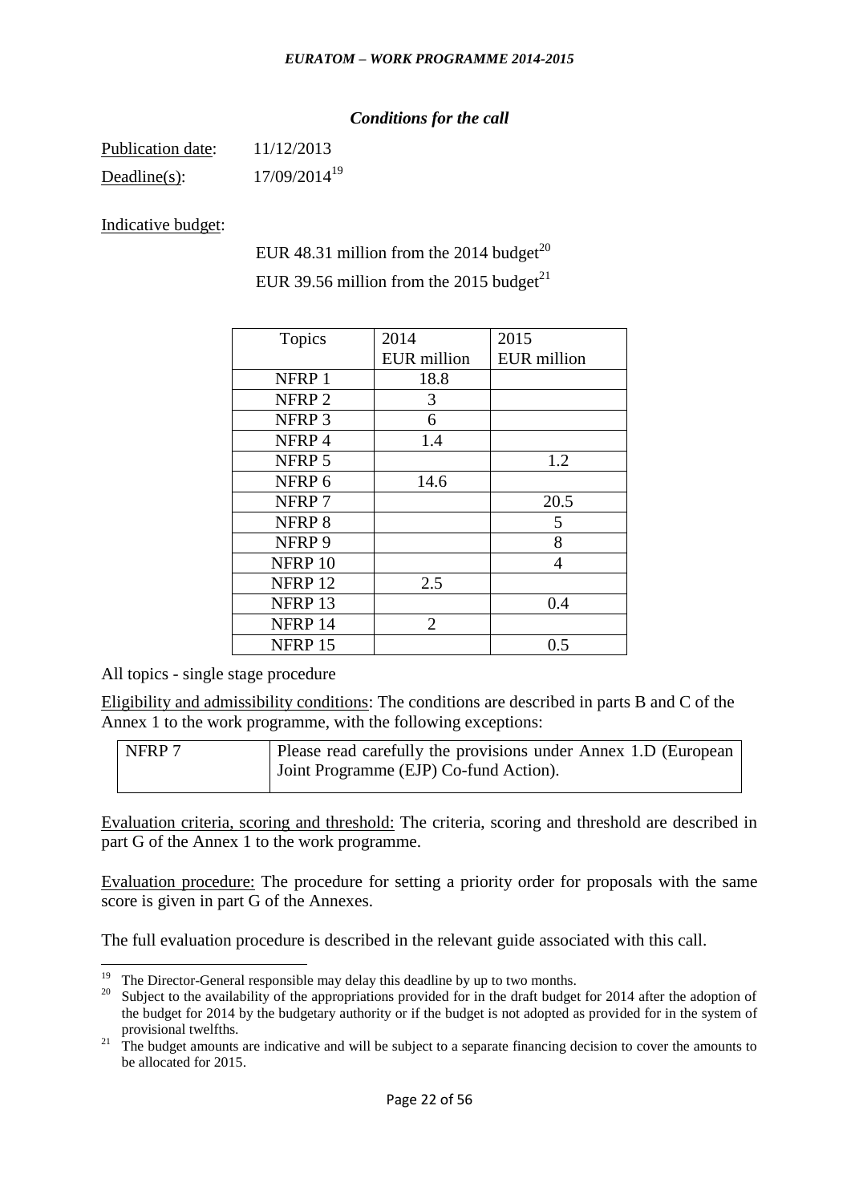### *Conditions for the call*

Publication date: 11/12/2013

Deadline(s): 17/09/2014[19]

Indicative budget:

EUR 48.31 million from the 2014 budget[20]

EUR 39.56 million from the 2015 budget[21]

| Topics | 2014 EUR million | 2015 EUR million |
|---|---|---|
| NFRP 1 | 18.8 | |
| NFRP 2 | 3 | |
| NFRP 3 | 6 | |
| NFRP 4 | 1.4 | |
| NFRP 5 | | 1.2 |
| NFRP 6 | 14.6 | |
| NFRP 7 | | 20.5 |
| NFRP 8 | | 5 |
| NFRP 9 | | 8 |
| NFRP 10 | | 4 |
| NFRP 12 | 2.5 | |
| NFRP 13 | | 0.4 |
| NFRP 14 | 2 | |
| NFRP 15 | | 0.5 |

All topics - single stage procedure

Eligibility and admissibility conditions: The conditions are described in parts B and C of the Annex 1 to the work programme, with the following exceptions:

| NFRP 7 | Please read carefully the provisions under Annex 1.D (European Joint Programme (EJP) Co-fund Action). |
|---|---|

Evaluation criteria, scoring and threshold: The criteria, scoring and threshold are described in part G of the Annex 1 to the work programme.

Evaluation procedure: The procedure for setting a priority order for proposals with the same score is given in part G of the Annexes.

The full evaluation procedure is described in the relevant guide associated with this call.

---

[19] The Director-General responsible may delay this deadline by up to two months.

[20] Subject to the availability of the appropriations provided for in the draft budget for 2014 after the adoption of the budget for 2014 by the budgetary authority or if the budget is not adopted as provided for in the system of provisional twelfths.

[21] The budget amounts are indicative and will be subject to a separate financing decision to cover the amounts to be allocated for 2015.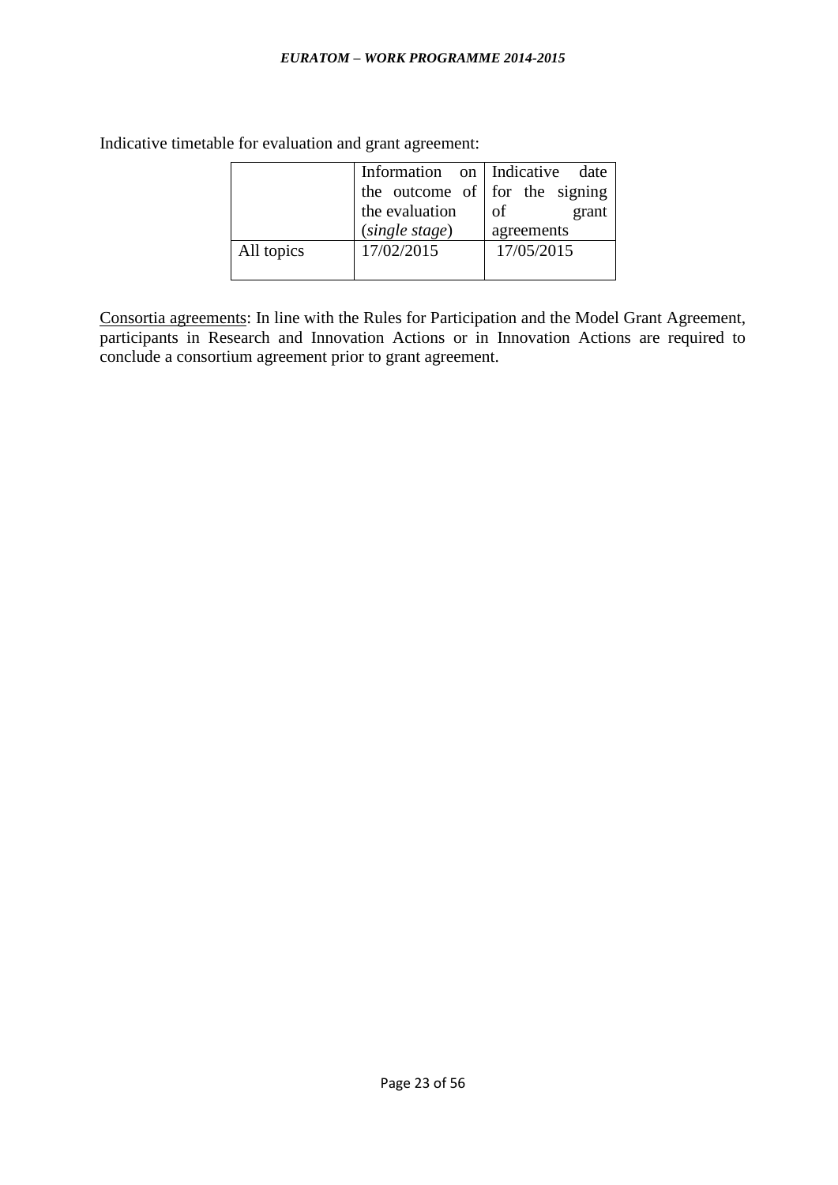Indicative timetable for evaluation and grant agreement:

| | Information on the outcome of the evaluation (*single stage*) | Indicative date for the signing of grant agreements |
|---|---|---|
| All topics | 17/02/2015 | 17/05/2015 |

<u>Consortia agreements</u>: In line with the Rules for Participation and the Model Grant Agreement, participants in Research and Innovation Actions or in Innovation Actions are required to conclude a consortium agreement prior to grant agreement.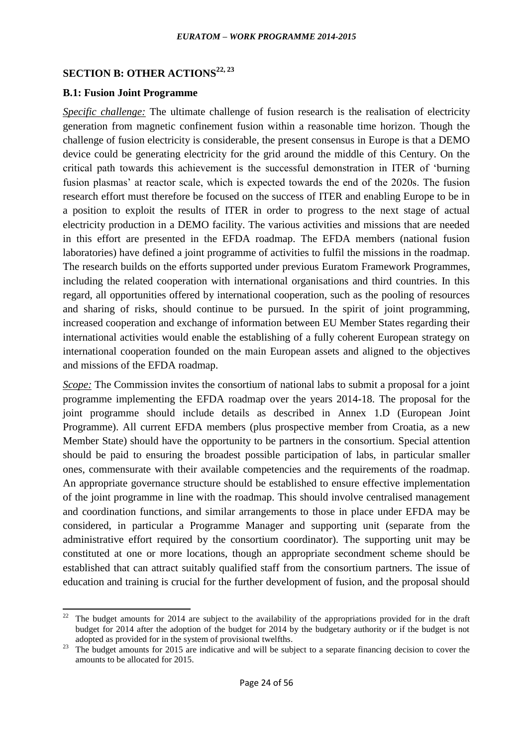## SECTION B: OTHER ACTIONS[22, 23]

### B.1: Fusion Joint Programme

*Specific challenge:* The ultimate challenge of fusion research is the realisation of electricity generation from magnetic confinement fusion within a reasonable time horizon. Though the challenge of fusion electricity is considerable, the present consensus in Europe is that a DEMO device could be generating electricity for the grid around the middle of this Century. On the critical path towards this achievement is the successful demonstration in ITER of 'burning fusion plasmas' at reactor scale, which is expected towards the end of the 2020s. The fusion research effort must therefore be focused on the success of ITER and enabling Europe to be in a position to exploit the results of ITER in order to progress to the next stage of actual electricity production in a DEMO facility. The various activities and missions that are needed in this effort are presented in the EFDA roadmap. The EFDA members (national fusion laboratories) have defined a joint programme of activities to fulfil the missions in the roadmap. The research builds on the efforts supported under previous Euratom Framework Programmes, including the related cooperation with international organisations and third countries. In this regard, all opportunities offered by international cooperation, such as the pooling of resources and sharing of risks, should continue to be pursued. In the spirit of joint programming, increased cooperation and exchange of information between EU Member States regarding their international activities would enable the establishing of a fully coherent European strategy on international cooperation founded on the main European assets and aligned to the objectives and missions of the EFDA roadmap.

*Scope:* The Commission invites the consortium of national labs to submit a proposal for a joint programme implementing the EFDA roadmap over the years 2014-18. The proposal for the joint programme should include details as described in Annex 1.D (European Joint Programme). All current EFDA members (plus prospective member from Croatia, as a new Member State) should have the opportunity to be partners in the consortium. Special attention should be paid to ensuring the broadest possible participation of labs, in particular smaller ones, commensurate with their available competencies and the requirements of the roadmap. An appropriate governance structure should be established to ensure effective implementation of the joint programme in line with the roadmap. This should involve centralised management and coordination functions, and similar arrangements to those in place under EFDA may be considered, in particular a Programme Manager and supporting unit (separate from the administrative effort required by the consortium coordinator). The supporting unit may be constituted at one or more locations, though an appropriate secondment scheme should be established that can attract suitably qualified staff from the consortium partners. The issue of education and training is crucial for the further development of fusion, and the proposal should

---

[22] The budget amounts for 2014 are subject to the availability of the appropriations provided for in the draft budget for 2014 after the adoption of the budget for 2014 by the budgetary authority or if the budget is not adopted as provided for in the system of provisional twelfths.

[23] The budget amounts for 2015 are indicative and will be subject to a separate financing decision to cover the amounts to be allocated for 2015.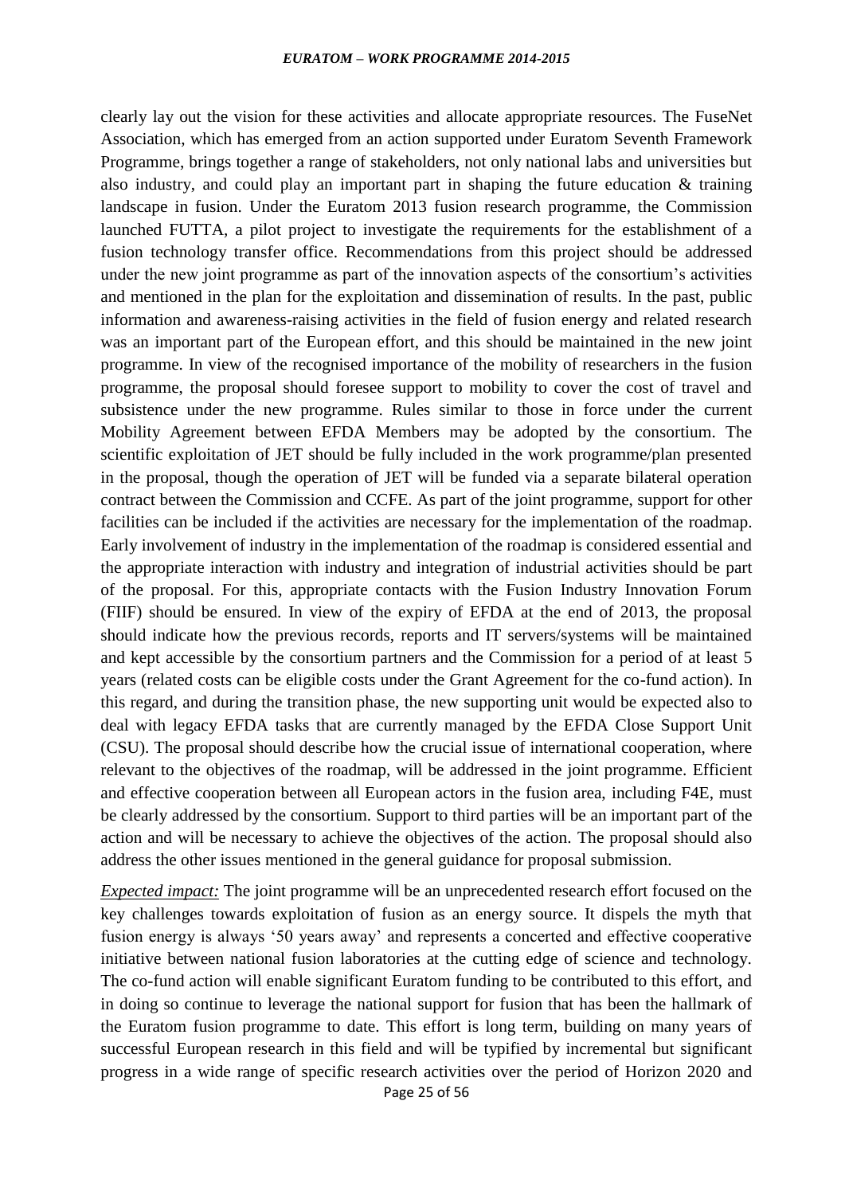clearly lay out the vision for these activities and allocate appropriate resources. The FuseNet Association, which has emerged from an action supported under Euratom Seventh Framework Programme, brings together a range of stakeholders, not only national labs and universities but also industry, and could play an important part in shaping the future education & training landscape in fusion. Under the Euratom 2013 fusion research programme, the Commission launched FUTTA, a pilot project to investigate the requirements for the establishment of a fusion technology transfer office. Recommendations from this project should be addressed under the new joint programme as part of the innovation aspects of the consortium's activities and mentioned in the plan for the exploitation and dissemination of results. In the past, public information and awareness-raising activities in the field of fusion energy and related research was an important part of the European effort, and this should be maintained in the new joint programme. In view of the recognised importance of the mobility of researchers in the fusion programme, the proposal should foresee support to mobility to cover the cost of travel and subsistence under the new programme. Rules similar to those in force under the current Mobility Agreement between EFDA Members may be adopted by the consortium. The scientific exploitation of JET should be fully included in the work programme/plan presented in the proposal, though the operation of JET will be funded via a separate bilateral operation contract between the Commission and CCFE. As part of the joint programme, support for other facilities can be included if the activities are necessary for the implementation of the roadmap. Early involvement of industry in the implementation of the roadmap is considered essential and the appropriate interaction with industry and integration of industrial activities should be part of the proposal. For this, appropriate contacts with the Fusion Industry Innovation Forum (FIIF) should be ensured. In view of the expiry of EFDA at the end of 2013, the proposal should indicate how the previous records, reports and IT servers/systems will be maintained and kept accessible by the consortium partners and the Commission for a period of at least 5 years (related costs can be eligible costs under the Grant Agreement for the co-fund action). In this regard, and during the transition phase, the new supporting unit would be expected also to deal with legacy EFDA tasks that are currently managed by the EFDA Close Support Unit (CSU). The proposal should describe how the crucial issue of international cooperation, where relevant to the objectives of the roadmap, will be addressed in the joint programme. Efficient and effective cooperation between all European actors in the fusion area, including F4E, must be clearly addressed by the consortium. Support to third parties will be an important part of the action and will be necessary to achieve the objectives of the action. The proposal should also address the other issues mentioned in the general guidance for proposal submission.

*Expected impact:* The joint programme will be an unprecedented research effort focused on the key challenges towards exploitation of fusion as an energy source. It dispels the myth that fusion energy is always '50 years away' and represents a concerted and effective cooperative initiative between national fusion laboratories at the cutting edge of science and technology. The co-fund action will enable significant Euratom funding to be contributed to this effort, and in doing so continue to leverage the national support for fusion that has been the hallmark of the Euratom fusion programme to date. This effort is long term, building on many years of successful European research in this field and will be typified by incremental but significant progress in a wide range of specific research activities over the period of Horizon 2020 and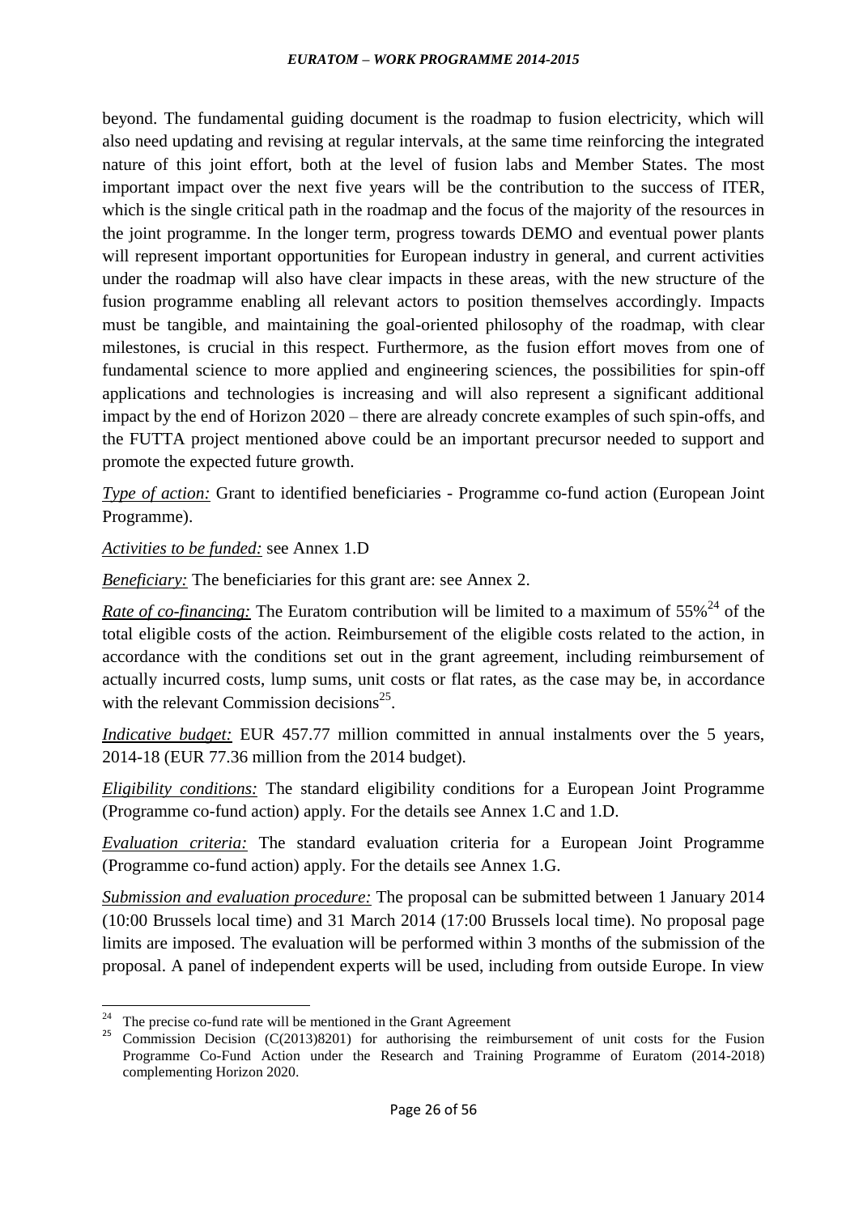beyond. The fundamental guiding document is the roadmap to fusion electricity, which will also need updating and revising at regular intervals, at the same time reinforcing the integrated nature of this joint effort, both at the level of fusion labs and Member States. The most important impact over the next five years will be the contribution to the success of ITER, which is the single critical path in the roadmap and the focus of the majority of the resources in the joint programme. In the longer term, progress towards DEMO and eventual power plants will represent important opportunities for European industry in general, and current activities under the roadmap will also have clear impacts in these areas, with the new structure of the fusion programme enabling all relevant actors to position themselves accordingly. Impacts must be tangible, and maintaining the goal-oriented philosophy of the roadmap, with clear milestones, is crucial in this respect. Furthermore, as the fusion effort moves from one of fundamental science to more applied and engineering sciences, the possibilities for spin-off applications and technologies is increasing and will also represent a significant additional impact by the end of Horizon 2020 – there are already concrete examples of such spin-offs, and the FUTTA project mentioned above could be an important precursor needed to support and promote the expected future growth.

*Type of action:* Grant to identified beneficiaries - Programme co-fund action (European Joint Programme).

*Activities to be funded:* see Annex 1.D

*Beneficiary:* The beneficiaries for this grant are: see Annex 2.

*Rate of co-financing:* The Euratom contribution will be limited to a maximum of 55%[24] of the total eligible costs of the action. Reimbursement of the eligible costs related to the action, in accordance with the conditions set out in the grant agreement, including reimbursement of actually incurred costs, lump sums, unit costs or flat rates, as the case may be, in accordance with the relevant Commission decisions[25].

*Indicative budget:* EUR 457.77 million committed in annual instalments over the 5 years, 2014-18 (EUR 77.36 million from the 2014 budget).

*Eligibility conditions:* The standard eligibility conditions for a European Joint Programme (Programme co-fund action) apply. For the details see Annex 1.C and 1.D.

*Evaluation criteria:* The standard evaluation criteria for a European Joint Programme (Programme co-fund action) apply. For the details see Annex 1.G.

*Submission and evaluation procedure:* The proposal can be submitted between 1 January 2014 (10:00 Brussels local time) and 31 March 2014 (17:00 Brussels local time). No proposal page limits are imposed. The evaluation will be performed within 3 months of the submission of the proposal. A panel of independent experts will be used, including from outside Europe. In view

---

[24] The precise co-fund rate will be mentioned in the Grant Agreement

[25] Commission Decision (C(2013)8201) for authorising the reimbursement of unit costs for the Fusion Programme Co-Fund Action under the Research and Training Programme of Euratom (2014-2018) complementing Horizon 2020.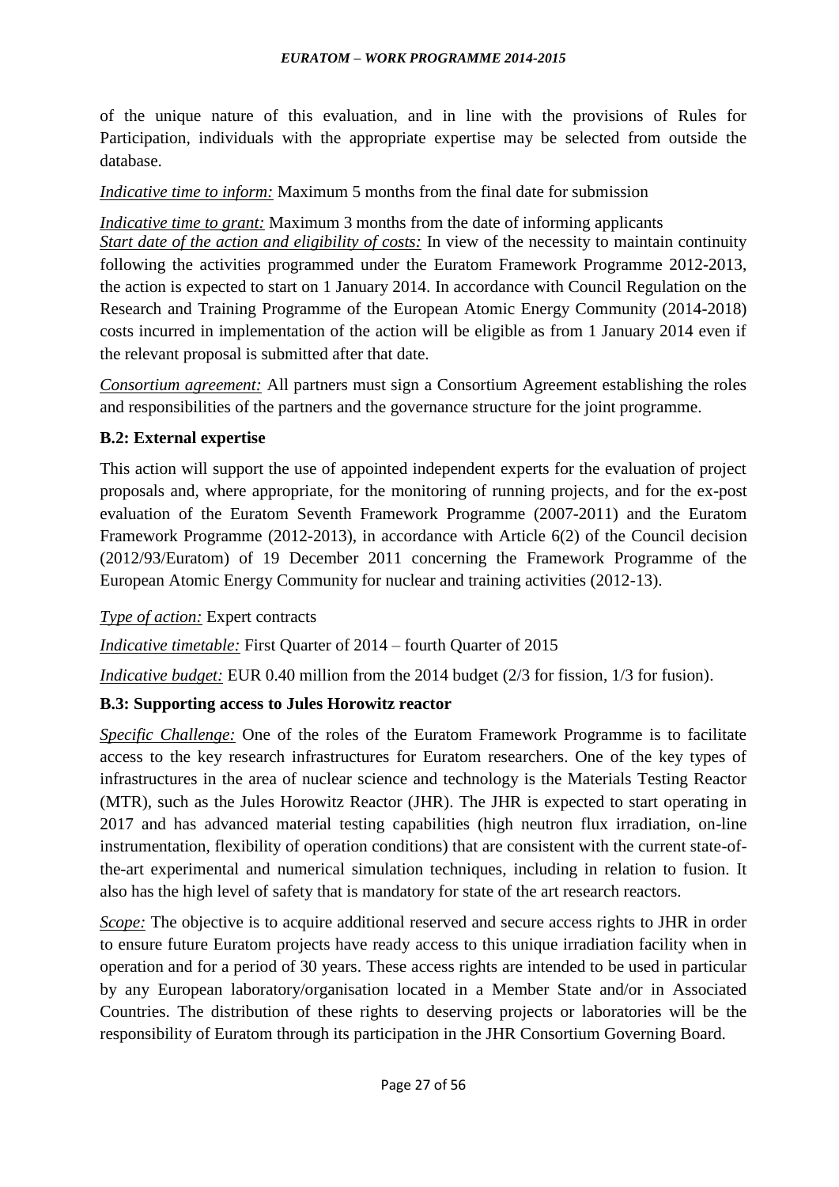of the unique nature of this evaluation, and in line with the provisions of Rules for Participation, individuals with the appropriate expertise may be selected from outside the database.

*Indicative time to inform:* Maximum 5 months from the final date for submission

*Indicative time to grant:* Maximum 3 months from the date of informing applicants

*Start date of the action and eligibility of costs:* In view of the necessity to maintain continuity following the activities programmed under the Euratom Framework Programme 2012-2013, the action is expected to start on 1 January 2014. In accordance with Council Regulation on the Research and Training Programme of the European Atomic Energy Community (2014-2018) costs incurred in implementation of the action will be eligible as from 1 January 2014 even if the relevant proposal is submitted after that date.

*Consortium agreement:* All partners must sign a Consortium Agreement establishing the roles and responsibilities of the partners and the governance structure for the joint programme.

### B.2: External expertise

This action will support the use of appointed independent experts for the evaluation of project proposals and, where appropriate, for the monitoring of running projects, and for the ex-post evaluation of the Euratom Seventh Framework Programme (2007-2011) and the Euratom Framework Programme (2012-2013), in accordance with Article 6(2) of the Council decision (2012/93/Euratom) of 19 December 2011 concerning the Framework Programme of the European Atomic Energy Community for nuclear and training activities (2012-13).

*Type of action:* Expert contracts

*Indicative timetable:* First Quarter of 2014 – fourth Quarter of 2015

*Indicative budget:* EUR 0.40 million from the 2014 budget (2/3 for fission, 1/3 for fusion).

### B.3: Supporting access to Jules Horowitz reactor

*Specific Challenge:* One of the roles of the Euratom Framework Programme is to facilitate access to the key research infrastructures for Euratom researchers. One of the key types of infrastructures in the area of nuclear science and technology is the Materials Testing Reactor (MTR), such as the Jules Horowitz Reactor (JHR). The JHR is expected to start operating in 2017 and has advanced material testing capabilities (high neutron flux irradiation, on-line instrumentation, flexibility of operation conditions) that are consistent with the current state-of-the-art experimental and numerical simulation techniques, including in relation to fusion. It also has the high level of safety that is mandatory for state of the art research reactors.

*Scope:* The objective is to acquire additional reserved and secure access rights to JHR in order to ensure future Euratom projects have ready access to this unique irradiation facility when in operation and for a period of 30 years. These access rights are intended to be used in particular by any European laboratory/organisation located in a Member State and/or in Associated Countries. The distribution of these rights to deserving projects or laboratories will be the responsibility of Euratom through its participation in the JHR Consortium Governing Board.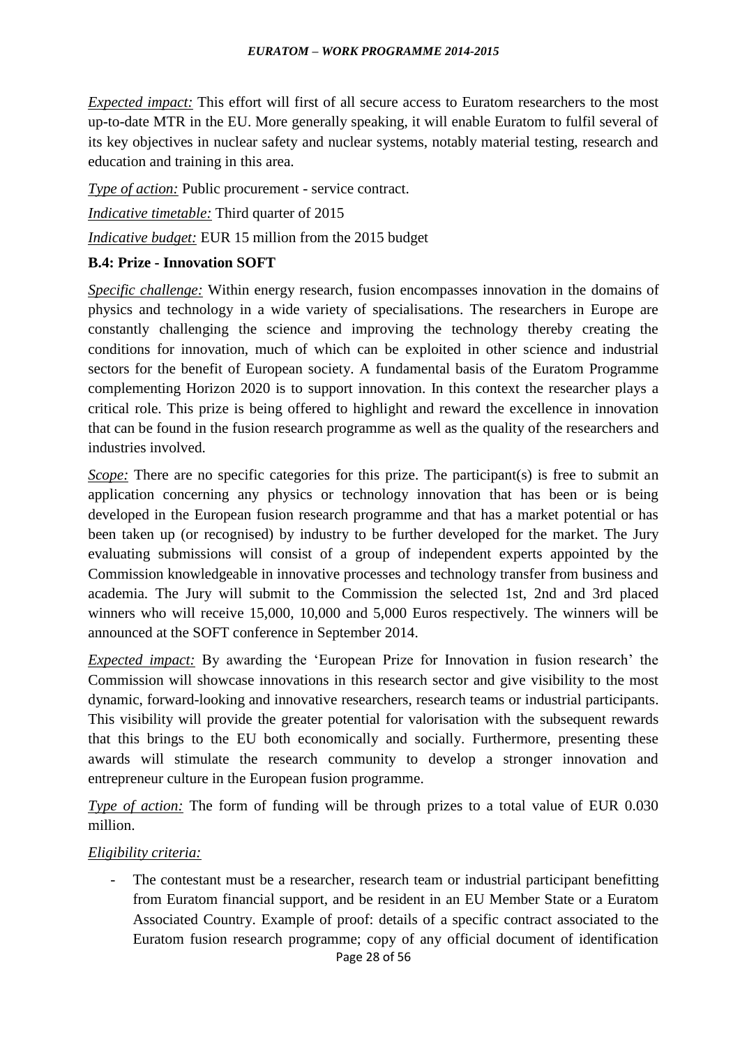*Expected impact:* This effort will first of all secure access to Euratom researchers to the most up-to-date MTR in the EU. More generally speaking, it will enable Euratom to fulfil several of its key objectives in nuclear safety and nuclear systems, notably material testing, research and education and training in this area.

*Type of action:* Public procurement - service contract.

*Indicative timetable:* Third quarter of 2015

*Indicative budget:* EUR 15 million from the 2015 budget

**B.4: Prize - Innovation SOFT**

*Specific challenge:* Within energy research, fusion encompasses innovation in the domains of physics and technology in a wide variety of specialisations. The researchers in Europe are constantly challenging the science and improving the technology thereby creating the conditions for innovation, much of which can be exploited in other science and industrial sectors for the benefit of European society. A fundamental basis of the Euratom Programme complementing Horizon 2020 is to support innovation. In this context the researcher plays a critical role. This prize is being offered to highlight and reward the excellence in innovation that can be found in the fusion research programme as well as the quality of the researchers and industries involved.

*Scope:* There are no specific categories for this prize. The participant(s) is free to submit an application concerning any physics or technology innovation that has been or is being developed in the European fusion research programme and that has a market potential or has been taken up (or recognised) by industry to be further developed for the market. The Jury evaluating submissions will consist of a group of independent experts appointed by the Commission knowledgeable in innovative processes and technology transfer from business and academia. The Jury will submit to the Commission the selected 1st, 2nd and 3rd placed winners who will receive 15,000, 10,000 and 5,000 Euros respectively. The winners will be announced at the SOFT conference in September 2014.

*Expected impact:* By awarding the 'European Prize for Innovation in fusion research' the Commission will showcase innovations in this research sector and give visibility to the most dynamic, forward-looking and innovative researchers, research teams or industrial participants. This visibility will provide the greater potential for valorisation with the subsequent rewards that this brings to the EU both economically and socially. Furthermore, presenting these awards will stimulate the research community to develop a stronger innovation and entrepreneur culture in the European fusion programme.

*Type of action:* The form of funding will be through prizes to a total value of EUR 0.030 million.

*Eligibility criteria:*

- The contestant must be a researcher, research team or industrial participant benefitting from Euratom financial support, and be resident in an EU Member State or a Euratom Associated Country. Example of proof: details of a specific contract associated to the Euratom fusion research programme; copy of any official document of identification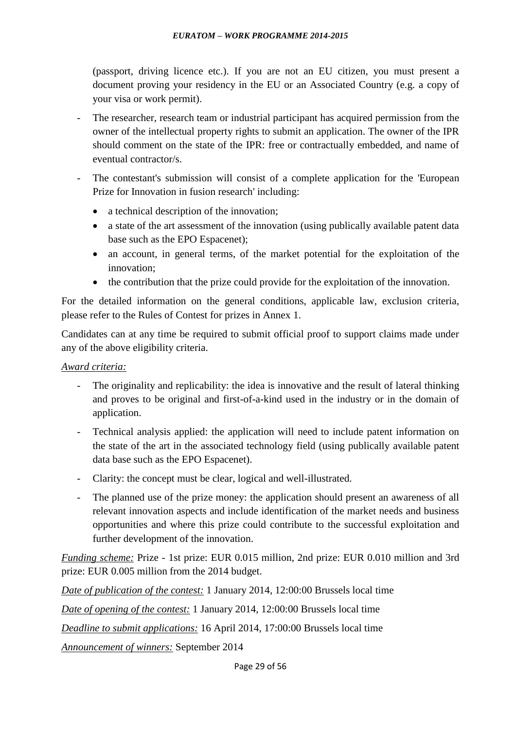(passport, driving licence etc.). If you are not an EU citizen, you must present a document proving your residency in the EU or an Associated Country (e.g. a copy of your visa or work permit).

- The researcher, research team or industrial participant has acquired permission from the owner of the intellectual property rights to submit an application. The owner of the IPR should comment on the state of the IPR: free or contractually embedded, and name of eventual contractor/s.
- The contestant's submission will consist of a complete application for the 'European Prize for Innovation in fusion research' including:
  - a technical description of the innovation;
  - a state of the art assessment of the innovation (using publically available patent data base such as the EPO Espacenet);
  - an account, in general terms, of the market potential for the exploitation of the innovation;
  - the contribution that the prize could provide for the exploitation of the innovation.

For the detailed information on the general conditions, applicable law, exclusion criteria, please refer to the Rules of Contest for prizes in Annex 1.

Candidates can at any time be required to submit official proof to support claims made under any of the above eligibility criteria.

*Award criteria:*

- The originality and replicability: the idea is innovative and the result of lateral thinking and proves to be original and first-of-a-kind used in the industry or in the domain of application.
- Technical analysis applied: the application will need to include patent information on the state of the art in the associated technology field (using publically available patent data base such as the EPO Espacenet).
- Clarity: the concept must be clear, logical and well-illustrated.
- The planned use of the prize money: the application should present an awareness of all relevant innovation aspects and include identification of the market needs and business opportunities and where this prize could contribute to the successful exploitation and further development of the innovation.

*Funding scheme:* Prize - 1st prize: EUR 0.015 million, 2nd prize: EUR 0.010 million and 3rd prize: EUR 0.005 million from the 2014 budget.

*Date of publication of the contest:* 1 January 2014, 12:00:00 Brussels local time

*Date of opening of the contest:* 1 January 2014, 12:00:00 Brussels local time

*Deadline to submit applications:* 16 April 2014, 17:00:00 Brussels local time

*Announcement of winners:* September 2014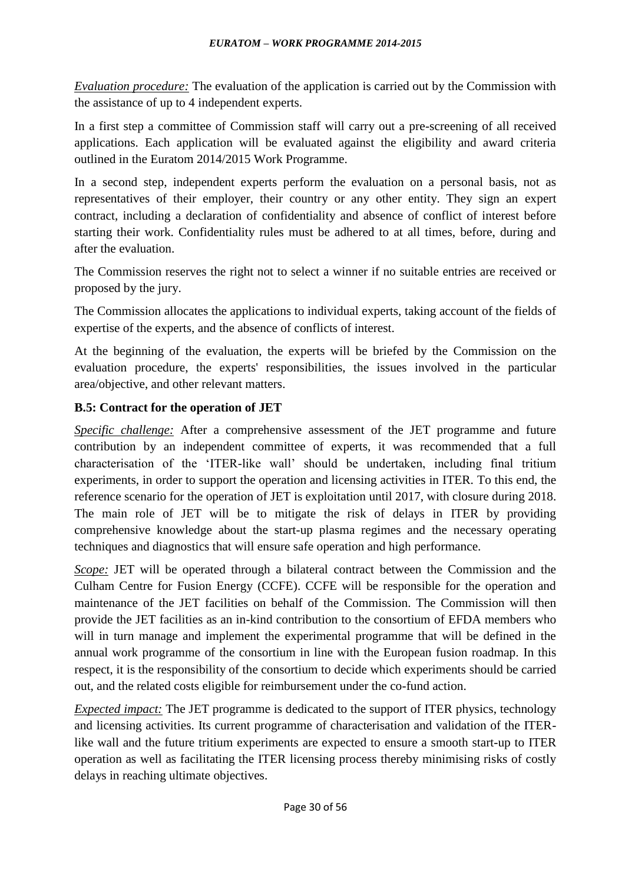*Evaluation procedure:* The evaluation of the application is carried out by the Commission with the assistance of up to 4 independent experts.

In a first step a committee of Commission staff will carry out a pre-screening of all received applications. Each application will be evaluated against the eligibility and award criteria outlined in the Euratom 2014/2015 Work Programme.

In a second step, independent experts perform the evaluation on a personal basis, not as representatives of their employer, their country or any other entity. They sign an expert contract, including a declaration of confidentiality and absence of conflict of interest before starting their work. Confidentiality rules must be adhered to at all times, before, during and after the evaluation.

The Commission reserves the right not to select a winner if no suitable entries are received or proposed by the jury.

The Commission allocates the applications to individual experts, taking account of the fields of expertise of the experts, and the absence of conflicts of interest.

At the beginning of the evaluation, the experts will be briefed by the Commission on the evaluation procedure, the experts' responsibilities, the issues involved in the particular area/objective, and other relevant matters.

### B.5: Contract for the operation of JET

*Specific challenge:* After a comprehensive assessment of the JET programme and future contribution by an independent committee of experts, it was recommended that a full characterisation of the 'ITER-like wall' should be undertaken, including final tritium experiments, in order to support the operation and licensing activities in ITER. To this end, the reference scenario for the operation of JET is exploitation until 2017, with closure during 2018. The main role of JET will be to mitigate the risk of delays in ITER by providing comprehensive knowledge about the start-up plasma regimes and the necessary operating techniques and diagnostics that will ensure safe operation and high performance.

*Scope:* JET will be operated through a bilateral contract between the Commission and the Culham Centre for Fusion Energy (CCFE). CCFE will be responsible for the operation and maintenance of the JET facilities on behalf of the Commission. The Commission will then provide the JET facilities as an in-kind contribution to the consortium of EFDA members who will in turn manage and implement the experimental programme that will be defined in the annual work programme of the consortium in line with the European fusion roadmap. In this respect, it is the responsibility of the consortium to decide which experiments should be carried out, and the related costs eligible for reimbursement under the co-fund action.

*Expected impact:* The JET programme is dedicated to the support of ITER physics, technology and licensing activities. Its current programme of characterisation and validation of the ITER-like wall and the future tritium experiments are expected to ensure a smooth start-up to ITER operation as well as facilitating the ITER licensing process thereby minimising risks of costly delays in reaching ultimate objectives.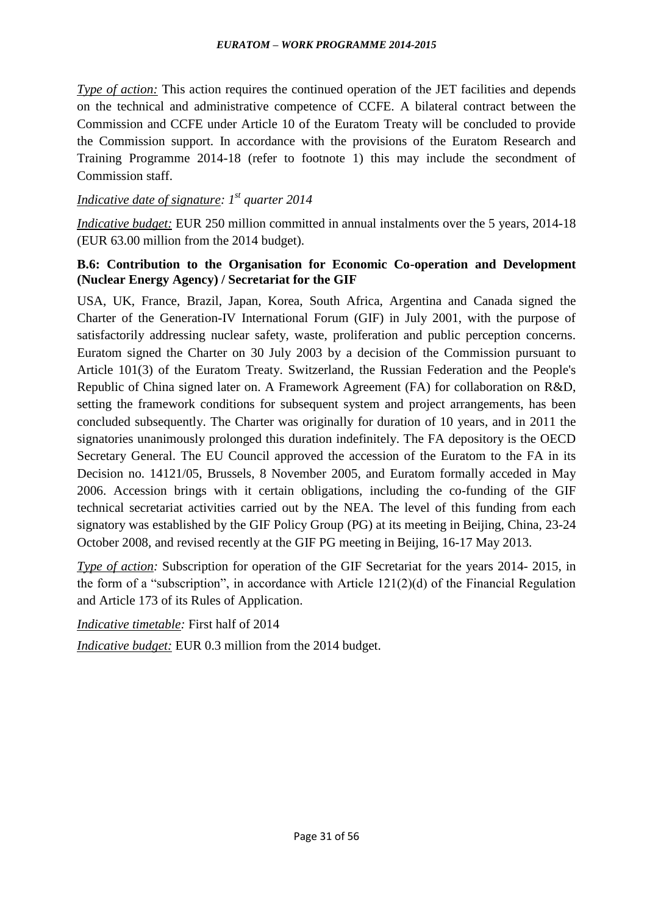*Type of action:* This action requires the continued operation of the JET facilities and depends on the technical and administrative competence of CCFE. A bilateral contract between the Commission and CCFE under Article 10 of the Euratom Treaty will be concluded to provide the Commission support. In accordance with the provisions of the Euratom Research and Training Programme 2014-18 (refer to footnote 1) this may include the secondment of Commission staff.

*Indicative date of signature: 1st quarter 2014*

*Indicative budget:* EUR 250 million committed in annual instalments over the 5 years, 2014-18 (EUR 63.00 million from the 2014 budget).

**B.6: Contribution to the Organisation for Economic Co-operation and Development (Nuclear Energy Agency) / Secretariat for the GIF**

USA, UK, France, Brazil, Japan, Korea, South Africa, Argentina and Canada signed the Charter of the Generation-IV International Forum (GIF) in July 2001, with the purpose of satisfactorily addressing nuclear safety, waste, proliferation and public perception concerns. Euratom signed the Charter on 30 July 2003 by a decision of the Commission pursuant to Article 101(3) of the Euratom Treaty. Switzerland, the Russian Federation and the People's Republic of China signed later on. A Framework Agreement (FA) for collaboration on R&D, setting the framework conditions for subsequent system and project arrangements, has been concluded subsequently. The Charter was originally for duration of 10 years, and in 2011 the signatories unanimously prolonged this duration indefinitely. The FA depository is the OECD Secretary General. The EU Council approved the accession of the Euratom to the FA in its Decision no. 14121/05, Brussels, 8 November 2005, and Euratom formally acceded in May 2006. Accession brings with it certain obligations, including the co-funding of the GIF technical secretariat activities carried out by the NEA. The level of this funding from each signatory was established by the GIF Policy Group (PG) at its meeting in Beijing, China, 23-24 October 2008, and revised recently at the GIF PG meeting in Beijing, 16-17 May 2013.

*Type of action:* Subscription for operation of the GIF Secretariat for the years 2014- 2015, in the form of a "subscription", in accordance with Article 121(2)(d) of the Financial Regulation and Article 173 of its Rules of Application.

*Indicative timetable:* First half of 2014

*Indicative budget:* EUR 0.3 million from the 2014 budget.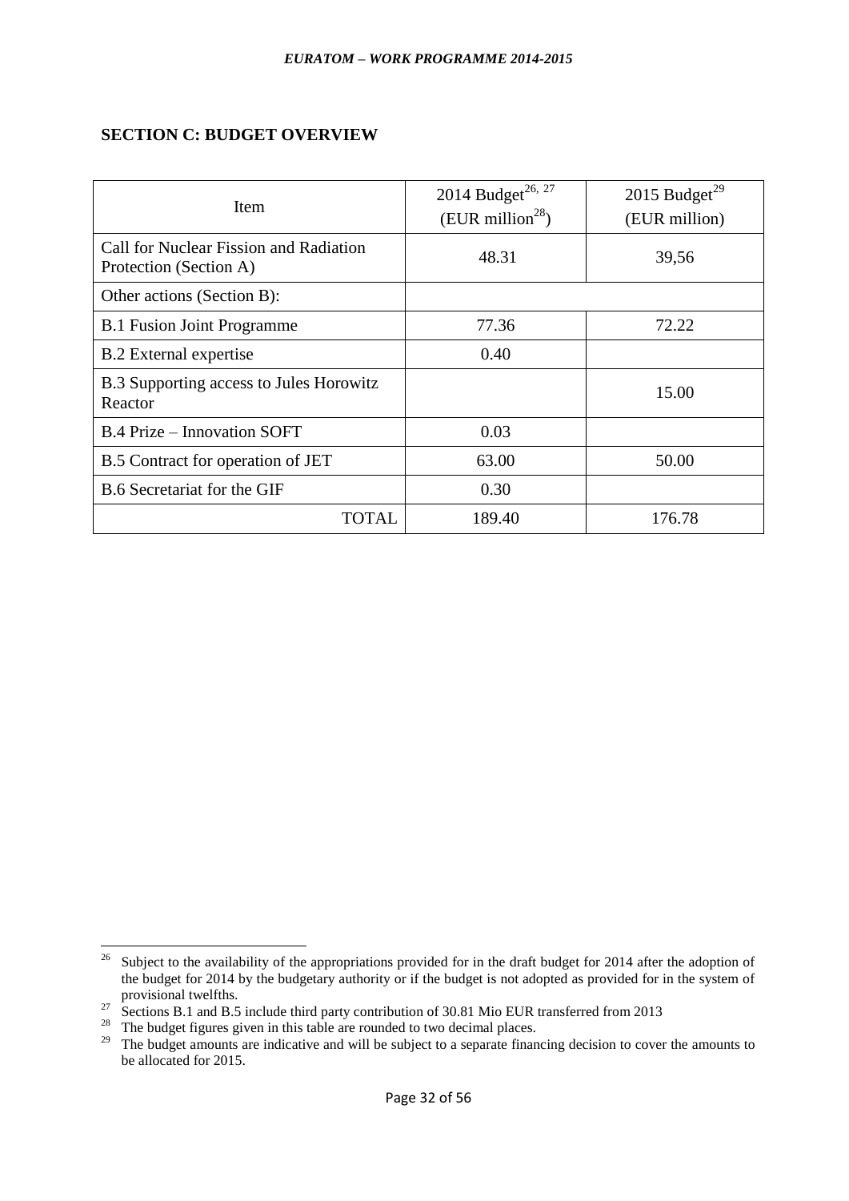## SECTION C: BUDGET OVERVIEW

| Item | 2014 Budget[26, 27] (EUR million[28]) | 2015 Budget[29] (EUR million) |
|---|---|---|
| Call for Nuclear Fission and Radiation Protection (Section A) | 48.31 | 39,56 |
| Other actions (Section B): | | |
| B.1 Fusion Joint Programme | 77.36 | 72.22 |
| B.2 External expertise | 0.40 | |
| B.3 Supporting access to Jules Horowitz Reactor | | 15.00 |
| B.4 Prize – Innovation SOFT | 0.03 | |
| B.5 Contract for operation of JET | 63.00 | 50.00 |
| B.6 Secretariat for the GIF | 0.30 | |
| TOTAL | 189.40 | 176.78 |

[26] Subject to the availability of the appropriations provided for in the draft budget for 2014 after the adoption of the budget for 2014 by the budgetary authority or if the budget is not adopted as provided for in the system of provisional twelfths.

[27] Sections B.1 and B.5 include third party contribution of 30.81 Mio EUR transferred from 2013

[28] The budget figures given in this table are rounded to two decimal places.

[29] The budget amounts are indicative and will be subject to a separate financing decision to cover the amounts to be allocated for 2015.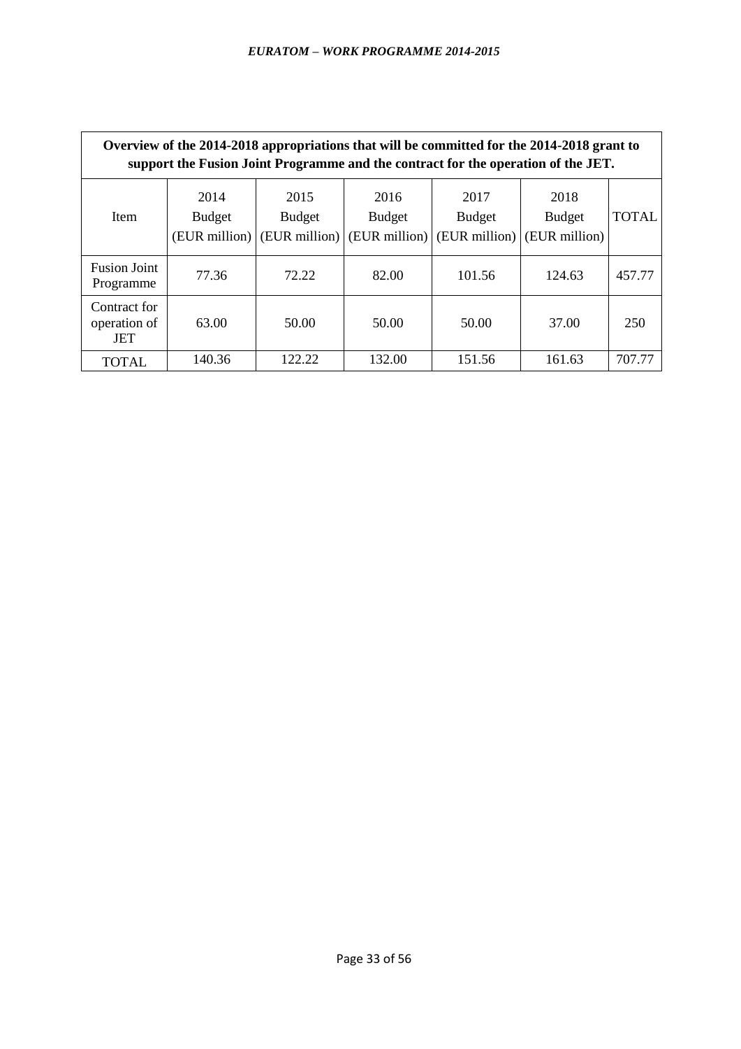| **Overview of the 2014-2018 appropriations that will be committed for the 2014-2018 grant to support the Fusion Joint Programme and the contract for the operation of the JET.** | | | | | | |
|---|---|---|---|---|---|---|
| Item | 2014 Budget (EUR million) | 2015 Budget (EUR million) | 2016 Budget (EUR million) | 2017 Budget (EUR million) | 2018 Budget (EUR million) | TOTAL |
| Fusion Joint Programme | 77.36 | 72.22 | 82.00 | 101.56 | 124.63 | 457.77 |
| Contract for operation of JET | 63.00 | 50.00 | 50.00 | 50.00 | 37.00 | 250 |
| TOTAL | 140.36 | 122.22 | 132.00 | 151.56 | 161.63 | 707.77 |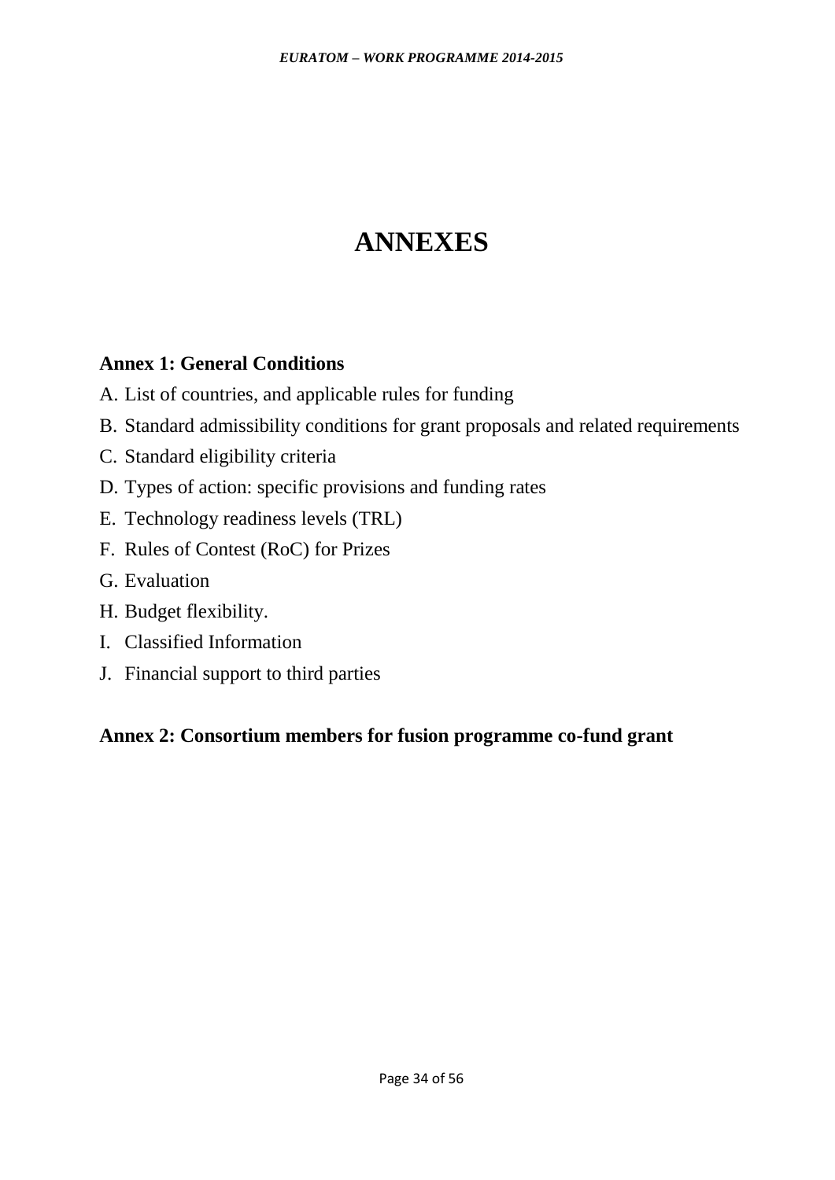# ANNEXES

**Annex 1: General Conditions**

A. List of countries, and applicable rules for funding

B. Standard admissibility conditions for grant proposals and related requirements

C. Standard eligibility criteria

D. Types of action: specific provisions and funding rates

E. Technology readiness levels (TRL)

F. Rules of Contest (RoC) for Prizes

G. Evaluation

H. Budget flexibility.

I. Classified Information

J. Financial support to third parties

**Annex 2: Consortium members for fusion programme co-fund grant**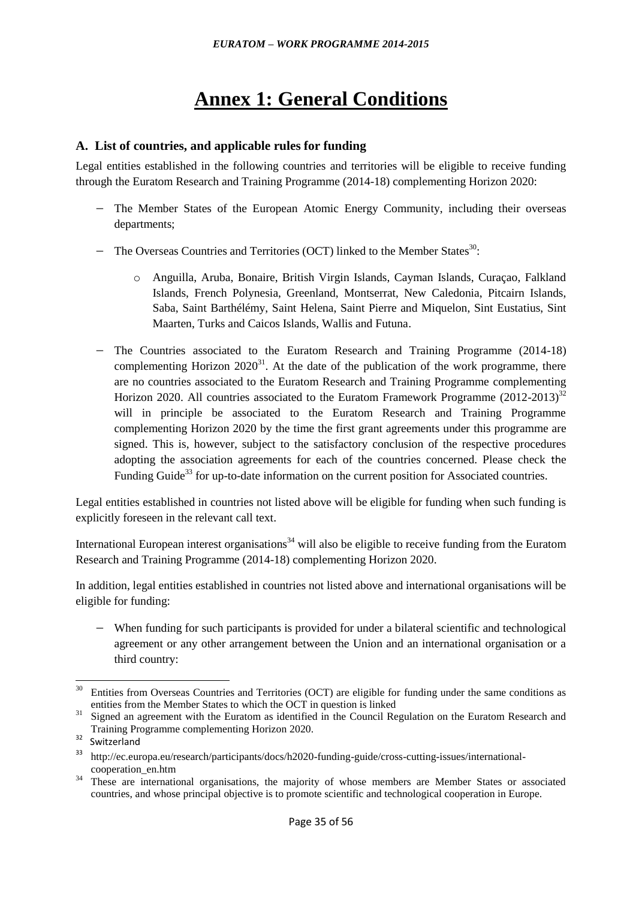# Annex 1: General Conditions

## A. List of countries, and applicable rules for funding

Legal entities established in the following countries and territories will be eligible to receive funding through the Euratom Research and Training Programme (2014-18) complementing Horizon 2020:

- The Member States of the European Atomic Energy Community, including their overseas departments;
- The Overseas Countries and Territories (OCT) linked to the Member States[30]:
  - Anguilla, Aruba, Bonaire, British Virgin Islands, Cayman Islands, Curaçao, Falkland Islands, French Polynesia, Greenland, Montserrat, New Caledonia, Pitcairn Islands, Saba, Saint Barthélémy, Saint Helena, Saint Pierre and Miquelon, Sint Eustatius, Sint Maarten, Turks and Caicos Islands, Wallis and Futuna.
- The Countries associated to the Euratom Research and Training Programme (2014-18) complementing Horizon 2020[31]. At the date of the publication of the work programme, there are no countries associated to the Euratom Research and Training Programme complementing Horizon 2020. All countries associated to the Euratom Framework Programme (2012-2013)[32] will in principle be associated to the Euratom Research and Training Programme complementing Horizon 2020 by the time the first grant agreements under this programme are signed. This is, however, subject to the satisfactory conclusion of the respective procedures adopting the association agreements for each of the countries concerned. Please check the Funding Guide[33] for up-to-date information on the current position for Associated countries.

Legal entities established in countries not listed above will be eligible for funding when such funding is explicitly foreseen in the relevant call text.

International European interest organisations[34] will also be eligible to receive funding from the Euratom Research and Training Programme (2014-18) complementing Horizon 2020.

In addition, legal entities established in countries not listed above and international organisations will be eligible for funding:

- When funding for such participants is provided for under a bilateral scientific and technological agreement or any other arrangement between the Union and an international organisation or a third country:

---

[30] Entities from Overseas Countries and Territories (OCT) are eligible for funding under the same conditions as entities from the Member States to which the OCT in question is linked

[31] Signed an agreement with the Euratom as identified in the Council Regulation on the Euratom Research and Training Programme complementing Horizon 2020.

[32] Switzerland

[33] http://ec.europa.eu/research/participants/docs/h2020-funding-guide/cross-cutting-issues/international-cooperation_en.htm

[34] These are international organisations, the majority of whose members are Member States or associated countries, and whose principal objective is to promote scientific and technological cooperation in Europe.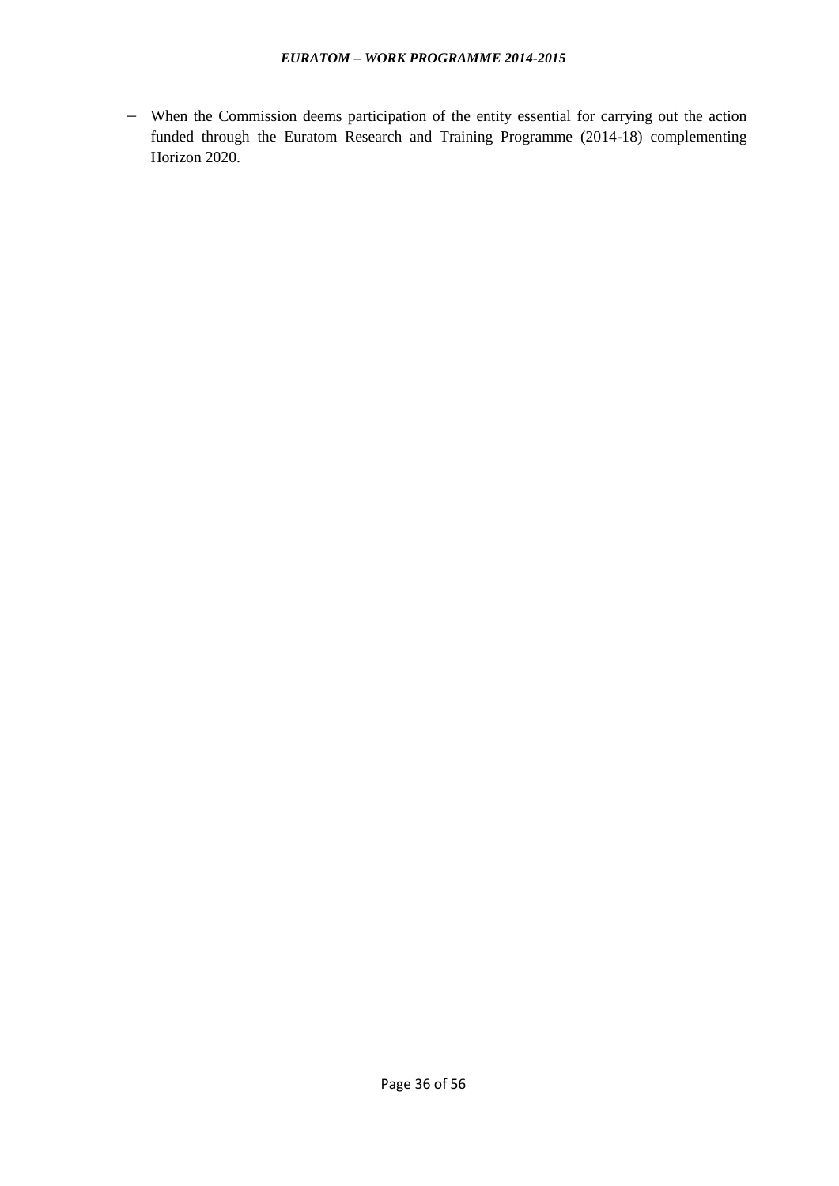- When the Commission deems participation of the entity essential for carrying out the action funded through the Euratom Research and Training Programme (2014-18) complementing Horizon 2020.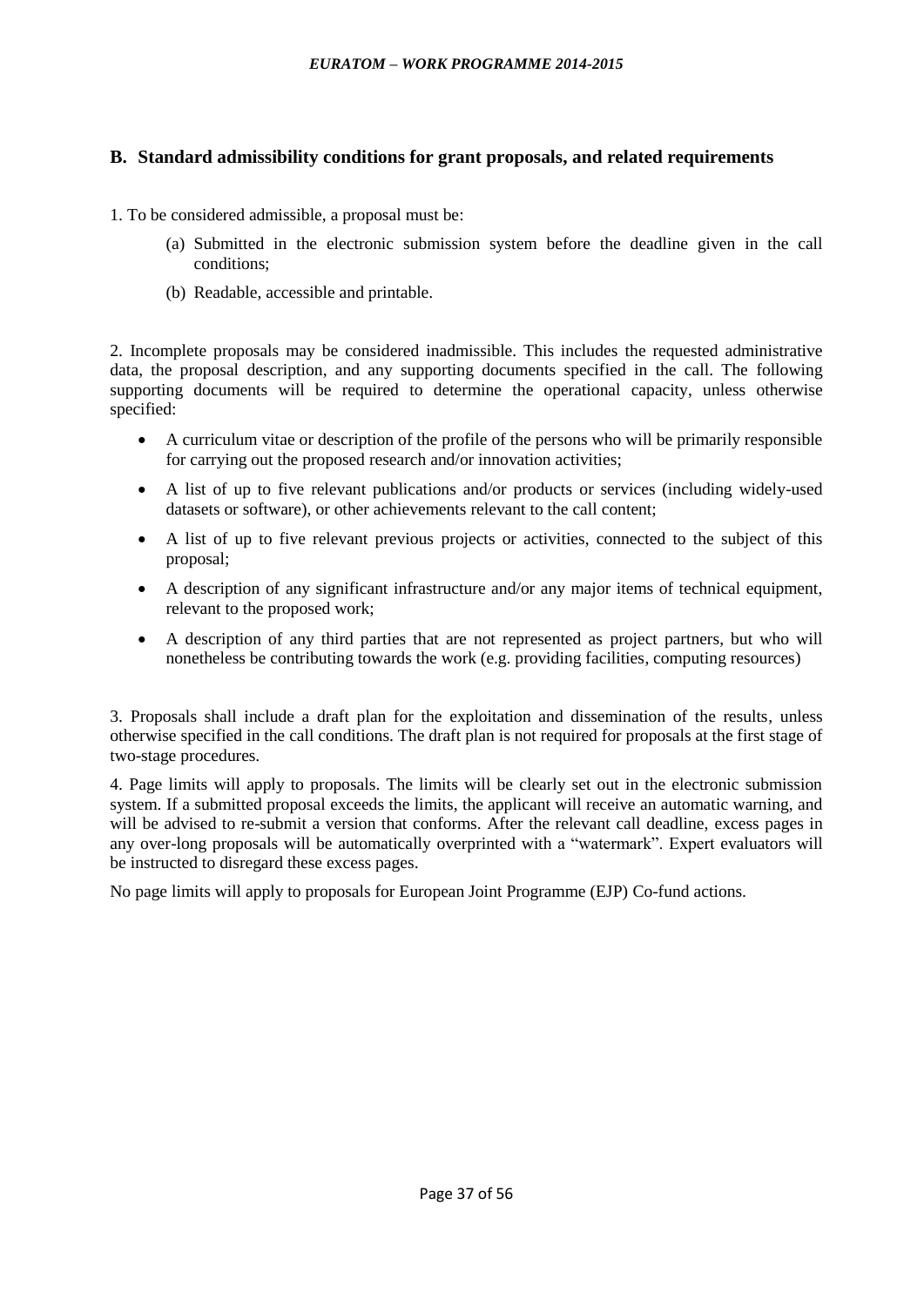## B. Standard admissibility conditions for grant proposals, and related requirements

1. To be considered admissible, a proposal must be:

   (a) Submitted in the electronic submission system before the deadline given in the call conditions;

   (b) Readable, accessible and printable.

2. Incomplete proposals may be considered inadmissible. This includes the requested administrative data, the proposal description, and any supporting documents specified in the call. The following supporting documents will be required to determine the operational capacity, unless otherwise specified:

- A curriculum vitae or description of the profile of the persons who will be primarily responsible for carrying out the proposed research and/or innovation activities;
- A list of up to five relevant publications and/or products or services (including widely-used datasets or software), or other achievements relevant to the call content;
- A list of up to five relevant previous projects or activities, connected to the subject of this proposal;
- A description of any significant infrastructure and/or any major items of technical equipment, relevant to the proposed work;
- A description of any third parties that are not represented as project partners, but who will nonetheless be contributing towards the work (e.g. providing facilities, computing resources)

3. Proposals shall include a draft plan for the exploitation and dissemination of the results, unless otherwise specified in the call conditions. The draft plan is not required for proposals at the first stage of two-stage procedures.

4. Page limits will apply to proposals. The limits will be clearly set out in the electronic submission system. If a submitted proposal exceeds the limits, the applicant will receive an automatic warning, and will be advised to re-submit a version that conforms. After the relevant call deadline, excess pages in any over-long proposals will be automatically overprinted with a "watermark". Expert evaluators will be instructed to disregard these excess pages.

No page limits will apply to proposals for European Joint Programme (EJP) Co-fund actions.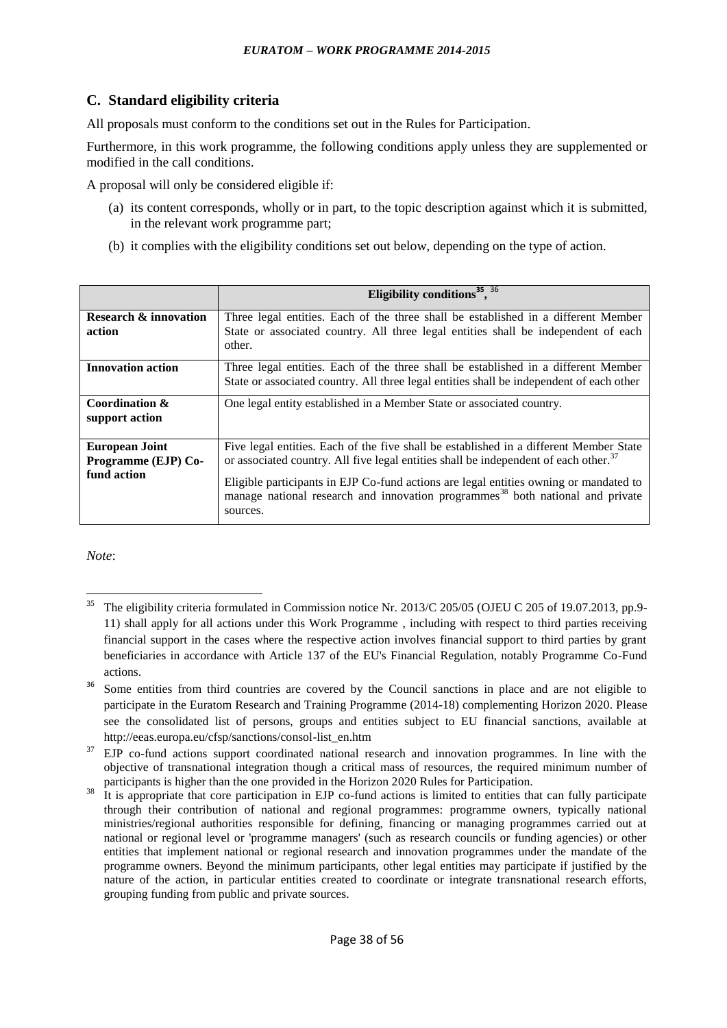## C. Standard eligibility criteria

All proposals must conform to the conditions set out in the Rules for Participation.

Furthermore, in this work programme, the following conditions apply unless they are supplemented or modified in the call conditions.

A proposal will only be considered eligible if:

(a) its content corresponds, wholly or in part, to the topic description against which it is submitted, in the relevant work programme part;

(b) it complies with the eligibility conditions set out below, depending on the type of action.

| | **Eligibility conditions[35], [36]** |
|---|---|
| **Research & innovation action** | Three legal entities. Each of the three shall be established in a different Member State or associated country. All three legal entities shall be independent of each other. |
| **Innovation action** | Three legal entities. Each of the three shall be established in a different Member State or associated country. All three legal entities shall be independent of each other |
| **Coordination & support action** | One legal entity established in a Member State or associated country. |
| **European Joint Programme (EJP) Co-fund action** | Five legal entities. Each of the five shall be established in a different Member State or associated country. All five legal entities shall be independent of each other.[37]<br><br>Eligible participants in EJP Co-fund actions are legal entities owning or mandated to manage national research and innovation programmes[38] both national and private sources. |

*Note*:

[35] The eligibility criteria formulated in Commission notice Nr. 2013/C 205/05 (OJEU C 205 of 19.07.2013, pp.9-11) shall apply for all actions under this Work Programme , including with respect to third parties receiving financial support in the cases where the respective action involves financial support to third parties by grant beneficiaries in accordance with Article 137 of the EU's Financial Regulation, notably Programme Co-Fund actions.

[36] Some entities from third countries are covered by the Council sanctions in place and are not eligible to participate in the Euratom Research and Training Programme (2014-18) complementing Horizon 2020. Please see the consolidated list of persons, groups and entities subject to EU financial sanctions, available at http://eeas.europa.eu/cfsp/sanctions/consol-list_en.htm

[37] EJP co-fund actions support coordinated national research and innovation programmes. In line with the objective of transnational integration though a critical mass of resources, the required minimum number of participants is higher than the one provided in the Horizon 2020 Rules for Participation.

[38] It is appropriate that core participation in EJP co-fund actions is limited to entities that can fully participate through their contribution of national and regional programmes: programme owners, typically national ministries/regional authorities responsible for defining, financing or managing programmes carried out at national or regional level or 'programme managers' (such as research councils or funding agencies) or other entities that implement national or regional research and innovation programmes under the mandate of the programme owners. Beyond the minimum participants, other legal entities may participate if justified by the nature of the action, in particular entities created to coordinate or integrate transnational research efforts, grouping funding from public and private sources.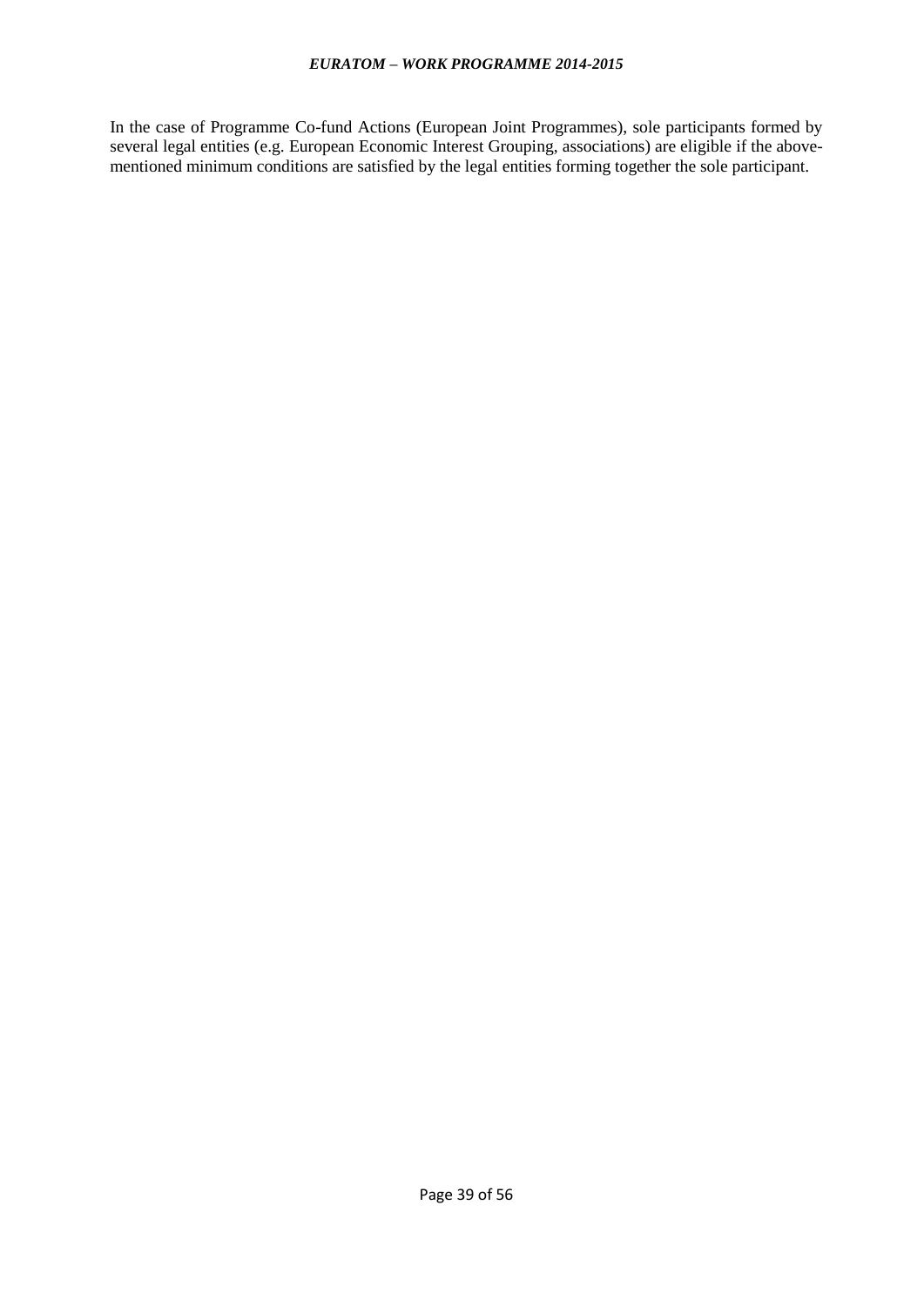In the case of Programme Co-fund Actions (European Joint Programmes), sole participants formed by several legal entities (e.g. European Economic Interest Grouping, associations) are eligible if the above-mentioned minimum conditions are satisfied by the legal entities forming together the sole participant.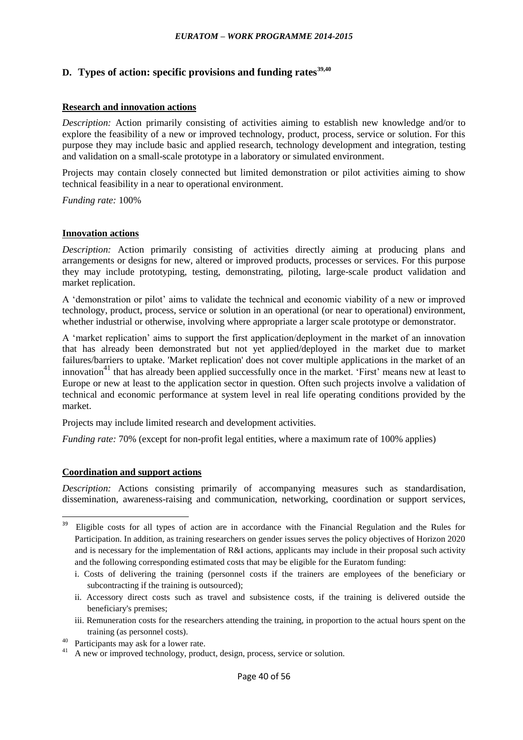## D. Types of action: specific provisions and funding rates[39,40]

**Research and innovation actions**

*Description:* Action primarily consisting of activities aiming to establish new knowledge and/or to explore the feasibility of a new or improved technology, product, process, service or solution. For this purpose they may include basic and applied research, technology development and integration, testing and validation on a small-scale prototype in a laboratory or simulated environment.

Projects may contain closely connected but limited demonstration or pilot activities aiming to show technical feasibility in a near to operational environment.

*Funding rate:* 100%

**Innovation actions**

*Description:* Action primarily consisting of activities directly aiming at producing plans and arrangements or designs for new, altered or improved products, processes or services. For this purpose they may include prototyping, testing, demonstrating, piloting, large-scale product validation and market replication.

A 'demonstration or pilot' aims to validate the technical and economic viability of a new or improved technology, product, process, service or solution in an operational (or near to operational) environment, whether industrial or otherwise, involving where appropriate a larger scale prototype or demonstrator.

A 'market replication' aims to support the first application/deployment in the market of an innovation that has already been demonstrated but not yet applied/deployed in the market due to market failures/barriers to uptake. 'Market replication' does not cover multiple applications in the market of an innovation[41] that has already been applied successfully once in the market. 'First' means new at least to Europe or new at least to the application sector in question. Often such projects involve a validation of technical and economic performance at system level in real life operating conditions provided by the market.

Projects may include limited research and development activities.

*Funding rate:* 70% (except for non-profit legal entities, where a maximum rate of 100% applies)

**Coordination and support actions**

*Description:* Actions consisting primarily of accompanying measures such as standardisation, dissemination, awareness-raising and communication, networking, coordination or support services,

---

[39] Eligible costs for all types of action are in accordance with the Financial Regulation and the Rules for Participation. In addition, as training researchers on gender issues serves the policy objectives of Horizon 2020 and is necessary for the implementation of R&I actions, applicants may include in their proposal such activity and the following corresponding estimated costs that may be eligible for the Euratom funding:

i. Costs of delivering the training (personnel costs if the trainers are employees of the beneficiary or subcontracting if the training is outsourced);

ii. Accessory direct costs such as travel and subsistence costs, if the training is delivered outside the beneficiary's premises;

iii. Remuneration costs for the researchers attending the training, in proportion to the actual hours spent on the training (as personnel costs).

[40] Participants may ask for a lower rate.

[41] A new or improved technology, product, design, process, service or solution.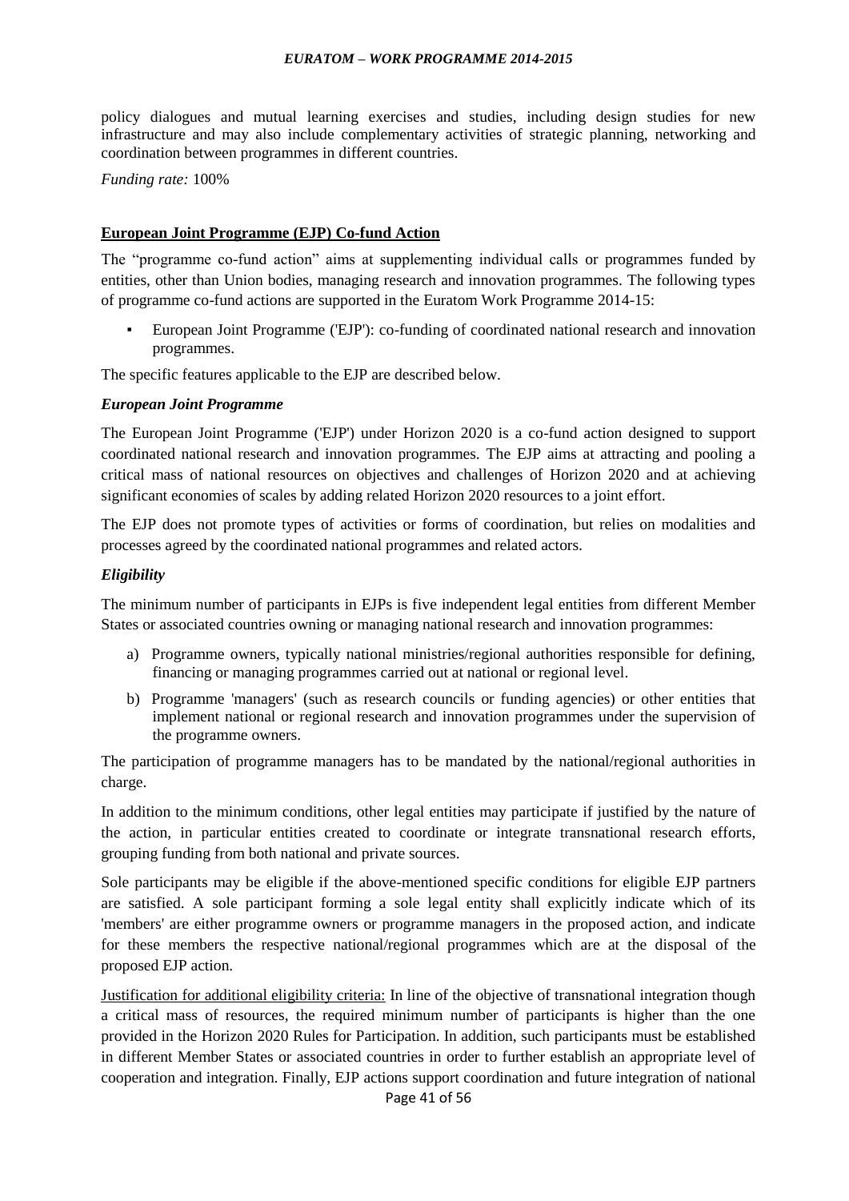policy dialogues and mutual learning exercises and studies, including design studies for new infrastructure and may also include complementary activities of strategic planning, networking and coordination between programmes in different countries.

*Funding rate:* 100%

**European Joint Programme (EJP) Co-fund Action**

The "programme co-fund action" aims at supplementing individual calls or programmes funded by entities, other than Union bodies, managing research and innovation programmes. The following types of programme co-fund actions are supported in the Euratom Work Programme 2014-15:

- European Joint Programme ('EJP'): co-funding of coordinated national research and innovation programmes.

The specific features applicable to the EJP are described below.

***European Joint Programme***

The European Joint Programme ('EJP') under Horizon 2020 is a co-fund action designed to support coordinated national research and innovation programmes. The EJP aims at attracting and pooling a critical mass of national resources on objectives and challenges of Horizon 2020 and at achieving significant economies of scales by adding related Horizon 2020 resources to a joint effort.

The EJP does not promote types of activities or forms of coordination, but relies on modalities and processes agreed by the coordinated national programmes and related actors.

***Eligibility***

The minimum number of participants in EJPs is five independent legal entities from different Member States or associated countries owning or managing national research and innovation programmes:

a) Programme owners, typically national ministries/regional authorities responsible for defining, financing or managing programmes carried out at national or regional level.

b) Programme 'managers' (such as research councils or funding agencies) or other entities that implement national or regional research and innovation programmes under the supervision of the programme owners.

The participation of programme managers has to be mandated by the national/regional authorities in charge.

In addition to the minimum conditions, other legal entities may participate if justified by the nature of the action, in particular entities created to coordinate or integrate transnational research efforts, grouping funding from both national and private sources.

Sole participants may be eligible if the above-mentioned specific conditions for eligible EJP partners are satisfied. A sole participant forming a sole legal entity shall explicitly indicate which of its 'members' are either programme owners or programme managers in the proposed action, and indicate for these members the respective national/regional programmes which are at the disposal of the proposed EJP action.

Justification for additional eligibility criteria: In line of the objective of transnational integration though a critical mass of resources, the required minimum number of participants is higher than the one provided in the Horizon 2020 Rules for Participation. In addition, such participants must be established in different Member States or associated countries in order to further establish an appropriate level of cooperation and integration. Finally, EJP actions support coordination and future integration of national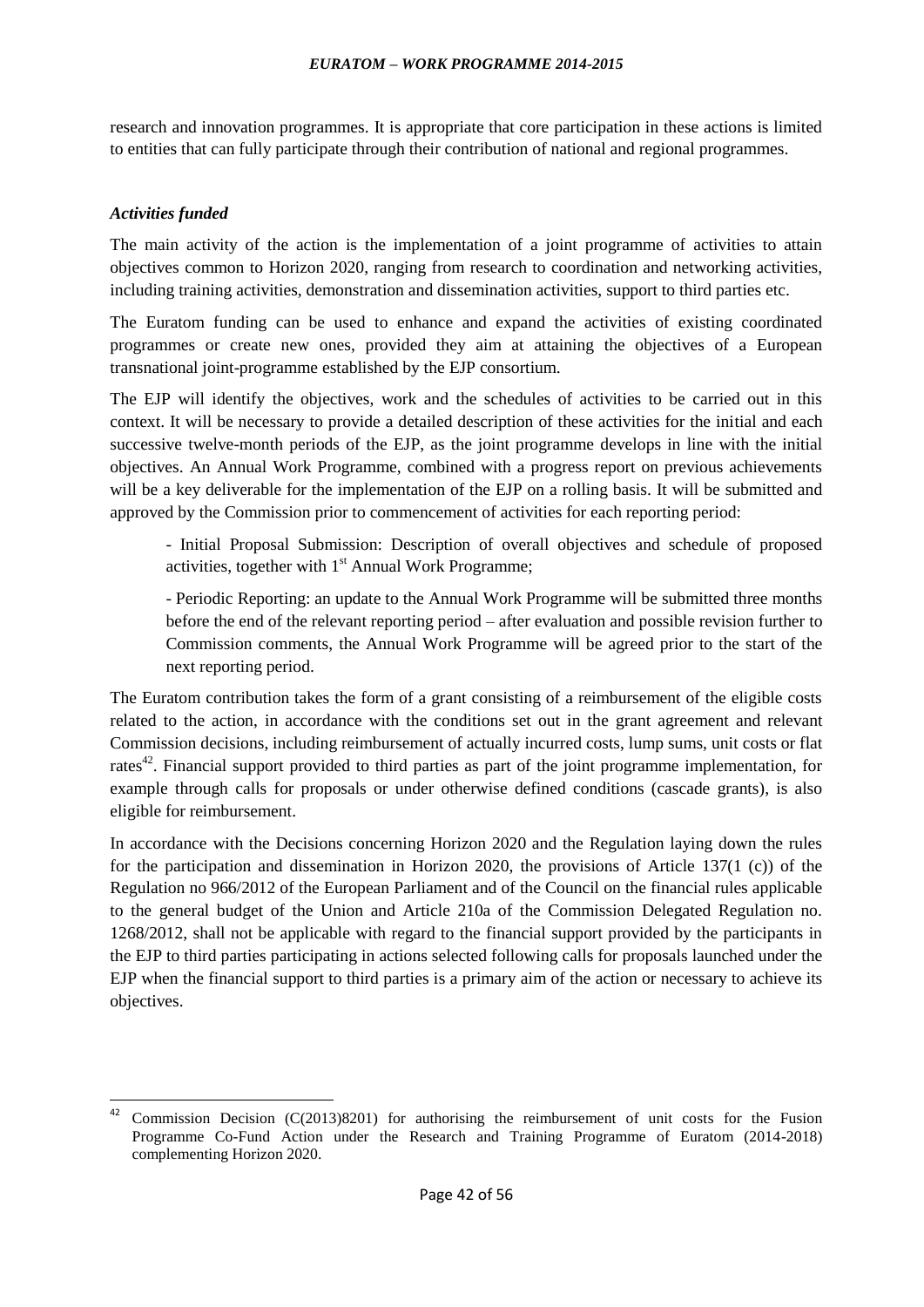research and innovation programmes. It is appropriate that core participation in these actions is limited to entities that can fully participate through their contribution of national and regional programmes.

***Activities funded***

The main activity of the action is the implementation of a joint programme of activities to attain objectives common to Horizon 2020, ranging from research to coordination and networking activities, including training activities, demonstration and dissemination activities, support to third parties etc.

The Euratom funding can be used to enhance and expand the activities of existing coordinated programmes or create new ones, provided they aim at attaining the objectives of a European transnational joint-programme established by the EJP consortium.

The EJP will identify the objectives, work and the schedules of activities to be carried out in this context. It will be necessary to provide a detailed description of these activities for the initial and each successive twelve-month periods of the EJP, as the joint programme develops in line with the initial objectives. An Annual Work Programme, combined with a progress report on previous achievements will be a key deliverable for the implementation of the EJP on a rolling basis. It will be submitted and approved by the Commission prior to commencement of activities for each reporting period:

- Initial Proposal Submission: Description of overall objectives and schedule of proposed activities, together with 1st Annual Work Programme;

- Periodic Reporting: an update to the Annual Work Programme will be submitted three months before the end of the relevant reporting period – after evaluation and possible revision further to Commission comments, the Annual Work Programme will be agreed prior to the start of the next reporting period.

The Euratom contribution takes the form of a grant consisting of a reimbursement of the eligible costs related to the action, in accordance with the conditions set out in the grant agreement and relevant Commission decisions, including reimbursement of actually incurred costs, lump sums, unit costs or flat rates[42]. Financial support provided to third parties as part of the joint programme implementation, for example through calls for proposals or under otherwise defined conditions (cascade grants), is also eligible for reimbursement.

In accordance with the Decisions concerning Horizon 2020 and the Regulation laying down the rules for the participation and dissemination in Horizon 2020, the provisions of Article 137(1 (c)) of the Regulation no 966/2012 of the European Parliament and of the Council on the financial rules applicable to the general budget of the Union and Article 210a of the Commission Delegated Regulation no. 1268/2012, shall not be applicable with regard to the financial support provided by the participants in the EJP to third parties participating in actions selected following calls for proposals launched under the EJP when the financial support to third parties is a primary aim of the action or necessary to achieve its objectives.

---

[42] Commission Decision (C(2013)8201) for authorising the reimbursement of unit costs for the Fusion Programme Co-Fund Action under the Research and Training Programme of Euratom (2014-2018) complementing Horizon 2020.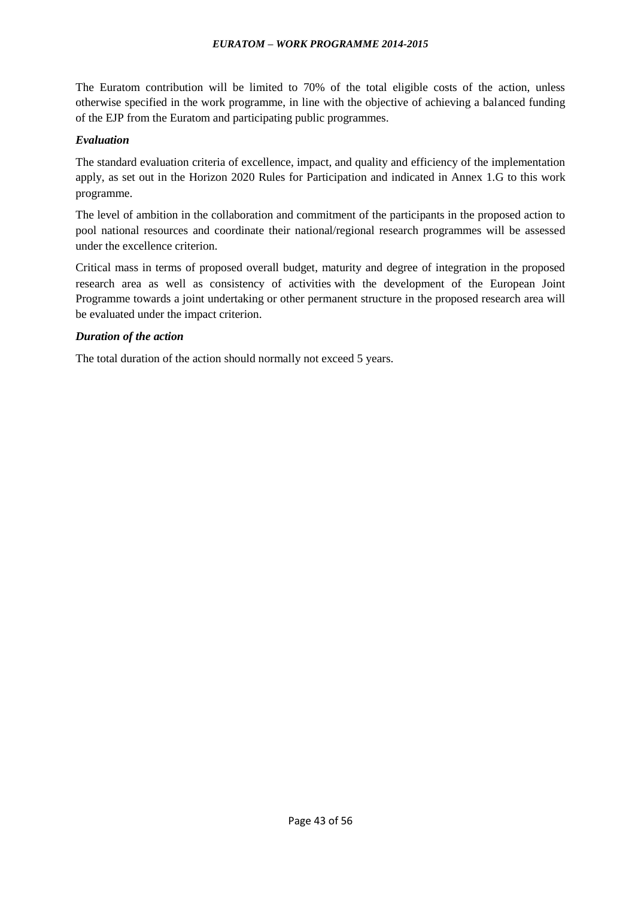The Euratom contribution will be limited to 70% of the total eligible costs of the action, unless otherwise specified in the work programme, in line with the objective of achieving a balanced funding of the EJP from the Euratom and participating public programmes.

***Evaluation***

The standard evaluation criteria of excellence, impact, and quality and efficiency of the implementation apply, as set out in the Horizon 2020 Rules for Participation and indicated in Annex 1.G to this work programme.

The level of ambition in the collaboration and commitment of the participants in the proposed action to pool national resources and coordinate their national/regional research programmes will be assessed under the excellence criterion.

Critical mass in terms of proposed overall budget, maturity and degree of integration in the proposed research area as well as consistency of activities with the development of the European Joint Programme towards a joint undertaking or other permanent structure in the proposed research area will be evaluated under the impact criterion.

***Duration of the action***

The total duration of the action should normally not exceed 5 years.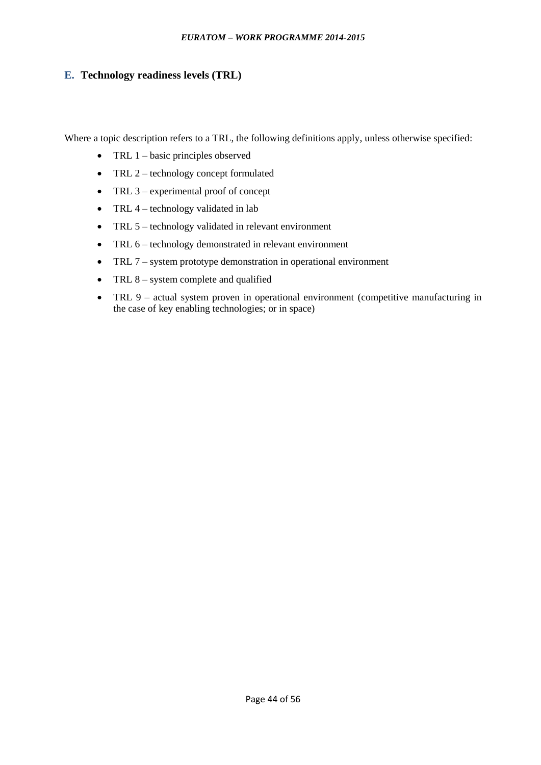## E. Technology readiness levels (TRL)

Where a topic description refers to a TRL, the following definitions apply, unless otherwise specified:

- TRL 1 – basic principles observed
- TRL 2 – technology concept formulated
- TRL 3 – experimental proof of concept
- TRL 4 – technology validated in lab
- TRL 5 – technology validated in relevant environment
- TRL 6 – technology demonstrated in relevant environment
- TRL 7 – system prototype demonstration in operational environment
- TRL 8 – system complete and qualified
- TRL 9 – actual system proven in operational environment (competitive manufacturing in the case of key enabling technologies; or in space)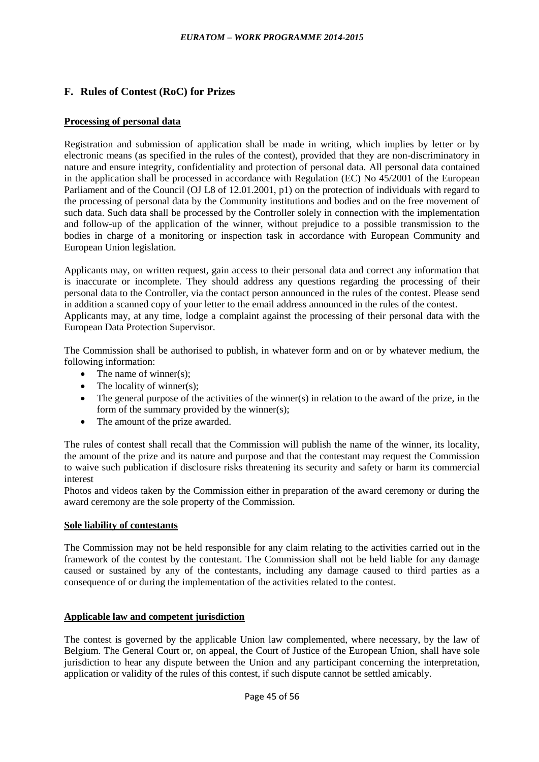## F. Rules of Contest (RoC) for Prizes

**Processing of personal data**

Registration and submission of application shall be made in writing, which implies by letter or by electronic means (as specified in the rules of the contest), provided that they are non-discriminatory in nature and ensure integrity, confidentiality and protection of personal data. All personal data contained in the application shall be processed in accordance with Regulation (EC) No 45/2001 of the European Parliament and of the Council (OJ L8 of 12.01.2001, p1) on the protection of individuals with regard to the processing of personal data by the Community institutions and bodies and on the free movement of such data. Such data shall be processed by the Controller solely in connection with the implementation and follow-up of the application of the winner, without prejudice to a possible transmission to the bodies in charge of a monitoring or inspection task in accordance with European Community and European Union legislation.

Applicants may, on written request, gain access to their personal data and correct any information that is inaccurate or incomplete. They should address any questions regarding the processing of their personal data to the Controller, via the contact person announced in the rules of the contest. Please send in addition a scanned copy of your letter to the email address announced in the rules of the contest. Applicants may, at any time, lodge a complaint against the processing of their personal data with the European Data Protection Supervisor.

The Commission shall be authorised to publish, in whatever form and on or by whatever medium, the following information:

- The name of winner(s);
- The locality of winner(s);
- The general purpose of the activities of the winner(s) in relation to the award of the prize, in the form of the summary provided by the winner(s);
- The amount of the prize awarded.

The rules of contest shall recall that the Commission will publish the name of the winner, its locality, the amount of the prize and its nature and purpose and that the contestant may request the Commission to waive such publication if disclosure risks threatening its security and safety or harm its commercial interest

Photos and videos taken by the Commission either in preparation of the award ceremony or during the award ceremony are the sole property of the Commission.

**Sole liability of contestants**

The Commission may not be held responsible for any claim relating to the activities carried out in the framework of the contest by the contestant. The Commission shall not be held liable for any damage caused or sustained by any of the contestants, including any damage caused to third parties as a consequence of or during the implementation of the activities related to the contest.

**Applicable law and competent jurisdiction**

The contest is governed by the applicable Union law complemented, where necessary, by the law of Belgium. The General Court or, on appeal, the Court of Justice of the European Union, shall have sole jurisdiction to hear any dispute between the Union and any participant concerning the interpretation, application or validity of the rules of this contest, if such dispute cannot be settled amicably.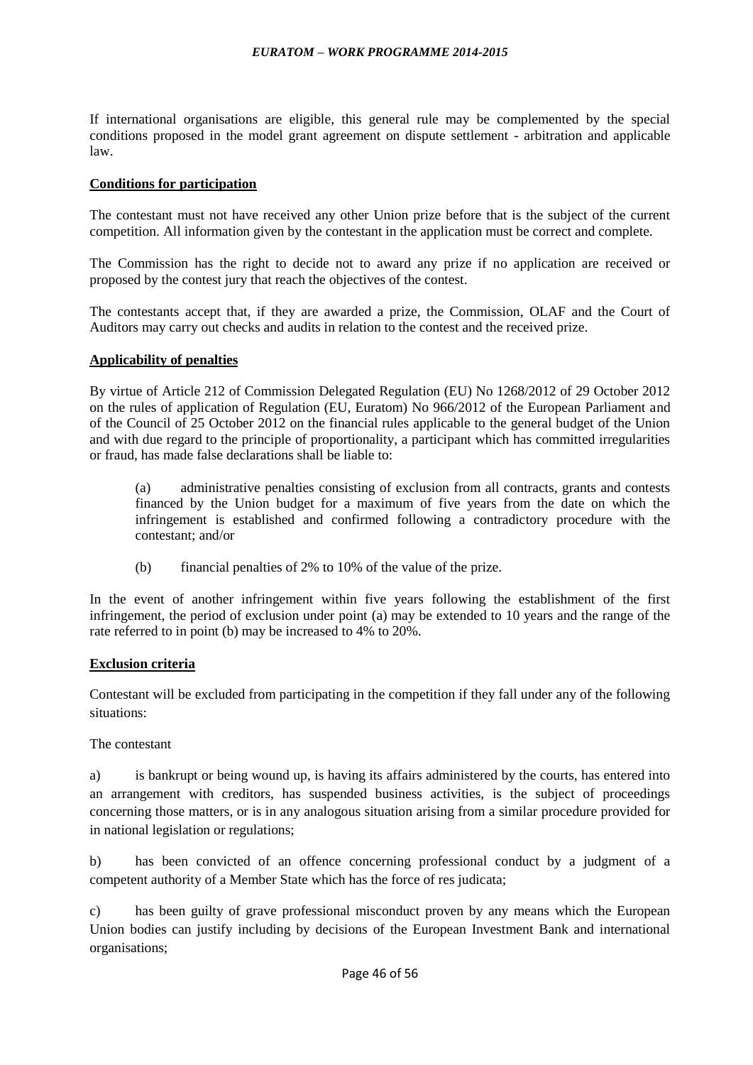If international organisations are eligible, this general rule may be complemented by the special conditions proposed in the model grant agreement on dispute settlement - arbitration and applicable law.

**Conditions for participation**

The contestant must not have received any other Union prize before that is the subject of the current competition. All information given by the contestant in the application must be correct and complete.

The Commission has the right to decide not to award any prize if no application are received or proposed by the contest jury that reach the objectives of the contest.

The contestants accept that, if they are awarded a prize, the Commission, OLAF and the Court of Auditors may carry out checks and audits in relation to the contest and the received prize.

**Applicability of penalties**

By virtue of Article 212 of Commission Delegated Regulation (EU) No 1268/2012 of 29 October 2012 on the rules of application of Regulation (EU, Euratom) No 966/2012 of the European Parliament and of the Council of 25 October 2012 on the financial rules applicable to the general budget of the Union and with due regard to the principle of proportionality, a participant which has committed irregularities or fraud, has made false declarations shall be liable to:

(a) administrative penalties consisting of exclusion from all contracts, grants and contests financed by the Union budget for a maximum of five years from the date on which the infringement is established and confirmed following a contradictory procedure with the contestant; and/or

(b) financial penalties of 2% to 10% of the value of the prize.

In the event of another infringement within five years following the establishment of the first infringement, the period of exclusion under point (a) may be extended to 10 years and the range of the rate referred to in point (b) may be increased to 4% to 20%.

**Exclusion criteria**

Contestant will be excluded from participating in the competition if they fall under any of the following situations:

The contestant

a) is bankrupt or being wound up, is having its affairs administered by the courts, has entered into an arrangement with creditors, has suspended business activities, is the subject of proceedings concerning those matters, or is in any analogous situation arising from a similar procedure provided for in national legislation or regulations;

b) has been convicted of an offence concerning professional conduct by a judgment of a competent authority of a Member State which has the force of res judicata;

c) has been guilty of grave professional misconduct proven by any means which the European Union bodies can justify including by decisions of the European Investment Bank and international organisations;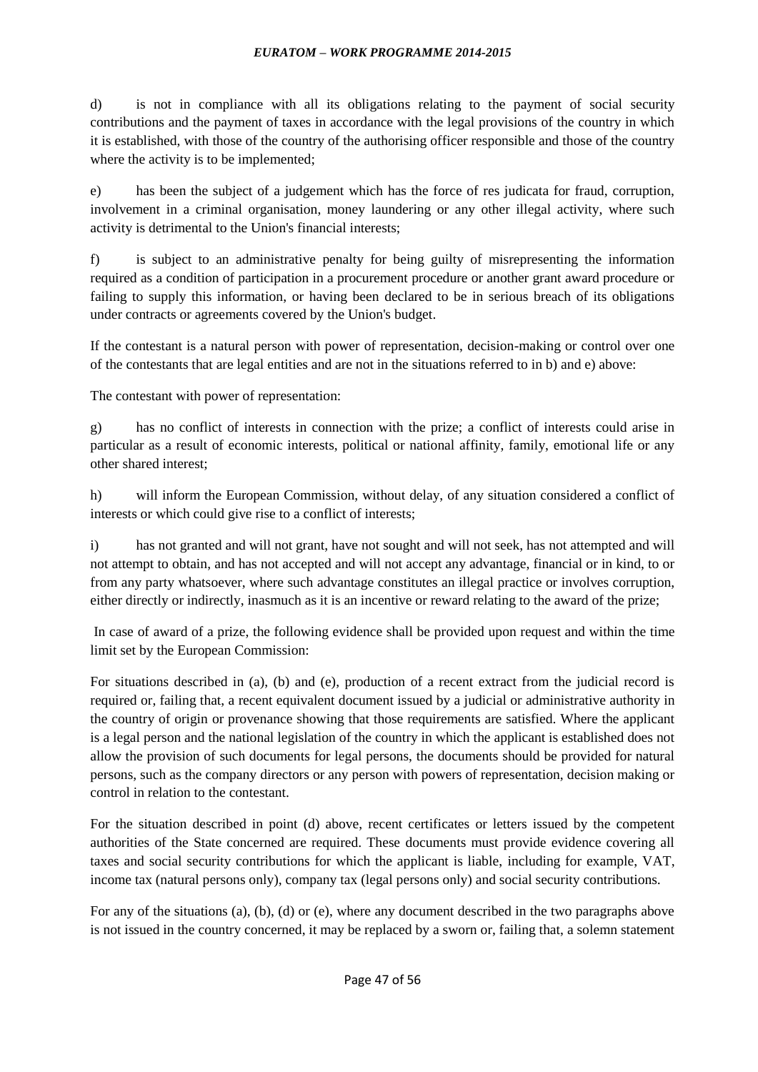d) is not in compliance with all its obligations relating to the payment of social security contributions and the payment of taxes in accordance with the legal provisions of the country in which it is established, with those of the country of the authorising officer responsible and those of the country where the activity is to be implemented;

e) has been the subject of a judgement which has the force of res judicata for fraud, corruption, involvement in a criminal organisation, money laundering or any other illegal activity, where such activity is detrimental to the Union's financial interests;

f) is subject to an administrative penalty for being guilty of misrepresenting the information required as a condition of participation in a procurement procedure or another grant award procedure or failing to supply this information, or having been declared to be in serious breach of its obligations under contracts or agreements covered by the Union's budget.

If the contestant is a natural person with power of representation, decision-making or control over one of the contestants that are legal entities and are not in the situations referred to in b) and e) above:

The contestant with power of representation:

g) has no conflict of interests in connection with the prize; a conflict of interests could arise in particular as a result of economic interests, political or national affinity, family, emotional life or any other shared interest;

h) will inform the European Commission, without delay, of any situation considered a conflict of interests or which could give rise to a conflict of interests;

i) has not granted and will not grant, have not sought and will not seek, has not attempted and will not attempt to obtain, and has not accepted and will not accept any advantage, financial or in kind, to or from any party whatsoever, where such advantage constitutes an illegal practice or involves corruption, either directly or indirectly, inasmuch as it is an incentive or reward relating to the award of the prize;

In case of award of a prize, the following evidence shall be provided upon request and within the time limit set by the European Commission:

For situations described in (a), (b) and (e), production of a recent extract from the judicial record is required or, failing that, a recent equivalent document issued by a judicial or administrative authority in the country of origin or provenance showing that those requirements are satisfied. Where the applicant is a legal person and the national legislation of the country in which the applicant is established does not allow the provision of such documents for legal persons, the documents should be provided for natural persons, such as the company directors or any person with powers of representation, decision making or control in relation to the contestant.

For the situation described in point (d) above, recent certificates or letters issued by the competent authorities of the State concerned are required. These documents must provide evidence covering all taxes and social security contributions for which the applicant is liable, including for example, VAT, income tax (natural persons only), company tax (legal persons only) and social security contributions.

For any of the situations (a), (b), (d) or (e), where any document described in the two paragraphs above is not issued in the country concerned, it may be replaced by a sworn or, failing that, a solemn statement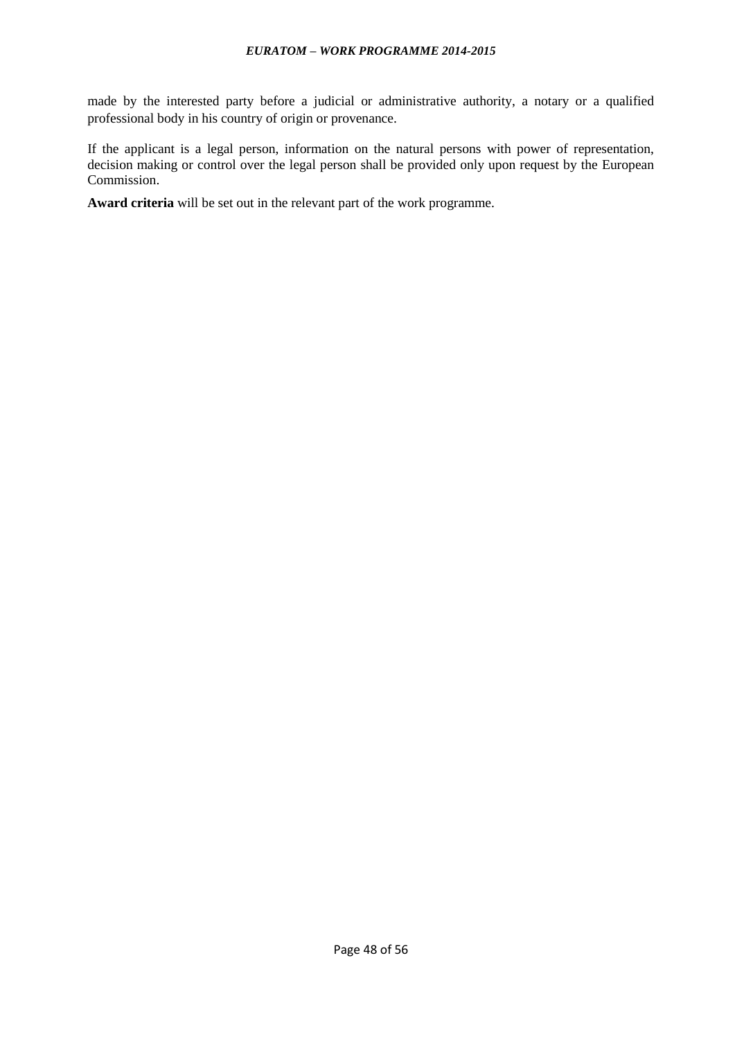made by the interested party before a judicial or administrative authority, a notary or a qualified professional body in his country of origin or provenance.

If the applicant is a legal person, information on the natural persons with power of representation, decision making or control over the legal person shall be provided only upon request by the European Commission.

**Award criteria** will be set out in the relevant part of the work programme.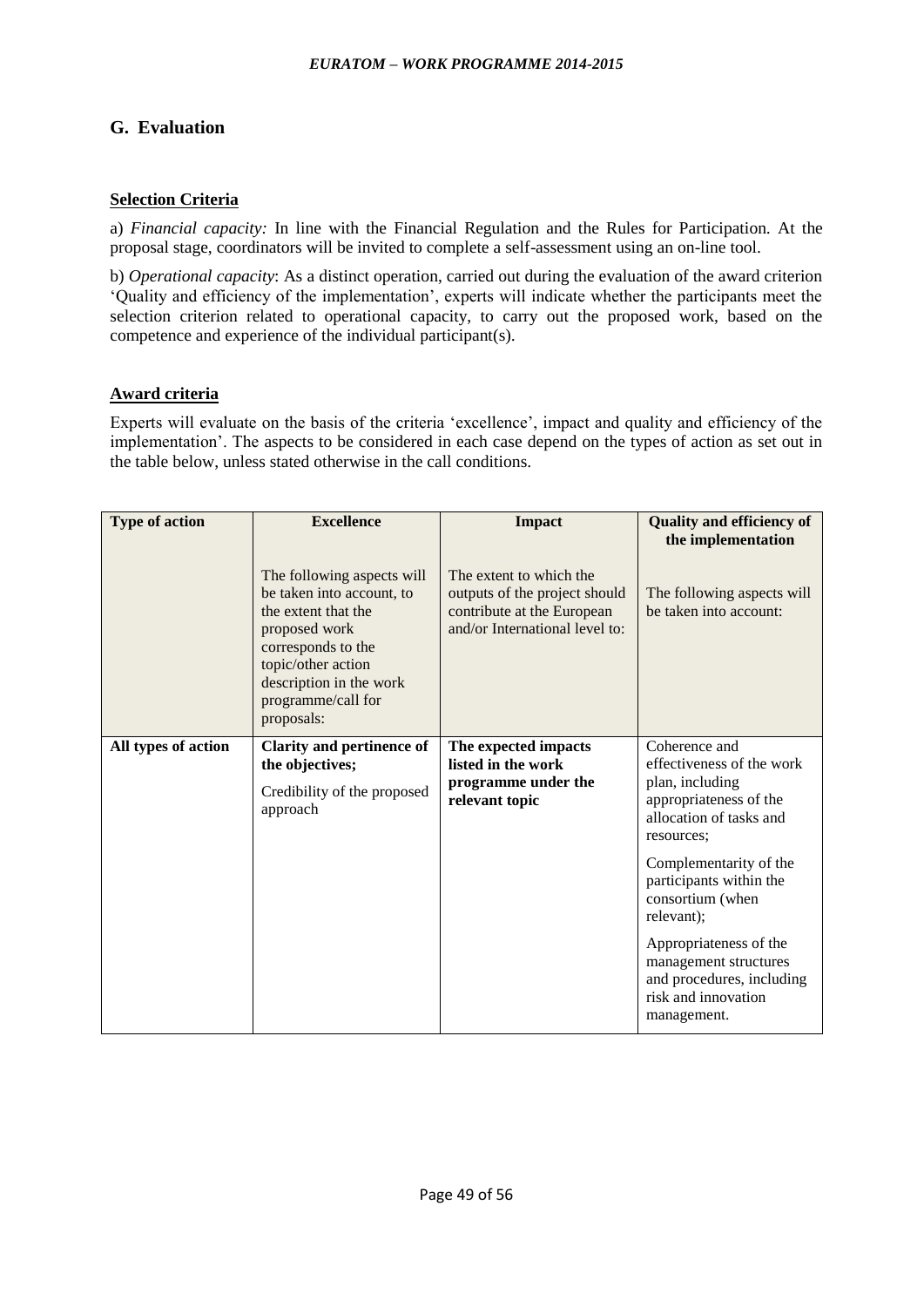## G. Evaluation

**Selection Criteria**

a) *Financial capacity:* In line with the Financial Regulation and the Rules for Participation. At the proposal stage, coordinators will be invited to complete a self-assessment using an on-line tool.

b) *Operational capacity*: As a distinct operation, carried out during the evaluation of the award criterion 'Quality and efficiency of the implementation', experts will indicate whether the participants meet the selection criterion related to operational capacity, to carry out the proposed work, based on the competence and experience of the individual participant(s).

**Award criteria**

Experts will evaluate on the basis of the criteria 'excellence', impact and quality and efficiency of the implementation'. The aspects to be considered in each case depend on the types of action as set out in the table below, unless stated otherwise in the call conditions.

| **Type of action** | **Excellence**<br><br>The following aspects will be taken into account, to the extent that the proposed work corresponds to the topic/other action description in the work programme/call for proposals: | **Impact**<br><br>The extent to which the outputs of the project should contribute at the European and/or International level to: | **Quality and efficiency of the implementation**<br><br>The following aspects will be taken into account: |
|---|---|---|---|
| **All types of action** | **Clarity and pertinence of the objectives;**<br><br>Credibility of the proposed approach | **The expected impacts listed in the work programme under the relevant topic** | Coherence and effectiveness of the work plan, including appropriateness of the allocation of tasks and resources;<br><br>Complementarity of the participants within the consortium (when relevant);<br><br>Appropriateness of the management structures and procedures, including risk and innovation management. |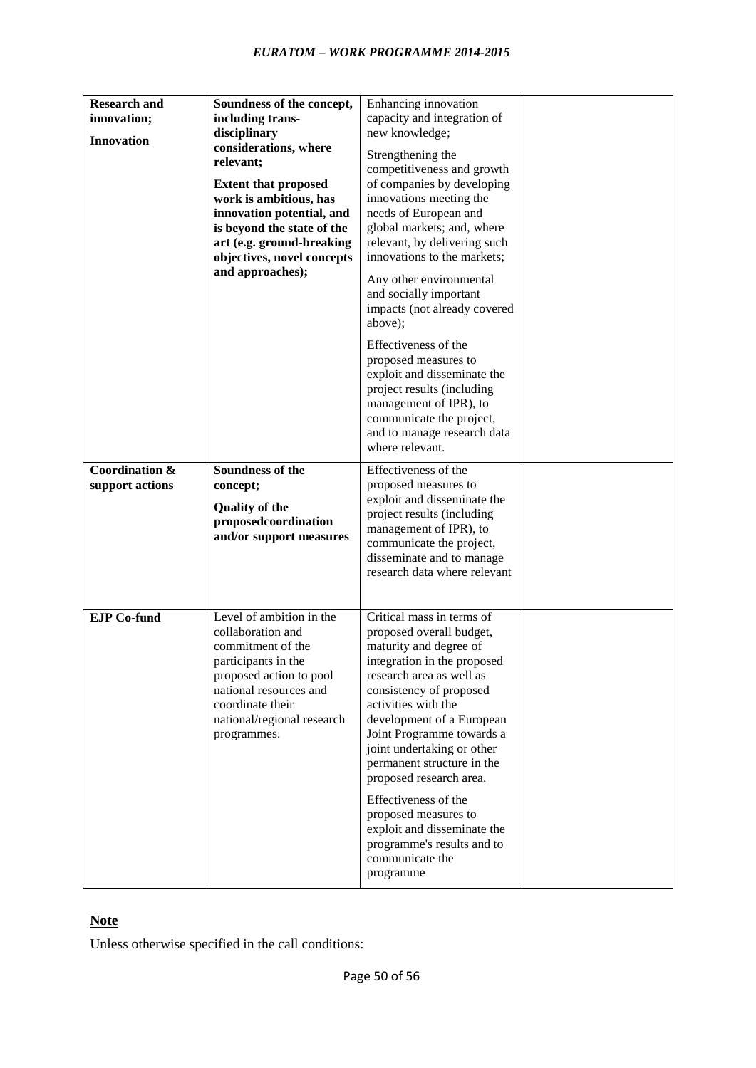| | | | |
|---|---|---|---|
| **Research and innovation;**<br><br>**Innovation** | **Soundness of the concept, including trans-disciplinary considerations, where relevant;**<br><br>**Extent that proposed work is ambitious, has innovation potential, and is beyond the state of the art (e.g. ground-breaking objectives, novel concepts and approaches);** | Enhancing innovation capacity and integration of new knowledge;<br><br>Strengthening the competitiveness and growth of companies by developing innovations meeting the needs of European and global markets; and, where relevant, by delivering such innovations to the markets;<br><br>Any other environmental and socially important impacts (not already covered above);<br><br>Effectiveness of the proposed measures to exploit and disseminate the project results (including management of IPR), to communicate the project, and to manage research data where relevant. | |
| **Coordination & support actions** | **Soundness of the concept;**<br><br>**Quality of the proposedcoordination and/or support measures** | Effectiveness of the proposed measures to exploit and disseminate the project results (including management of IPR), to communicate the project, disseminate and to manage research data where relevant | |
| **EJP Co-fund** | Level of ambition in the collaboration and commitment of the participants in the proposed action to pool national resources and coordinate their national/regional research programmes. | Critical mass in terms of proposed overall budget, maturity and degree of integration in the proposed research area as well as consistency of proposed activities with the development of a European Joint Programme towards a joint undertaking or other permanent structure in the proposed research area.<br><br>Effectiveness of the proposed measures to exploit and disseminate the programme's results and to communicate the programme | |

**Note**

Unless otherwise specified in the call conditions: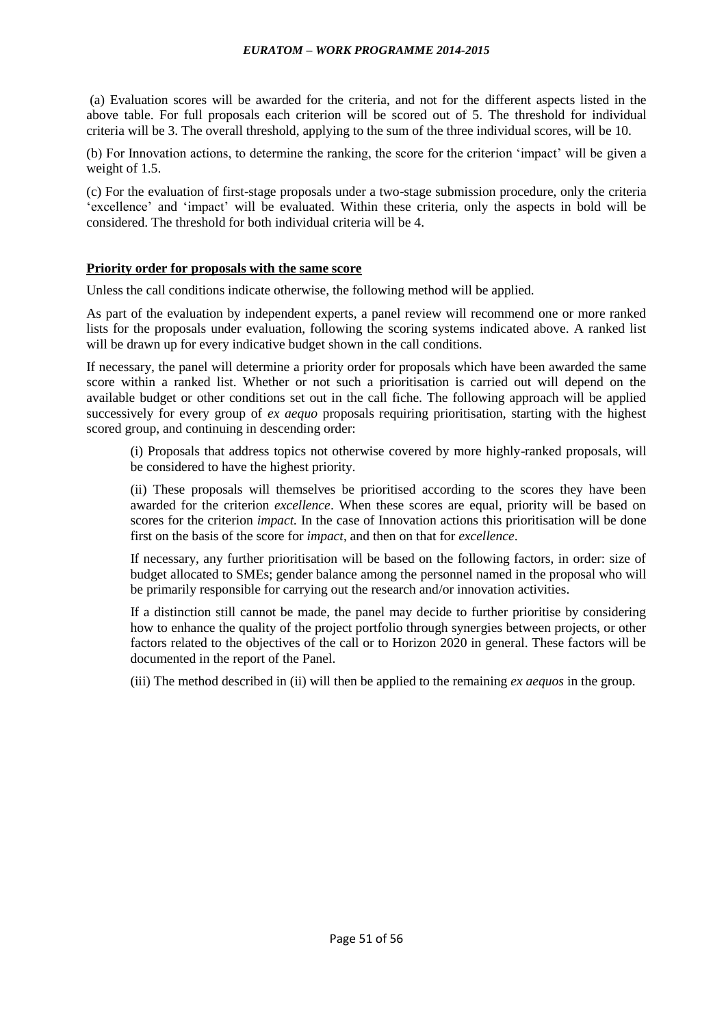(a) Evaluation scores will be awarded for the criteria, and not for the different aspects listed in the above table. For full proposals each criterion will be scored out of 5. The threshold for individual criteria will be 3. The overall threshold, applying to the sum of the three individual scores, will be 10.

(b) For Innovation actions, to determine the ranking, the score for the criterion 'impact' will be given a weight of 1.5.

(c) For the evaluation of first-stage proposals under a two-stage submission procedure, only the criteria 'excellence' and 'impact' will be evaluated. Within these criteria, only the aspects in bold will be considered. The threshold for both individual criteria will be 4.

**Priority order for proposals with the same score**

Unless the call conditions indicate otherwise, the following method will be applied.

As part of the evaluation by independent experts, a panel review will recommend one or more ranked lists for the proposals under evaluation, following the scoring systems indicated above. A ranked list will be drawn up for every indicative budget shown in the call conditions.

If necessary, the panel will determine a priority order for proposals which have been awarded the same score within a ranked list. Whether or not such a prioritisation is carried out will depend on the available budget or other conditions set out in the call fiche. The following approach will be applied successively for every group of *ex aequo* proposals requiring prioritisation, starting with the highest scored group, and continuing in descending order:

(i) Proposals that address topics not otherwise covered by more highly-ranked proposals, will be considered to have the highest priority.

(ii) These proposals will themselves be prioritised according to the scores they have been awarded for the criterion *excellence*. When these scores are equal, priority will be based on scores for the criterion *impact.* In the case of Innovation actions this prioritisation will be done first on the basis of the score for *impact*, and then on that for *excellence*.

If necessary, any further prioritisation will be based on the following factors, in order: size of budget allocated to SMEs; gender balance among the personnel named in the proposal who will be primarily responsible for carrying out the research and/or innovation activities.

If a distinction still cannot be made, the panel may decide to further prioritise by considering how to enhance the quality of the project portfolio through synergies between projects, or other factors related to the objectives of the call or to Horizon 2020 in general. These factors will be documented in the report of the Panel.

(iii) The method described in (ii) will then be applied to the remaining *ex aequos* in the group.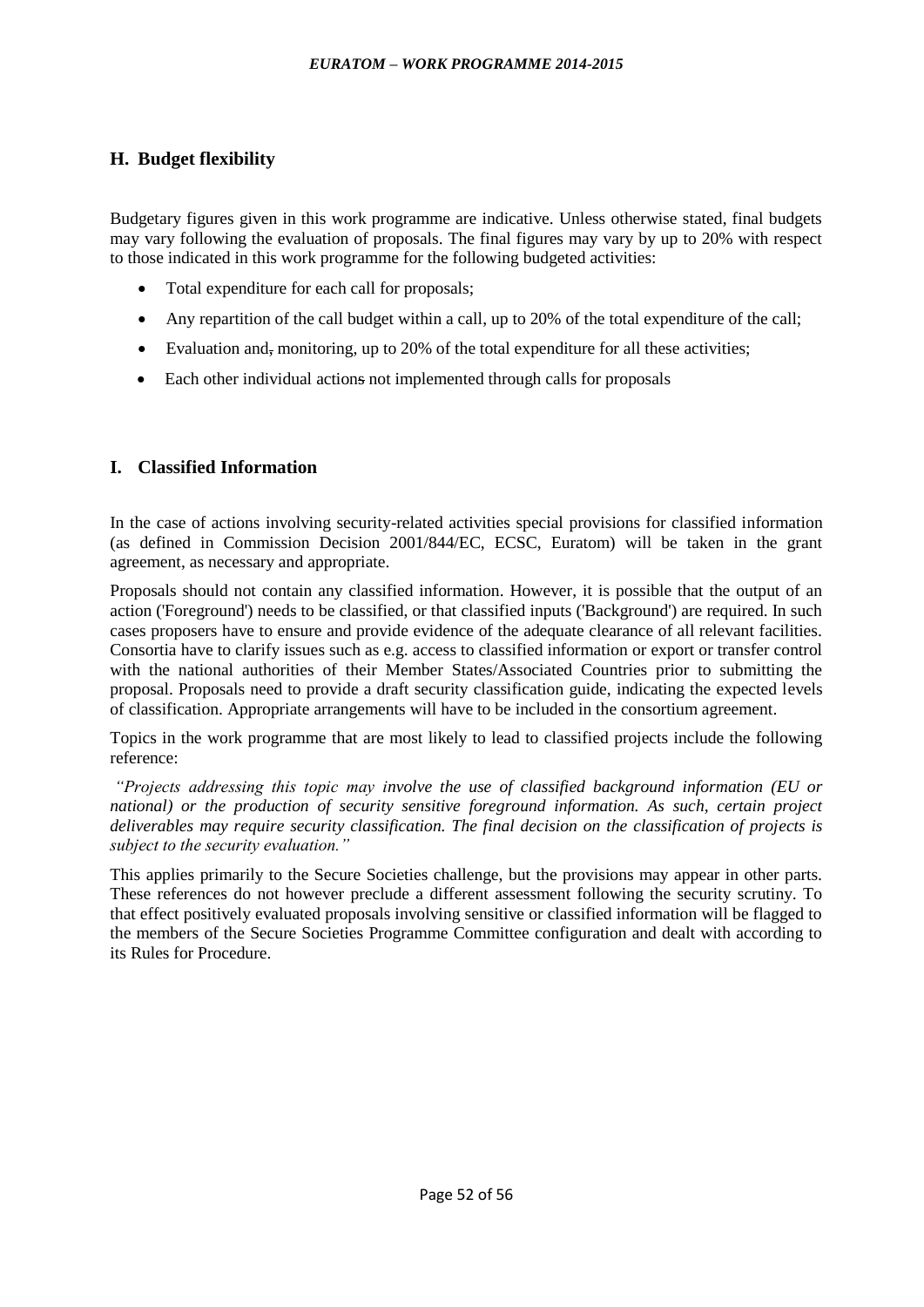## H. Budget flexibility

Budgetary figures given in this work programme are indicative. Unless otherwise stated, final budgets may vary following the evaluation of proposals. The final figures may vary by up to 20% with respect to those indicated in this work programme for the following budgeted activities:

- Total expenditure for each call for proposals;
- Any repartition of the call budget within a call, up to 20% of the total expenditure of the call;
- Evaluation and, monitoring, up to 20% of the total expenditure for all these activities;
- Each other individual actions not implemented through calls for proposals

## I. Classified Information

In the case of actions involving security-related activities special provisions for classified information (as defined in Commission Decision 2001/844/EC, ECSC, Euratom) will be taken in the grant agreement, as necessary and appropriate.

Proposals should not contain any classified information. However, it is possible that the output of an action ('Foreground') needs to be classified, or that classified inputs ('Background') are required. In such cases proposers have to ensure and provide evidence of the adequate clearance of all relevant facilities. Consortia have to clarify issues such as e.g. access to classified information or export or transfer control with the national authorities of their Member States/Associated Countries prior to submitting the proposal. Proposals need to provide a draft security classification guide, indicating the expected levels of classification. Appropriate arrangements will have to be included in the consortium agreement.

Topics in the work programme that are most likely to lead to classified projects include the following reference:

*"Projects addressing this topic may involve the use of classified background information (EU or national) or the production of security sensitive foreground information. As such, certain project deliverables may require security classification. The final decision on the classification of projects is subject to the security evaluation."*

This applies primarily to the Secure Societies challenge, but the provisions may appear in other parts. These references do not however preclude a different assessment following the security scrutiny. To that effect positively evaluated proposals involving sensitive or classified information will be flagged to the members of the Secure Societies Programme Committee configuration and dealt with according to its Rules for Procedure.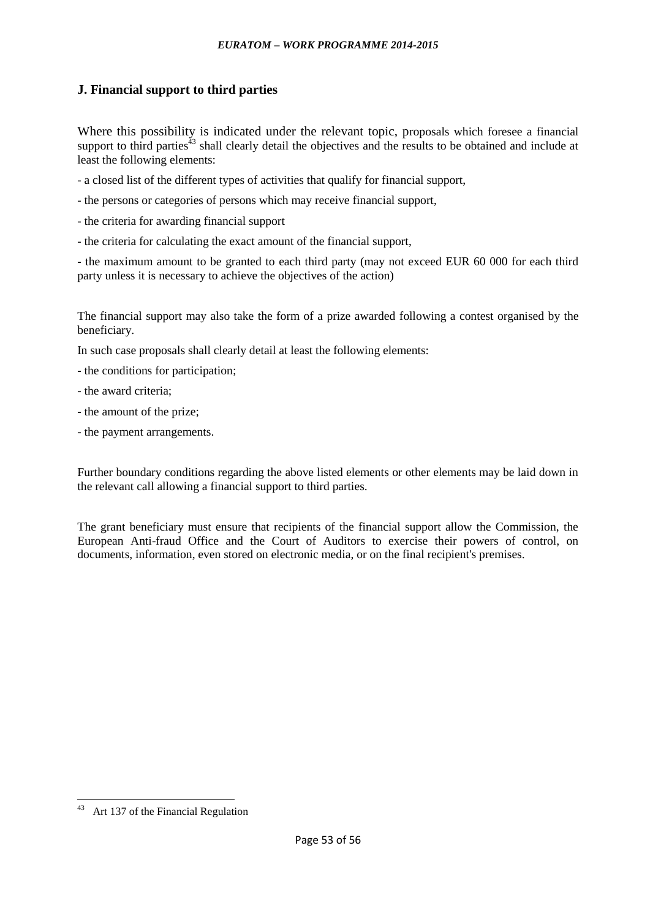## J. Financial support to third parties

Where this possibility is indicated under the relevant topic, proposals which foresee a financial support to third parties[43] shall clearly detail the objectives and the results to be obtained and include at least the following elements:

- a closed list of the different types of activities that qualify for financial support,

- the persons or categories of persons which may receive financial support,

- the criteria for awarding financial support

- the criteria for calculating the exact amount of the financial support,

- the maximum amount to be granted to each third party (may not exceed EUR 60 000 for each third party unless it is necessary to achieve the objectives of the action)

The financial support may also take the form of a prize awarded following a contest organised by the beneficiary.

In such case proposals shall clearly detail at least the following elements:

- the conditions for participation;

- the award criteria;

- the amount of the prize;

- the payment arrangements.

Further boundary conditions regarding the above listed elements or other elements may be laid down in the relevant call allowing a financial support to third parties.

The grant beneficiary must ensure that recipients of the financial support allow the Commission, the European Anti-fraud Office and the Court of Auditors to exercise their powers of control, on documents, information, even stored on electronic media, or on the final recipient's premises.

[43] Art 137 of the Financial Regulation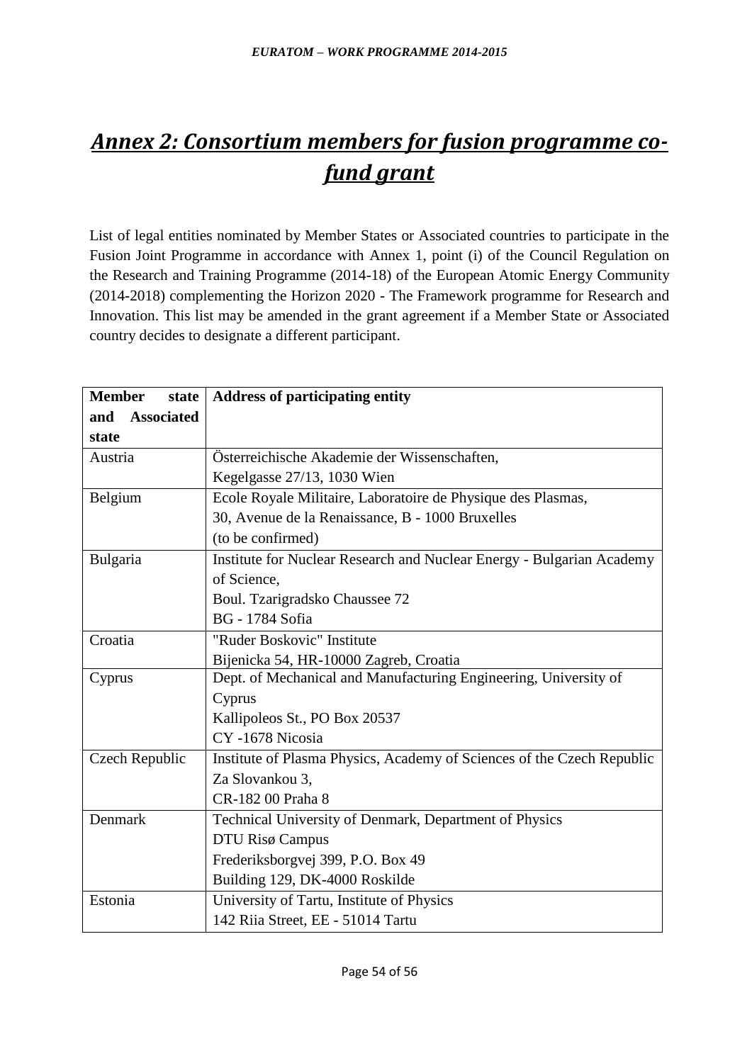# ***Annex 2: Consortium members for fusion programme co-fund grant***

List of legal entities nominated by Member States or Associated countries to participate in the Fusion Joint Programme in accordance with Annex 1, point (i) of the Council Regulation on the Research and Training Programme (2014-18) of the European Atomic Energy Community (2014-2018) complementing the Horizon 2020 - The Framework programme for Research and Innovation. This list may be amended in the grant agreement if a Member State or Associated country decides to designate a different participant.

| Member state and Associated state | Address of participating entity |
|---|---|
| Austria | Österreichische Akademie der Wissenschaften,<br>Kegelgasse 27/13, 1030 Wien |
| Belgium | Ecole Royale Militaire, Laboratoire de Physique des Plasmas,<br>30, Avenue de la Renaissance, B - 1000 Bruxelles<br>(to be confirmed) |
| Bulgaria | Institute for Nuclear Research and Nuclear Energy - Bulgarian Academy of Science,<br>Boul. Tzarigradsko Chaussee 72<br>BG - 1784 Sofia |
| Croatia | "Ruder Boskovic" Institute<br>Bijenicka 54, HR-10000 Zagreb, Croatia |
| Cyprus | Dept. of Mechanical and Manufacturing Engineering, University of Cyprus<br>Kallipoleos St., PO Box 20537<br>CY -1678 Nicosia |
| Czech Republic | Institute of Plasma Physics, Academy of Sciences of the Czech Republic<br>Za Slovankou 3,<br>CR-182 00 Praha 8 |
| Denmark | Technical University of Denmark, Department of Physics<br>DTU Risø Campus<br>Frederiksborgvej 399, P.O. Box 49<br>Building 129, DK-4000 Roskilde |
| Estonia | University of Tartu, Institute of Physics<br>142 Riia Street, EE - 51014 Tartu |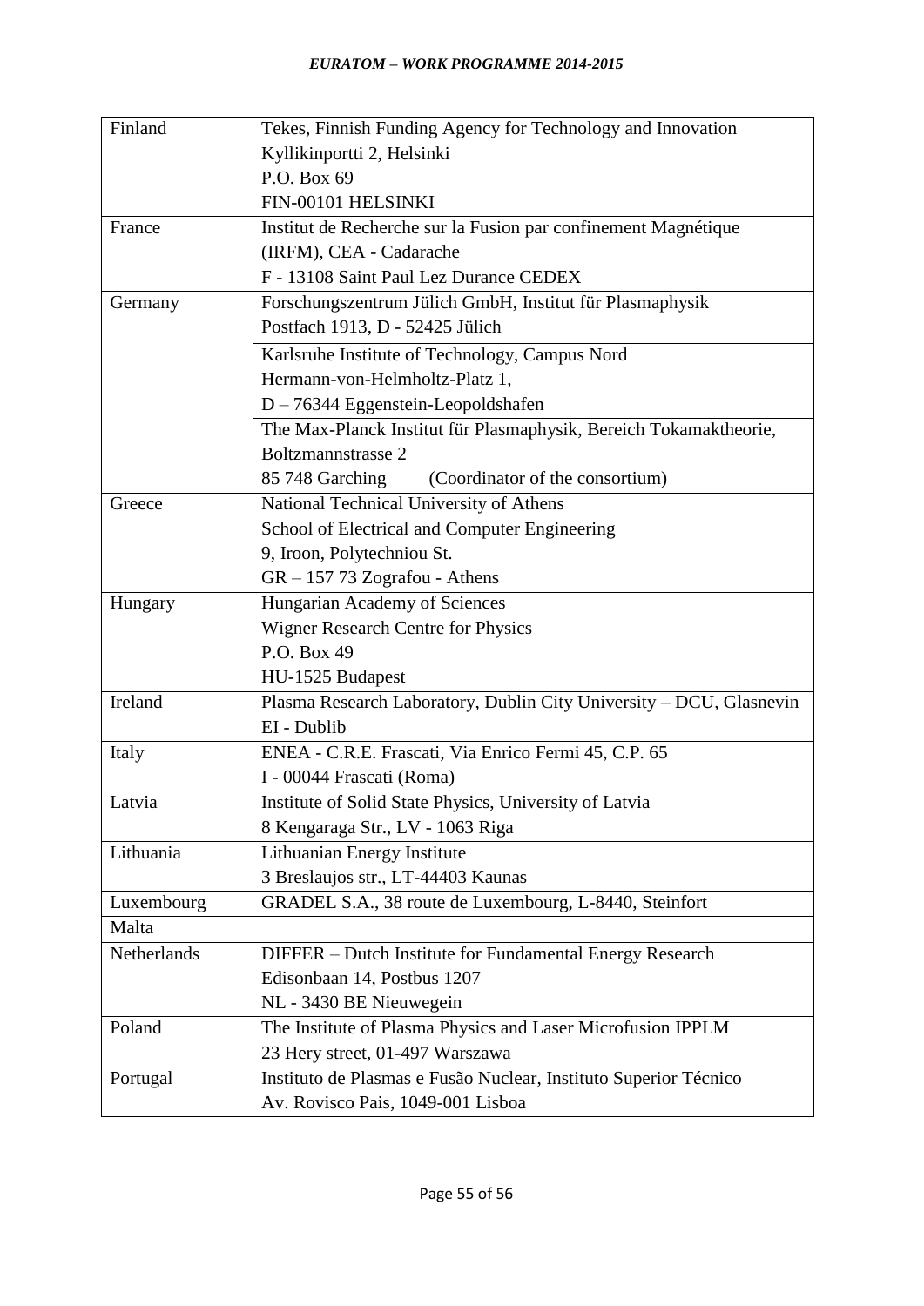| Finland | Tekes, Finnish Funding Agency for Technology and Innovation<br>Kyllikinportti 2, Helsinki<br>P.O. Box 69<br>FIN-00101 HELSINKI |
|---|---|
| France | Institut de Recherche sur la Fusion par confinement Magnétique<br>(IRFM), CEA - Cadarache<br>F - 13108 Saint Paul Lez Durance CEDEX |
| Germany | Forschungszentrum Jülich GmbH, Institut für Plasmaphysik<br>Postfach 1913, D - 52425 Jülich |
| | Karlsruhe Institute of Technology, Campus Nord<br>Hermann-von-Helmholtz-Platz 1,<br>D – 76344 Eggenstein-Leopoldshafen |
| | The Max-Planck Institut für Plasmaphysik, Bereich Tokamaktheorie,<br>Boltzmannstrasse 2<br>85 748 Garching (Coordinator of the consortium) |
| Greece | National Technical University of Athens<br>School of Electrical and Computer Engineering<br>9, Iroon, Polytechniou St.<br>GR – 157 73 Zografou - Athens |
| Hungary | Hungarian Academy of Sciences<br>Wigner Research Centre for Physics<br>P.O. Box 49<br>HU-1525 Budapest |
| Ireland | Plasma Research Laboratory, Dublin City University – DCU, Glasnevin<br>EI - Dublib |
| Italy | ENEA - C.R.E. Frascati, Via Enrico Fermi 45, C.P. 65<br>I - 00044 Frascati (Roma) |
| Latvia | Institute of Solid State Physics, University of Latvia<br>8 Kengaraga Str., LV - 1063 Riga |
| Lithuania | Lithuanian Energy Institute<br>3 Breslaujos str., LT-44403 Kaunas |
| Luxembourg | GRADEL S.A., 38 route de Luxembourg, L-8440, Steinfort |
| Malta | |
| Netherlands | DIFFER – Dutch Institute for Fundamental Energy Research<br>Edisonbaan 14, Postbus 1207<br>NL - 3430 BE Nieuwegein |
| Poland | The Institute of Plasma Physics and Laser Microfusion IPPLM<br>23 Hery street, 01-497 Warszawa |
| Portugal | Instituto de Plasmas e Fusão Nuclear, Instituto Superior Técnico<br>Av. Rovisco Pais, 1049-001 Lisboa |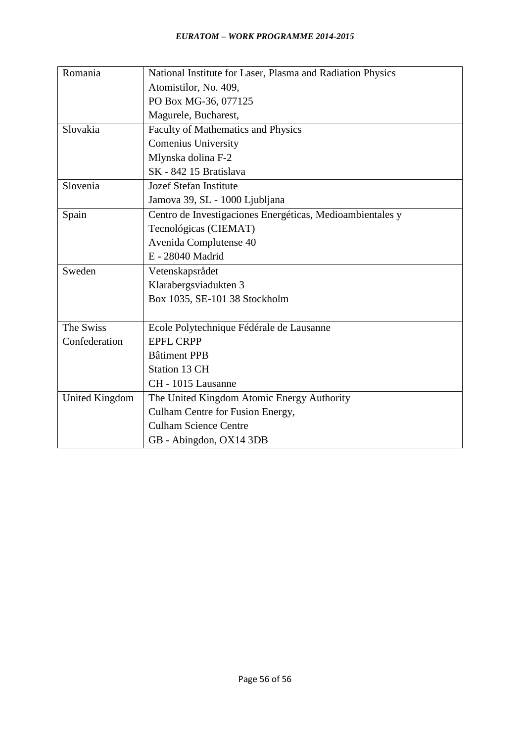| | |
|---|---|
| Romania | National Institute for Laser, Plasma and Radiation Physics<br>Atomistilor, No. 409,<br>PO Box MG-36, 077125<br>Magurele, Bucharest, |
| Slovakia | Faculty of Mathematics and Physics<br>Comenius University<br>Mlynska dolina F-2<br>SK - 842 15 Bratislava |
| Slovenia | Jozef Stefan Institute<br>Jamova 39, SL - 1000 Ljubljana |
| Spain | Centro de Investigaciones Energéticas, Medioambientales y Tecnológicas (CIEMAT)<br>Avenida Complutense 40<br>E - 28040 Madrid |
| Sweden | Vetenskapsrådet<br>Klarabergsviadukten 3<br>Box 1035, SE-101 38 Stockholm |
| The Swiss Confederation | Ecole Polytechnique Fédérale de Lausanne<br>EPFL CRPP<br>Bâtiment PPB<br>Station 13 CH<br>CH - 1015 Lausanne |
| United Kingdom | The United Kingdom Atomic Energy Authority<br>Culham Centre for Fusion Energy,<br>Culham Science Centre<br>GB - Abingdon, OX14 3DB |